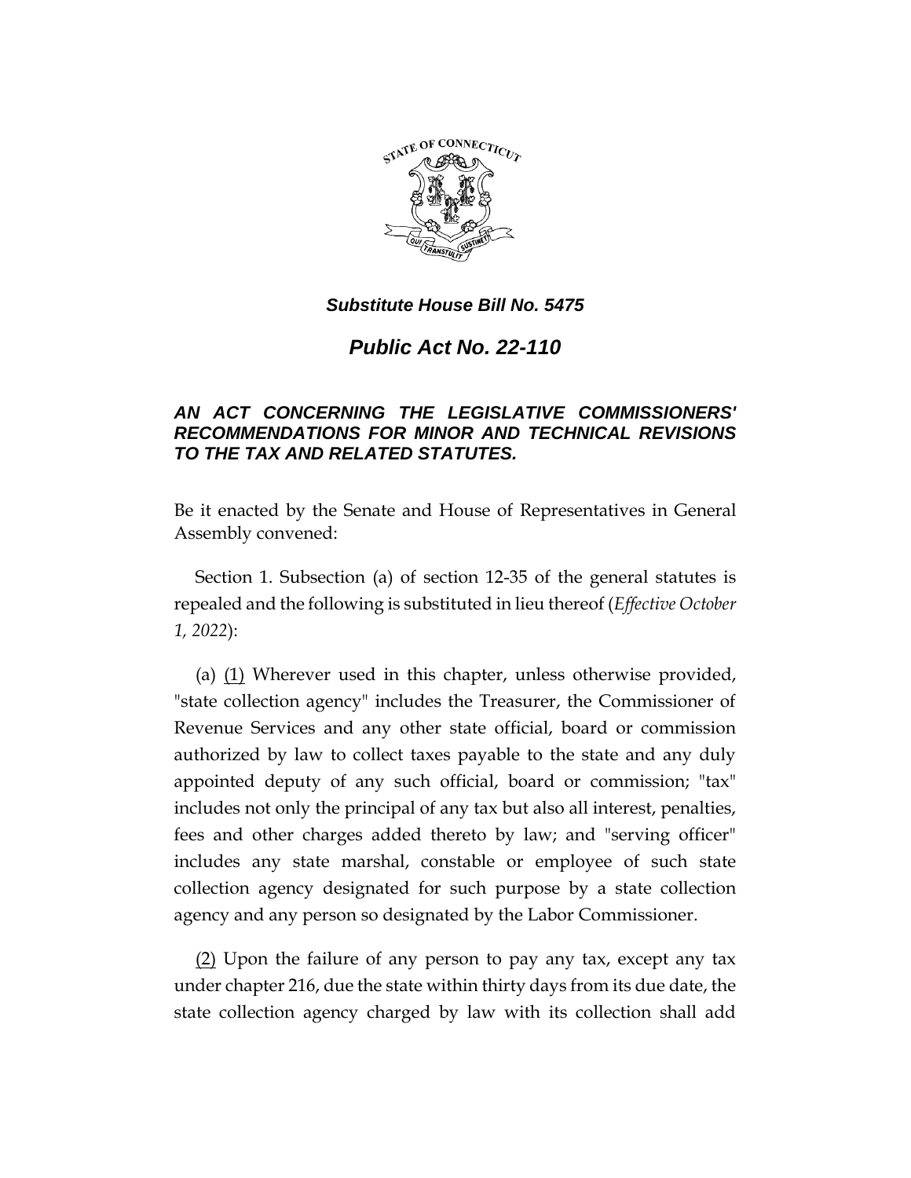***Substitute House Bill No. 5475***

# ***Public Act No. 22-110***

## ***AN ACT CONCERNING THE LEGISLATIVE COMMISSIONERS' RECOMMENDATIONS FOR MINOR AND TECHNICAL REVISIONS TO THE TAX AND RELATED STATUTES.***

Be it enacted by the Senate and House of Representatives in General Assembly convened:

Section 1. Subsection (a) of section 12-35 of the general statutes is repealed and the following is substituted in lieu thereof (*Effective October 1, 2022*):

(a) (1) Wherever used in this chapter, unless otherwise provided, "state collection agency" includes the Treasurer, the Commissioner of Revenue Services and any other state official, board or commission authorized by law to collect taxes payable to the state and any duly appointed deputy of any such official, board or commission; "tax" includes not only the principal of any tax but also all interest, penalties, fees and other charges added thereto by law; and "serving officer" includes any state marshal, constable or employee of such state collection agency designated for such purpose by a state collection agency and any person so designated by the Labor Commissioner.

(2) Upon the failure of any person to pay any tax, except any tax under chapter 216, due the state within thirty days from its due date, the state collection agency charged by law with its collection shall add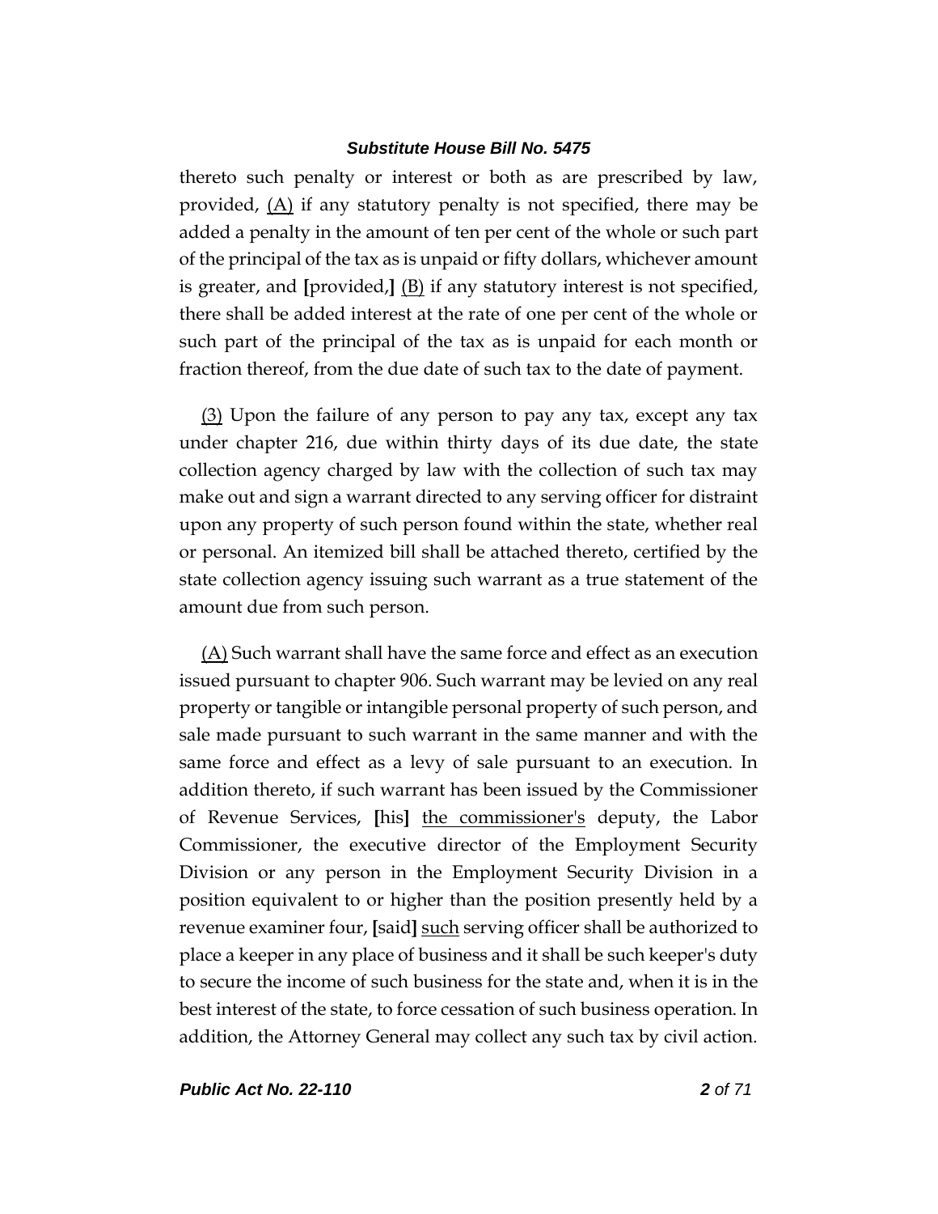thereto such penalty or interest or both as are prescribed by law, provided, <u>(A)</u> if any statutory penalty is not specified, there may be added a penalty in the amount of ten per cent of the whole or such part of the principal of the tax as is unpaid or fifty dollars, whichever amount is greater, and **[**provided,**]** <u>(B)</u> if any statutory interest is not specified, there shall be added interest at the rate of one per cent of the whole or such part of the principal of the tax as is unpaid for each month or fraction thereof, from the due date of such tax to the date of payment.

<u>(3)</u> Upon the failure of any person to pay any tax, except any tax under chapter 216, due within thirty days of its due date, the state collection agency charged by law with the collection of such tax may make out and sign a warrant directed to any serving officer for distraint upon any property of such person found within the state, whether real or personal. An itemized bill shall be attached thereto, certified by the state collection agency issuing such warrant as a true statement of the amount due from such person.

<u>(A)</u> Such warrant shall have the same force and effect as an execution issued pursuant to chapter 906. Such warrant may be levied on any real property or tangible or intangible personal property of such person, and sale made pursuant to such warrant in the same manner and with the same force and effect as a levy of sale pursuant to an execution. In addition thereto, if such warrant has been issued by the Commissioner of Revenue Services, **[**his**]** <u>the commissioner's</u> deputy, the Labor Commissioner, the executive director of the Employment Security Division or any person in the Employment Security Division in a position equivalent to or higher than the position presently held by a revenue examiner four, **[**said**]** <u>such</u> serving officer shall be authorized to place a keeper in any place of business and it shall be such keeper's duty to secure the income of such business for the state and, when it is in the best interest of the state, to force cessation of such business operation. In addition, the Attorney General may collect any such tax by civil action.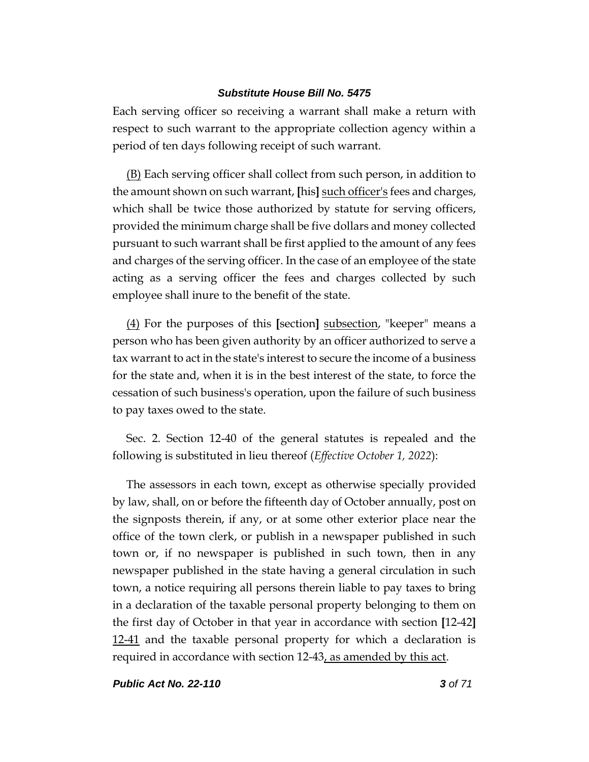Each serving officer so receiving a warrant shall make a return with respect to such warrant to the appropriate collection agency within a period of ten days following receipt of such warrant.

<u>(B)</u> Each serving officer shall collect from such person, in addition to the amount shown on such warrant, **[**his**]** <u>such officer's</u> fees and charges, which shall be twice those authorized by statute for serving officers, provided the minimum charge shall be five dollars and money collected pursuant to such warrant shall be first applied to the amount of any fees and charges of the serving officer. In the case of an employee of the state acting as a serving officer the fees and charges collected by such employee shall inure to the benefit of the state.

<u>(4)</u> For the purposes of this **[**section**]** <u>subsection</u>, "keeper" means a person who has been given authority by an officer authorized to serve a tax warrant to act in the state's interest to secure the income of a business for the state and, when it is in the best interest of the state, to force the cessation of such business's operation, upon the failure of such business to pay taxes owed to the state.

Sec. 2. Section 12-40 of the general statutes is repealed and the following is substituted in lieu thereof (*Effective October 1, 2022*):

The assessors in each town, except as otherwise specially provided by law, shall, on or before the fifteenth day of October annually, post on the signposts therein, if any, or at some other exterior place near the office of the town clerk, or publish in a newspaper published in such town or, if no newspaper is published in such town, then in any newspaper published in the state having a general circulation in such town, a notice requiring all persons therein liable to pay taxes to bring in a declaration of the taxable personal property belonging to them on the first day of October in that year in accordance with section **[**12-42**]** <u>12-41</u> and the taxable personal property for which a declaration is required in accordance with section 12-43<u>, as amended by this act</u>.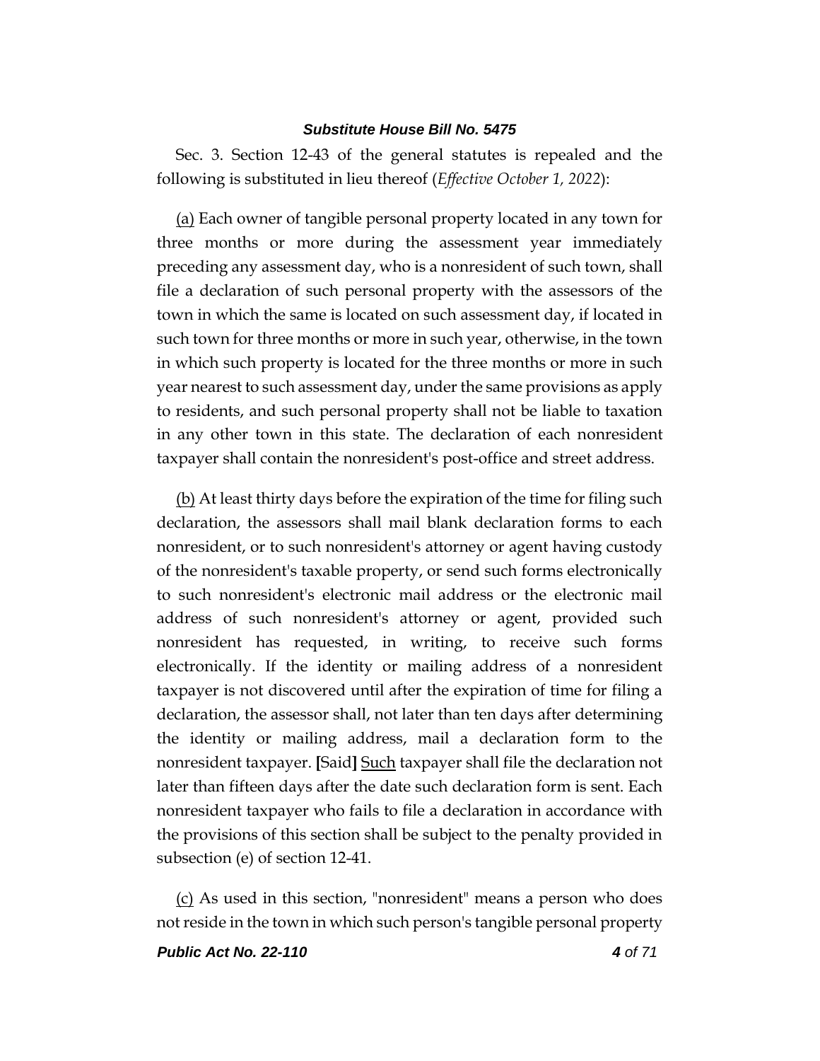Sec. 3. Section 12-43 of the general statutes is repealed and the following is substituted in lieu thereof (*Effective October 1, 2022*):

(a) Each owner of tangible personal property located in any town for three months or more during the assessment year immediately preceding any assessment day, who is a nonresident of such town, shall file a declaration of such personal property with the assessors of the town in which the same is located on such assessment day, if located in such town for three months or more in such year, otherwise, in the town in which such property is located for the three months or more in such year nearest to such assessment day, under the same provisions as apply to residents, and such personal property shall not be liable to taxation in any other town in this state. The declaration of each nonresident taxpayer shall contain the nonresident's post-office and street address.

(b) At least thirty days before the expiration of the time for filing such declaration, the assessors shall mail blank declaration forms to each nonresident, or to such nonresident's attorney or agent having custody of the nonresident's taxable property, or send such forms electronically to such nonresident's electronic mail address or the electronic mail address of such nonresident's attorney or agent, provided such nonresident has requested, in writing, to receive such forms electronically. If the identity or mailing address of a nonresident taxpayer is not discovered until after the expiration of time for filing a declaration, the assessor shall, not later than ten days after determining the identity or mailing address, mail a declaration form to the nonresident taxpayer. **[**Said**]** Such taxpayer shall file the declaration not later than fifteen days after the date such declaration form is sent. Each nonresident taxpayer who fails to file a declaration in accordance with the provisions of this section shall be subject to the penalty provided in subsection (e) of section 12-41.

(c) As used in this section, "nonresident" means a person who does not reside in the town in which such person's tangible personal property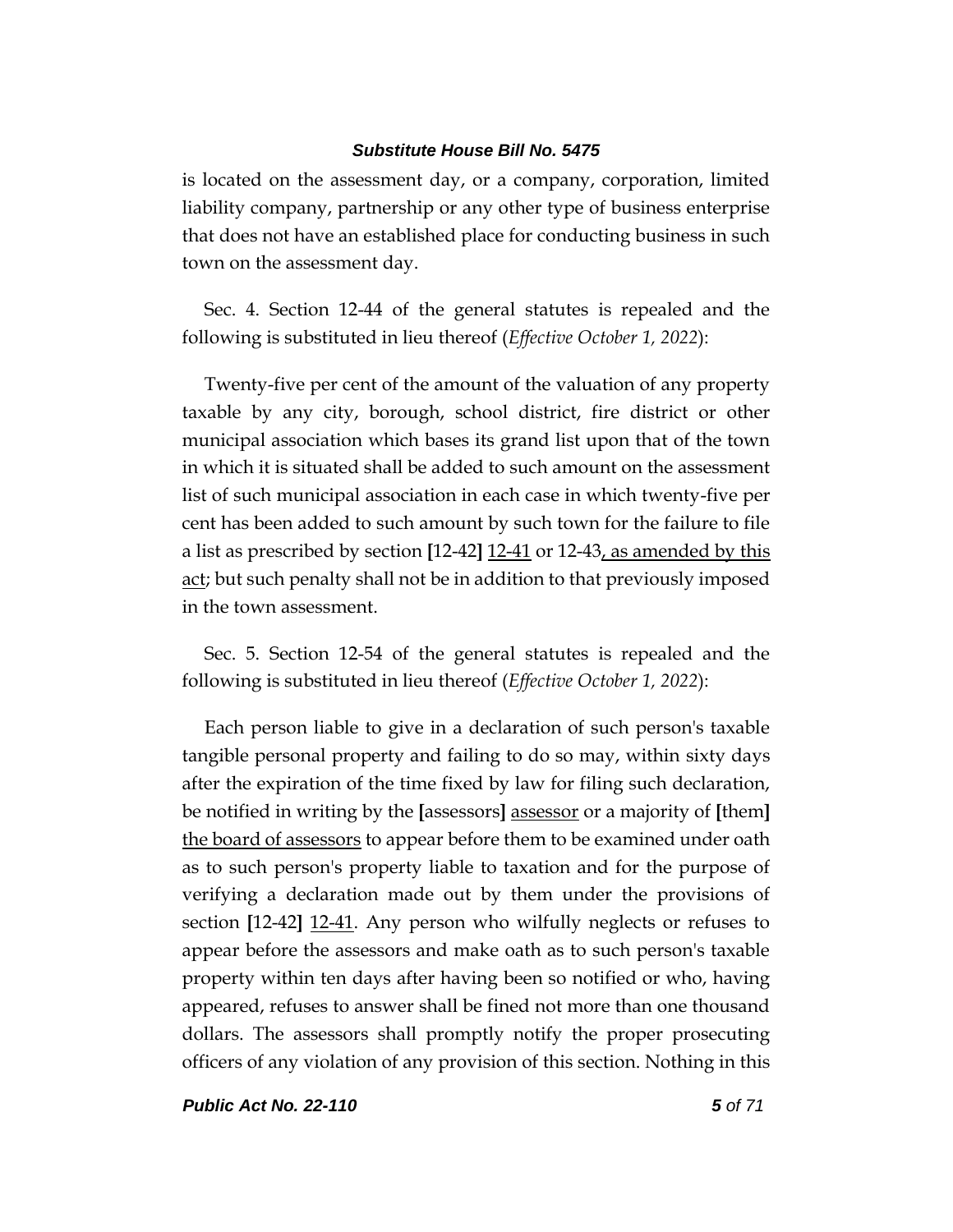is located on the assessment day, or a company, corporation, limited liability company, partnership or any other type of business enterprise that does not have an established place for conducting business in such town on the assessment day.

Sec. 4. Section 12-44 of the general statutes is repealed and the following is substituted in lieu thereof (*Effective October 1, 2022*):

Twenty-five per cent of the amount of the valuation of any property taxable by any city, borough, school district, fire district or other municipal association which bases its grand list upon that of the town in which it is situated shall be added to such amount on the assessment list of such municipal association in each case in which twenty-five per cent has been added to such amount by such town for the failure to file a list as prescribed by section **[**12-42**]** 12-41 or 12-43, as amended by this act; but such penalty shall not be in addition to that previously imposed in the town assessment.

Sec. 5. Section 12-54 of the general statutes is repealed and the following is substituted in lieu thereof (*Effective October 1, 2022*):

Each person liable to give in a declaration of such person's taxable tangible personal property and failing to do so may, within sixty days after the expiration of the time fixed by law for filing such declaration, be notified in writing by the **[**assessors**]** assessor or a majority of **[**them**]** the board of assessors to appear before them to be examined under oath as to such person's property liable to taxation and for the purpose of verifying a declaration made out by them under the provisions of section **[**12-42**]** 12-41. Any person who wilfully neglects or refuses to appear before the assessors and make oath as to such person's taxable property within ten days after having been so notified or who, having appeared, refuses to answer shall be fined not more than one thousand dollars. The assessors shall promptly notify the proper prosecuting officers of any violation of any provision of this section. Nothing in this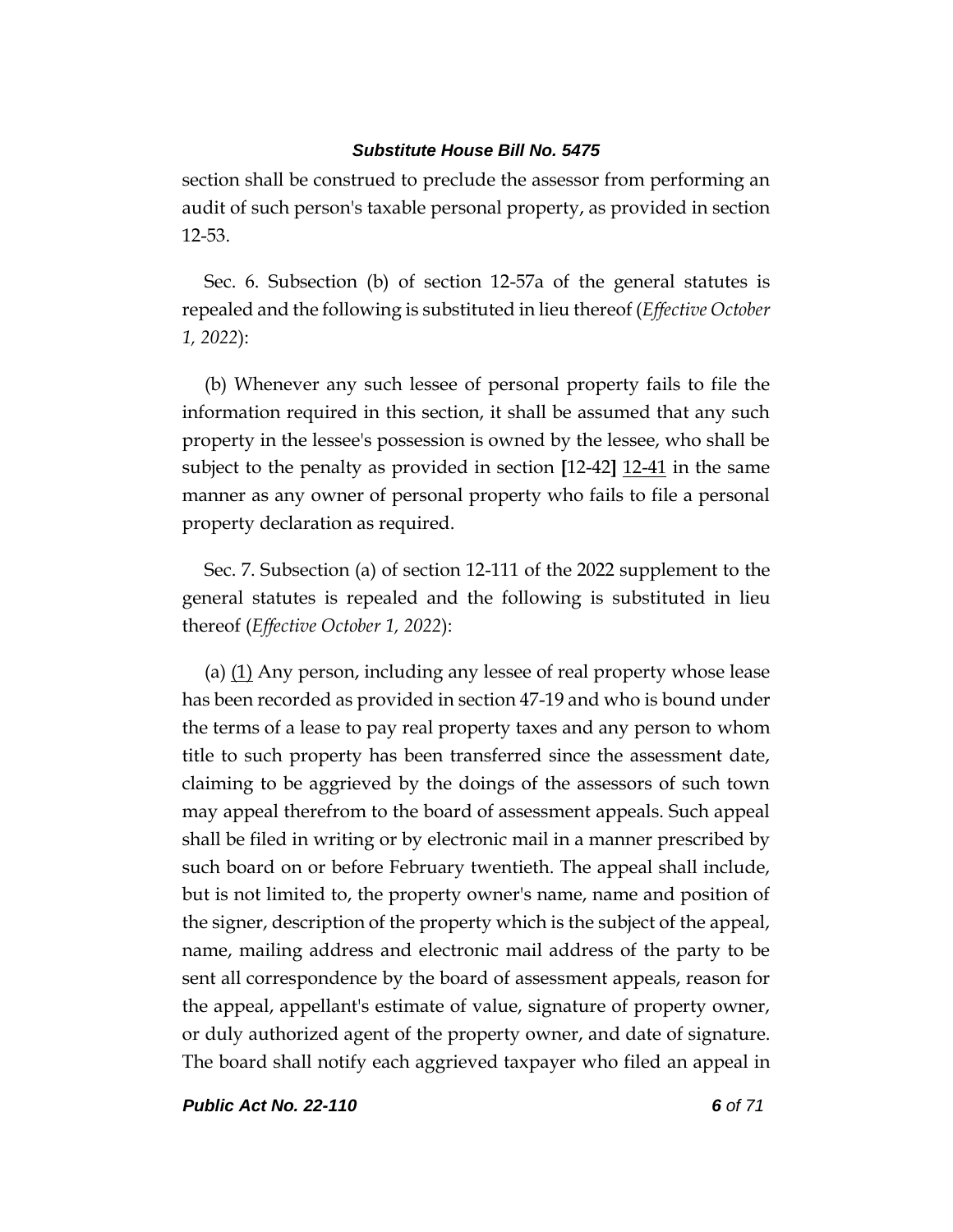section shall be construed to preclude the assessor from performing an audit of such person's taxable personal property, as provided in section 12-53.

Sec. 6. Subsection (b) of section 12-57a of the general statutes is repealed and the following is substituted in lieu thereof (*Effective October 1, 2022*):

(b) Whenever any such lessee of personal property fails to file the information required in this section, it shall be assumed that any such property in the lessee's possession is owned by the lessee, who shall be subject to the penalty as provided in section **[**12-42**]** 12-41 in the same manner as any owner of personal property who fails to file a personal property declaration as required.

Sec. 7. Subsection (a) of section 12-111 of the 2022 supplement to the general statutes is repealed and the following is substituted in lieu thereof (*Effective October 1, 2022*):

(a) (1) Any person, including any lessee of real property whose lease has been recorded as provided in section 47-19 and who is bound under the terms of a lease to pay real property taxes and any person to whom title to such property has been transferred since the assessment date, claiming to be aggrieved by the doings of the assessors of such town may appeal therefrom to the board of assessment appeals. Such appeal shall be filed in writing or by electronic mail in a manner prescribed by such board on or before February twentieth. The appeal shall include, but is not limited to, the property owner's name, name and position of the signer, description of the property which is the subject of the appeal, name, mailing address and electronic mail address of the party to be sent all correspondence by the board of assessment appeals, reason for the appeal, appellant's estimate of value, signature of property owner, or duly authorized agent of the property owner, and date of signature. The board shall notify each aggrieved taxpayer who filed an appeal in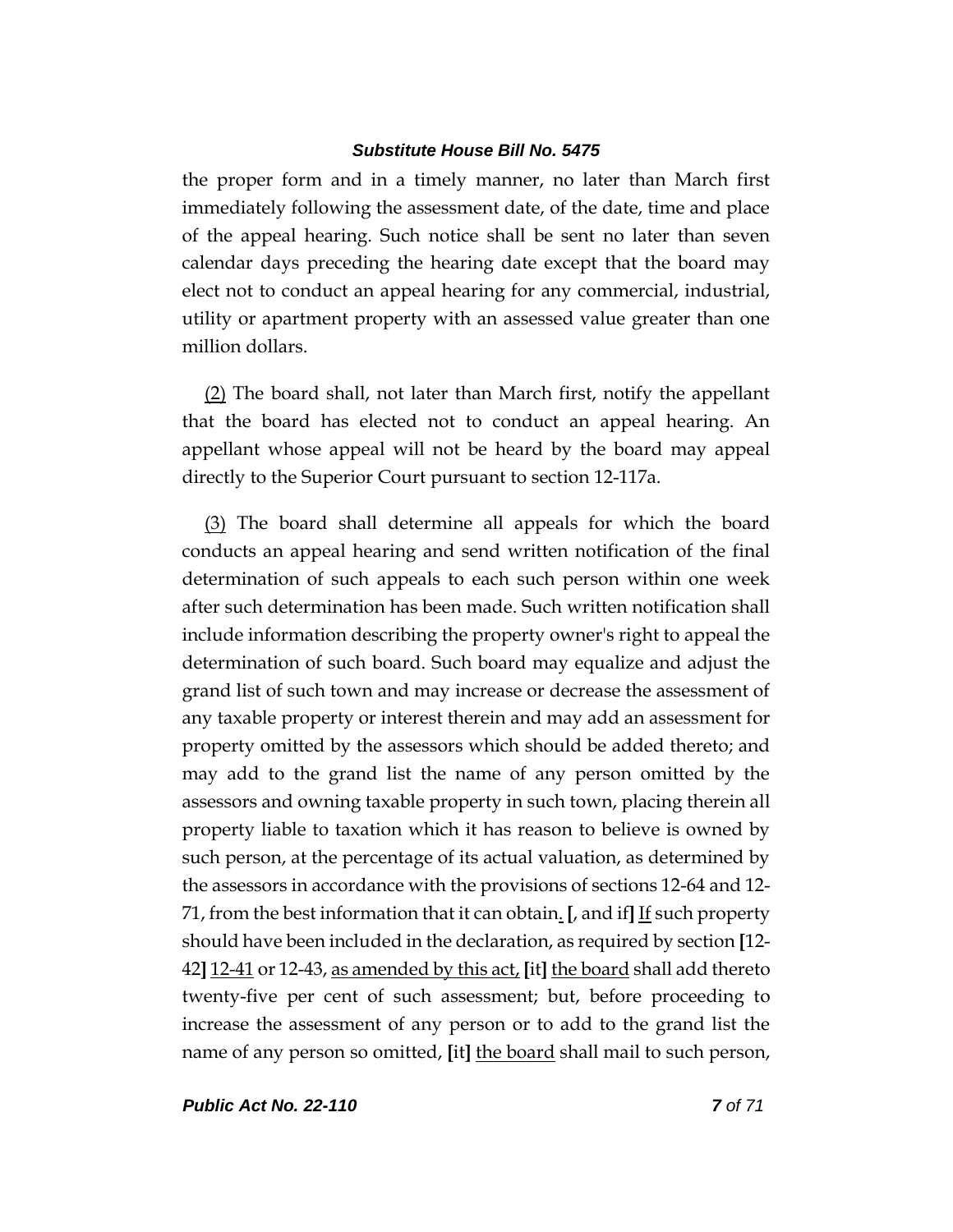the proper form and in a timely manner, no later than March first immediately following the assessment date, of the date, time and place of the appeal hearing. Such notice shall be sent no later than seven calendar days preceding the hearing date except that the board may elect not to conduct an appeal hearing for any commercial, industrial, utility or apartment property with an assessed value greater than one million dollars.

<u>(2)</u> The board shall, not later than March first, notify the appellant that the board has elected not to conduct an appeal hearing. An appellant whose appeal will not be heard by the board may appeal directly to the Superior Court pursuant to section 12-117a.

<u>(3)</u> The board shall determine all appeals for which the board conducts an appeal hearing and send written notification of the final determination of such appeals to each such person within one week after such determination has been made. Such written notification shall include information describing the property owner's right to appeal the determination of such board. Such board may equalize and adjust the grand list of such town and may increase or decrease the assessment of any taxable property or interest therein and may add an assessment for property omitted by the assessors which should be added thereto; and may add to the grand list the name of any person omitted by the assessors and owning taxable property in such town, placing therein all property liable to taxation which it has reason to believe is owned by such person, at the percentage of its actual valuation, as determined by the assessors in accordance with the provisions of sections 12-64 and 12-71, from the best information that it can obtain<u>.</u> **[**, and if**]** <u>If</u> such property should have been included in the declaration, as required by section **[**12-42**]** <u>12-41</u> or 12-43, <u>as amended by this act,</u> **[**it**]** <u>the board</u> shall add thereto twenty-five per cent of such assessment; but, before proceeding to increase the assessment of any person or to add to the grand list the name of any person so omitted, **[**it**]** <u>the board</u> shall mail to such person,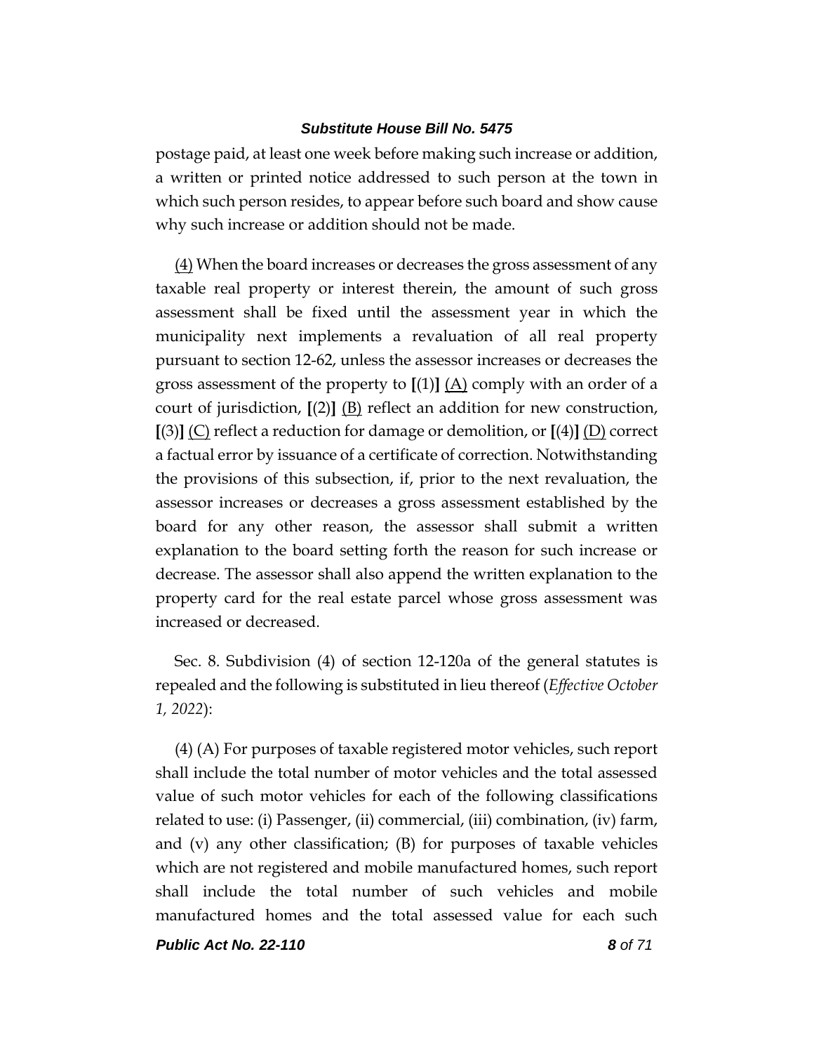postage paid, at least one week before making such increase or addition, a written or printed notice addressed to such person at the town in which such person resides, to appear before such board and show cause why such increase or addition should not be made.

(4) When the board increases or decreases the gross assessment of any taxable real property or interest therein, the amount of such gross assessment shall be fixed until the assessment year in which the municipality next implements a revaluation of all real property pursuant to section 12-62, unless the assessor increases or decreases the gross assessment of the property to [(1)] (A) comply with an order of a court of jurisdiction, [(2)] (B) reflect an addition for new construction, [(3)] (C) reflect a reduction for damage or demolition, or [(4)] (D) correct a factual error by issuance of a certificate of correction. Notwithstanding the provisions of this subsection, if, prior to the next revaluation, the assessor increases or decreases a gross assessment established by the board for any other reason, the assessor shall submit a written explanation to the board setting forth the reason for such increase or decrease. The assessor shall also append the written explanation to the property card for the real estate parcel whose gross assessment was increased or decreased.

Sec. 8. Subdivision (4) of section 12-120a of the general statutes is repealed and the following is substituted in lieu thereof (*Effective October 1, 2022*):

(4) (A) For purposes of taxable registered motor vehicles, such report shall include the total number of motor vehicles and the total assessed value of such motor vehicles for each of the following classifications related to use: (i) Passenger, (ii) commercial, (iii) combination, (iv) farm, and (v) any other classification; (B) for purposes of taxable vehicles which are not registered and mobile manufactured homes, such report shall include the total number of such vehicles and mobile manufactured homes and the total assessed value for each such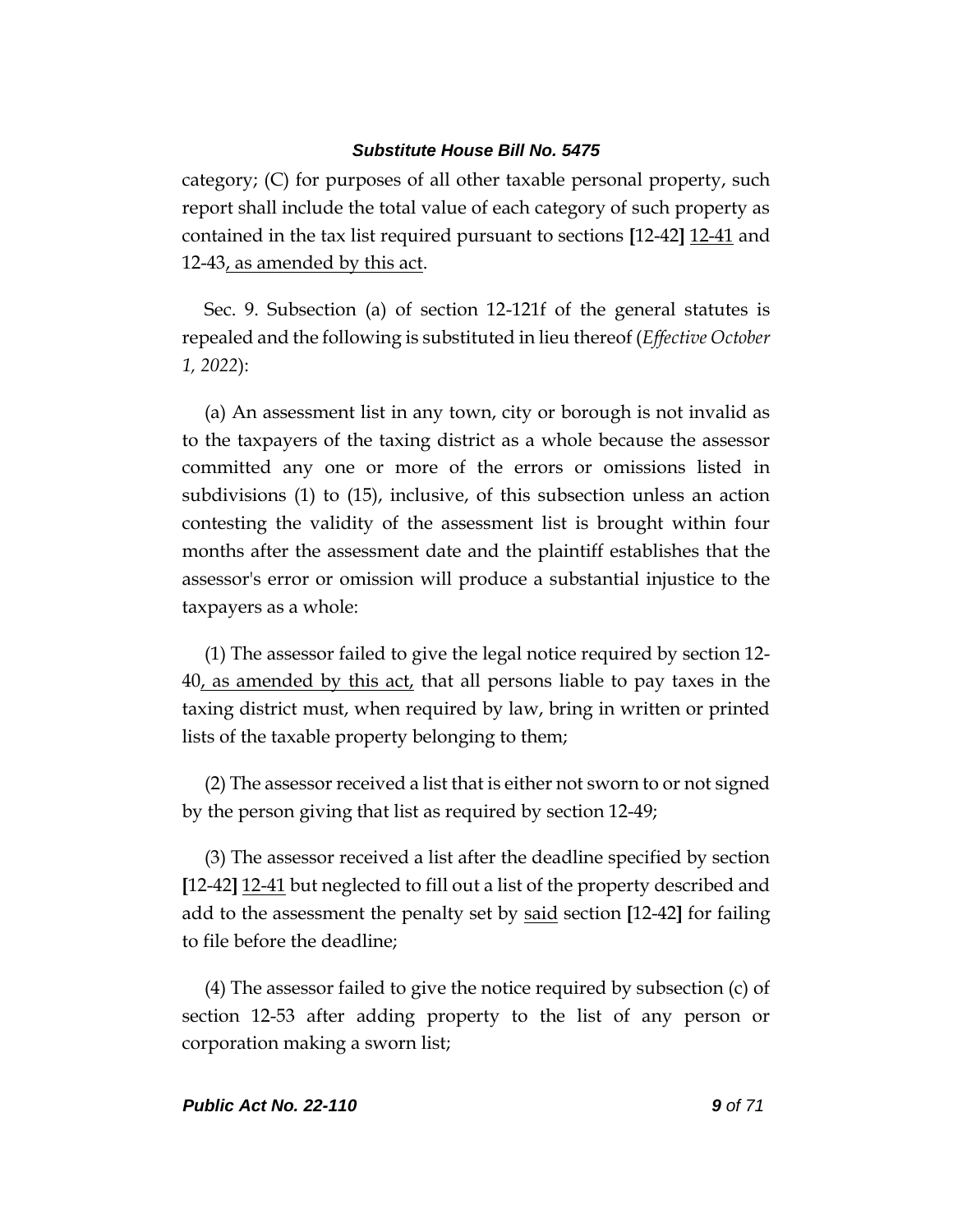category; (C) for purposes of all other taxable personal property, such report shall include the total value of each category of such property as contained in the tax list required pursuant to sections **[**12-42**]** <u>12-41</u> and 12-43<u>, as amended by this act</u>.

Sec. 9. Subsection (a) of section 12-121f of the general statutes is repealed and the following is substituted in lieu thereof (*Effective October 1, 2022*):

(a) An assessment list in any town, city or borough is not invalid as to the taxpayers of the taxing district as a whole because the assessor committed any one or more of the errors or omissions listed in subdivisions (1) to (15), inclusive, of this subsection unless an action contesting the validity of the assessment list is brought within four months after the assessment date and the plaintiff establishes that the assessor's error or omission will produce a substantial injustice to the taxpayers as a whole:

(1) The assessor failed to give the legal notice required by section 12-40<u>, as amended by this act,</u> that all persons liable to pay taxes in the taxing district must, when required by law, bring in written or printed lists of the taxable property belonging to them;

(2) The assessor received a list that is either not sworn to or not signed by the person giving that list as required by section 12-49;

(3) The assessor received a list after the deadline specified by section **[**12-42**]** <u>12-41</u> but neglected to fill out a list of the property described and add to the assessment the penalty set by <u>said</u> section **[**12-42**]** for failing to file before the deadline;

(4) The assessor failed to give the notice required by subsection (c) of section 12-53 after adding property to the list of any person or corporation making a sworn list;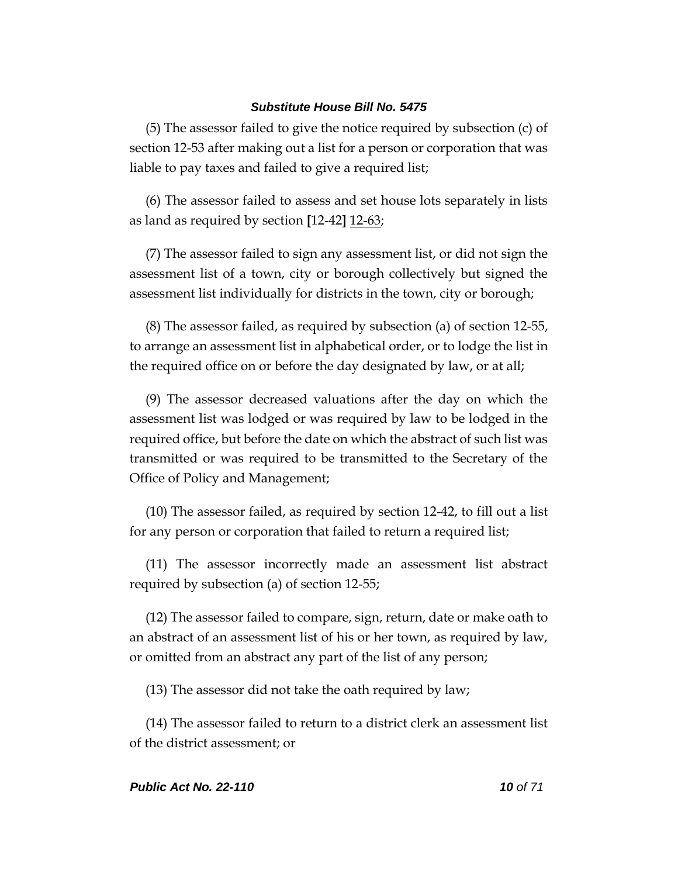(5) The assessor failed to give the notice required by subsection (c) of section 12-53 after making out a list for a person or corporation that was liable to pay taxes and failed to give a required list;

(6) The assessor failed to assess and set house lots separately in lists as land as required by section **[**12-42**]** 12-63;

(7) The assessor failed to sign any assessment list, or did not sign the assessment list of a town, city or borough collectively but signed the assessment list individually for districts in the town, city or borough;

(8) The assessor failed, as required by subsection (a) of section 12-55, to arrange an assessment list in alphabetical order, or to lodge the list in the required office on or before the day designated by law, or at all;

(9) The assessor decreased valuations after the day on which the assessment list was lodged or was required by law to be lodged in the required office, but before the date on which the abstract of such list was transmitted or was required to be transmitted to the Secretary of the Office of Policy and Management;

(10) The assessor failed, as required by section 12-42, to fill out a list for any person or corporation that failed to return a required list;

(11) The assessor incorrectly made an assessment list abstract required by subsection (a) of section 12-55;

(12) The assessor failed to compare, sign, return, date or make oath to an abstract of an assessment list of his or her town, as required by law, or omitted from an abstract any part of the list of any person;

(13) The assessor did not take the oath required by law;

(14) The assessor failed to return to a district clerk an assessment list of the district assessment; or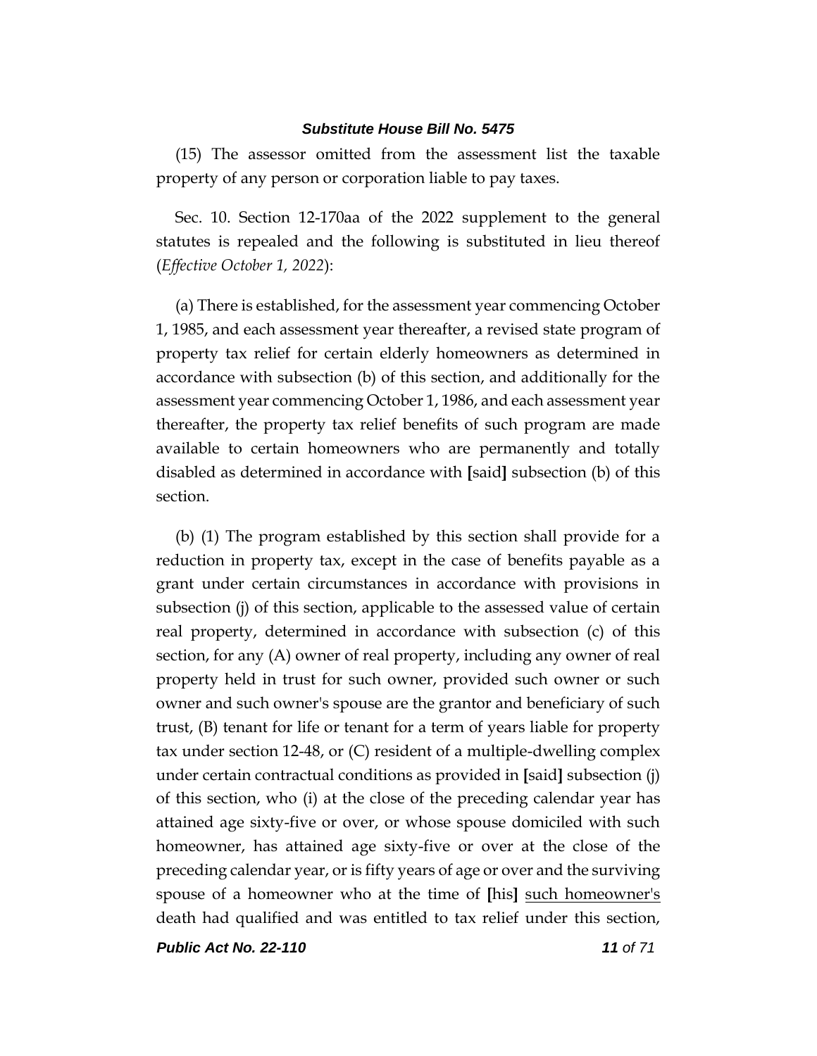(15) The assessor omitted from the assessment list the taxable property of any person or corporation liable to pay taxes.

Sec. 10. Section 12-170aa of the 2022 supplement to the general statutes is repealed and the following is substituted in lieu thereof (*Effective October 1, 2022*):

(a) There is established, for the assessment year commencing October 1, 1985, and each assessment year thereafter, a revised state program of property tax relief for certain elderly homeowners as determined in accordance with subsection (b) of this section, and additionally for the assessment year commencing October 1, 1986, and each assessment year thereafter, the property tax relief benefits of such program are made available to certain homeowners who are permanently and totally disabled as determined in accordance with [said] subsection (b) of this section.

(b) (1) The program established by this section shall provide for a reduction in property tax, except in the case of benefits payable as a grant under certain circumstances in accordance with provisions in subsection (j) of this section, applicable to the assessed value of certain real property, determined in accordance with subsection (c) of this section, for any (A) owner of real property, including any owner of real property held in trust for such owner, provided such owner or such owner and such owner's spouse are the grantor and beneficiary of such trust, (B) tenant for life or tenant for a term of years liable for property tax under section 12-48, or (C) resident of a multiple-dwelling complex under certain contractual conditions as provided in [said] subsection (j) of this section, who (i) at the close of the preceding calendar year has attained age sixty-five or over, or whose spouse domiciled with such homeowner, has attained age sixty-five or over at the close of the preceding calendar year, or is fifty years of age or over and the surviving spouse of a homeowner who at the time of [his] <u>such homeowner's</u> death had qualified and was entitled to tax relief under this section,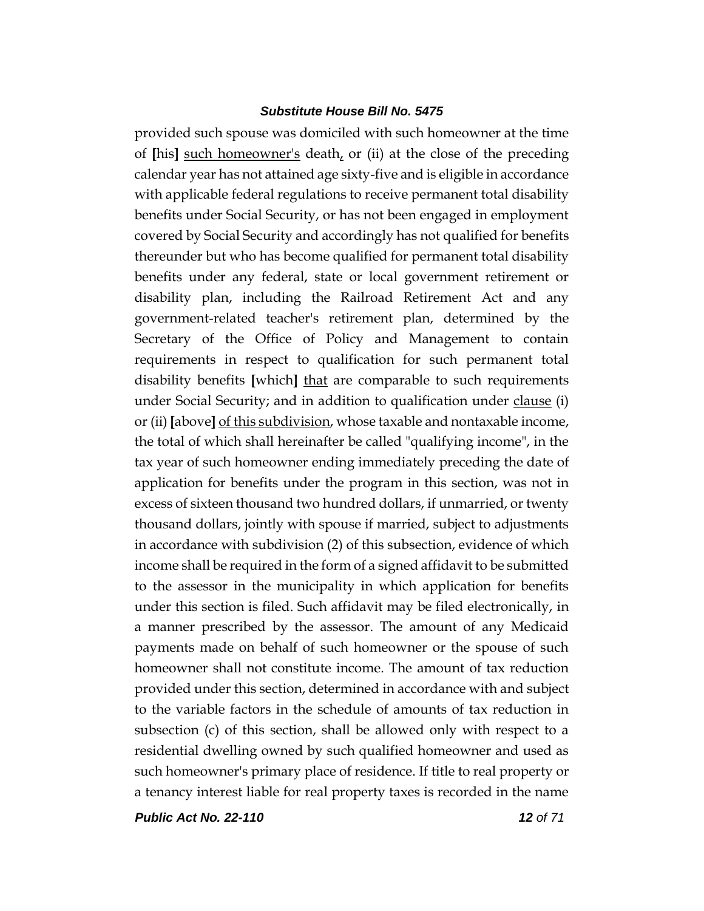provided such spouse was domiciled with such homeowner at the time of [his] such homeowner's death, or (ii) at the close of the preceding calendar year has not attained age sixty-five and is eligible in accordance with applicable federal regulations to receive permanent total disability benefits under Social Security, or has not been engaged in employment covered by Social Security and accordingly has not qualified for benefits thereunder but who has become qualified for permanent total disability benefits under any federal, state or local government retirement or disability plan, including the Railroad Retirement Act and any government-related teacher's retirement plan, determined by the Secretary of the Office of Policy and Management to contain requirements in respect to qualification for such permanent total disability benefits [which] that are comparable to such requirements under Social Security; and in addition to qualification under clause (i) or (ii) [above] of this subdivision, whose taxable and nontaxable income, the total of which shall hereinafter be called "qualifying income", in the tax year of such homeowner ending immediately preceding the date of application for benefits under the program in this section, was not in excess of sixteen thousand two hundred dollars, if unmarried, or twenty thousand dollars, jointly with spouse if married, subject to adjustments in accordance with subdivision (2) of this subsection, evidence of which income shall be required in the form of a signed affidavit to be submitted to the assessor in the municipality in which application for benefits under this section is filed. Such affidavit may be filed electronically, in a manner prescribed by the assessor. The amount of any Medicaid payments made on behalf of such homeowner or the spouse of such homeowner shall not constitute income. The amount of tax reduction provided under this section, determined in accordance with and subject to the variable factors in the schedule of amounts of tax reduction in subsection (c) of this section, shall be allowed only with respect to a residential dwelling owned by such qualified homeowner and used as such homeowner's primary place of residence. If title to real property or a tenancy interest liable for real property taxes is recorded in the name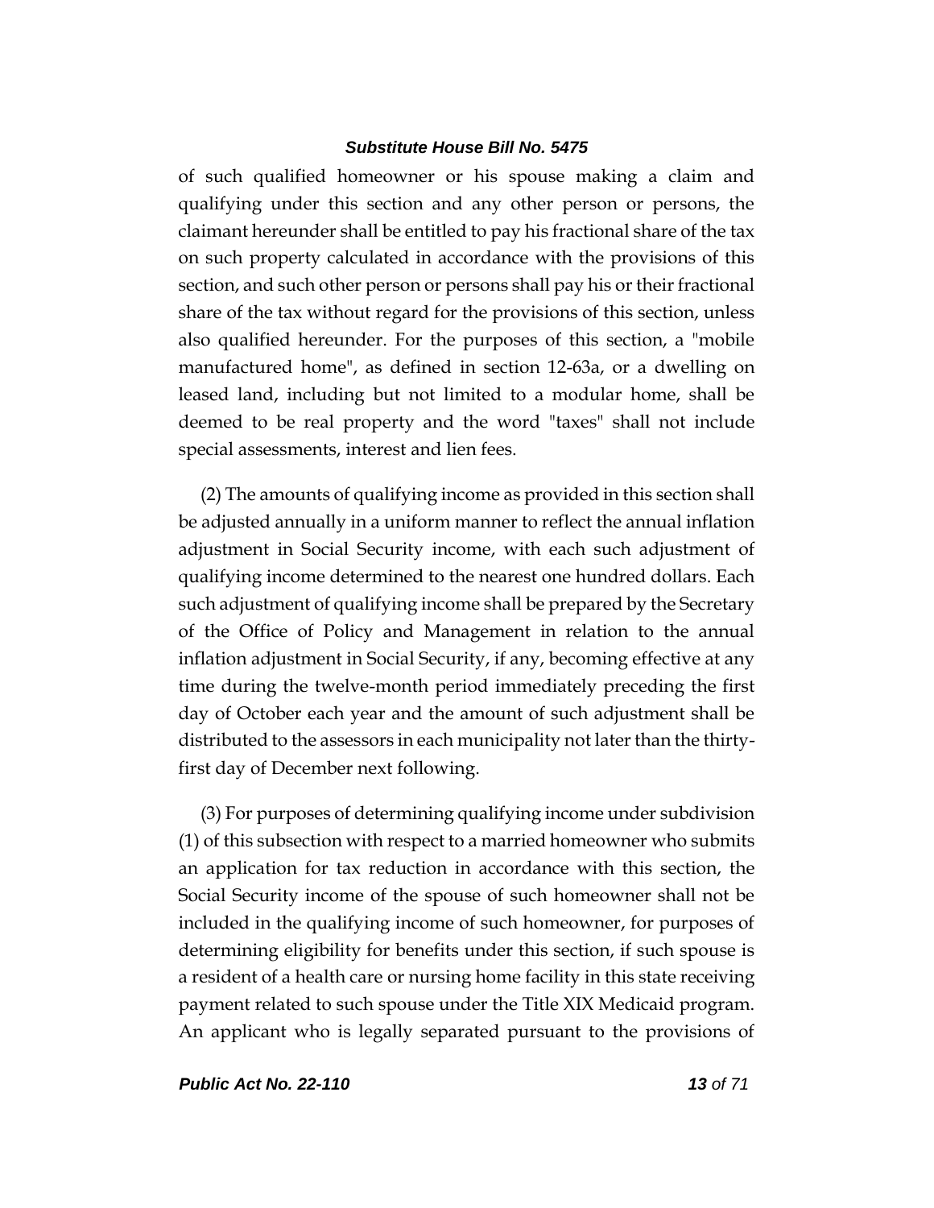of such qualified homeowner or his spouse making a claim and qualifying under this section and any other person or persons, the claimant hereunder shall be entitled to pay his fractional share of the tax on such property calculated in accordance with the provisions of this section, and such other person or persons shall pay his or their fractional share of the tax without regard for the provisions of this section, unless also qualified hereunder. For the purposes of this section, a "mobile manufactured home", as defined in section 12-63a, or a dwelling on leased land, including but not limited to a modular home, shall be deemed to be real property and the word "taxes" shall not include special assessments, interest and lien fees.

(2) The amounts of qualifying income as provided in this section shall be adjusted annually in a uniform manner to reflect the annual inflation adjustment in Social Security income, with each such adjustment of qualifying income determined to the nearest one hundred dollars. Each such adjustment of qualifying income shall be prepared by the Secretary of the Office of Policy and Management in relation to the annual inflation adjustment in Social Security, if any, becoming effective at any time during the twelve-month period immediately preceding the first day of October each year and the amount of such adjustment shall be distributed to the assessors in each municipality not later than the thirty-first day of December next following.

(3) For purposes of determining qualifying income under subdivision (1) of this subsection with respect to a married homeowner who submits an application for tax reduction in accordance with this section, the Social Security income of the spouse of such homeowner shall not be included in the qualifying income of such homeowner, for purposes of determining eligibility for benefits under this section, if such spouse is a resident of a health care or nursing home facility in this state receiving payment related to such spouse under the Title XIX Medicaid program. An applicant who is legally separated pursuant to the provisions of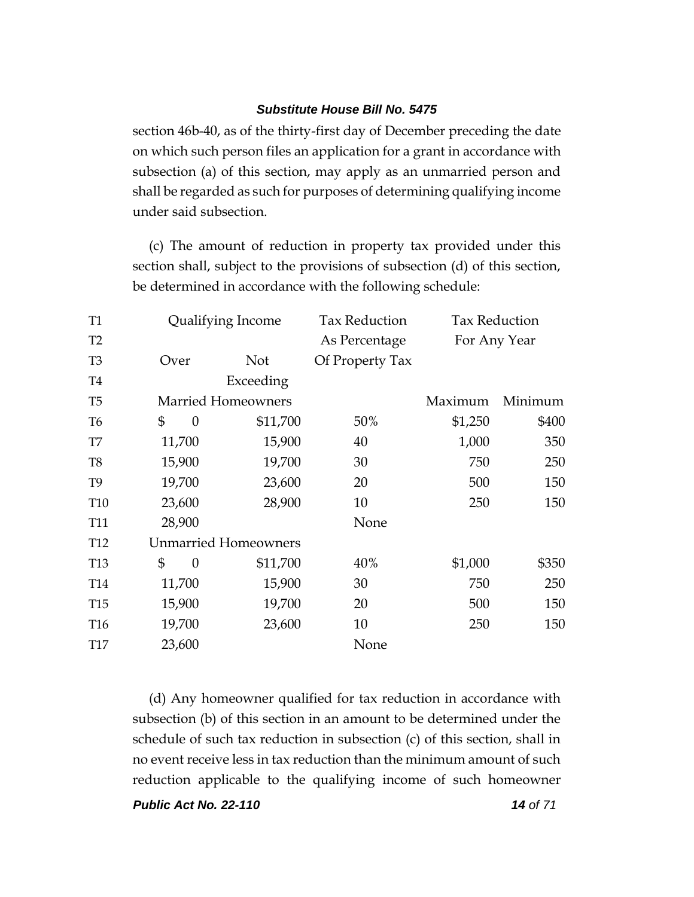section 46b-40, as of the thirty-first day of December preceding the date on which such person files an application for a grant in accordance with subsection (a) of this section, may apply as an unmarried person and shall be regarded as such for purposes of determining qualifying income under said subsection.

(c) The amount of reduction in property tax provided under this section shall, subject to the provisions of subsection (d) of this section, be determined in accordance with the following schedule:

| | Qualifying Income | | Tax Reduction As Percentage Of Property Tax | Tax Reduction For Any Year | |
|---|---|---|---|---|---|
| | Over | Not Exceeding | | | |
| T5 | Married Homeowners | | | Maximum | Minimum |
| T6 | $ 0 | $11,700 | 50% | $1,250 | $400 |
| T7 | 11,700 | 15,900 | 40 | 1,000 | 350 |
| T8 | 15,900 | 19,700 | 30 | 750 | 250 |
| T9 | 19,700 | 23,600 | 20 | 500 | 150 |
| T10 | 23,600 | 28,900 | 10 | 250 | 150 |
| T11 | 28,900 | | None | | |
| T12 | Unmarried Homeowners | | | | |
| T13 | $ 0 | $11,700 | 40% | $1,000 | $350 |
| T14 | 11,700 | 15,900 | 30 | 750 | 250 |
| T15 | 15,900 | 19,700 | 20 | 500 | 150 |
| T16 | 19,700 | 23,600 | 10 | 250 | 150 |
| T17 | 23,600 | | None | | |

(d) Any homeowner qualified for tax reduction in accordance with subsection (b) of this section in an amount to be determined under the schedule of such tax reduction in subsection (c) of this section, shall in no event receive less in tax reduction than the minimum amount of such reduction applicable to the qualifying income of such homeowner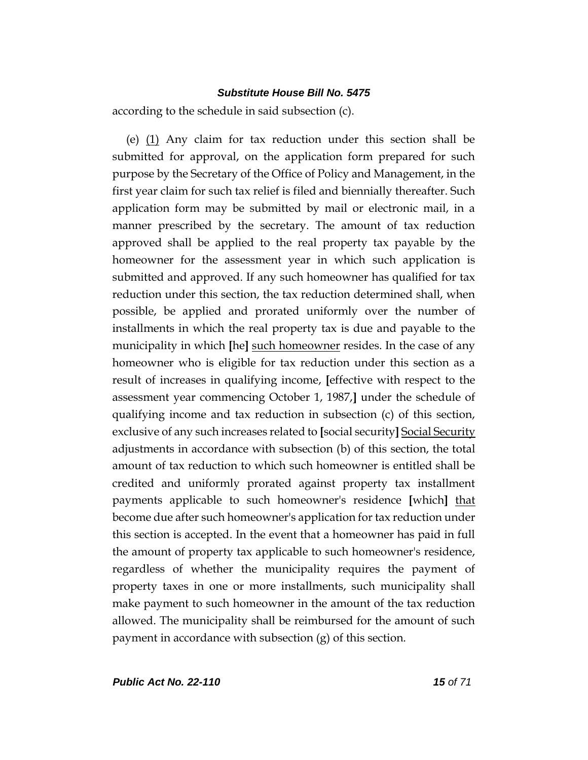according to the schedule in said subsection (c).

(e) <u>(1)</u> Any claim for tax reduction under this section shall be submitted for approval, on the application form prepared for such purpose by the Secretary of the Office of Policy and Management, in the first year claim for such tax relief is filed and biennially thereafter. Such application form may be submitted by mail or electronic mail, in a manner prescribed by the secretary. The amount of tax reduction approved shall be applied to the real property tax payable by the homeowner for the assessment year in which such application is submitted and approved. If any such homeowner has qualified for tax reduction under this section, the tax reduction determined shall, when possible, be applied and prorated uniformly over the number of installments in which the real property tax is due and payable to the municipality in which **[**he**]** <u>such homeowner</u> resides. In the case of any homeowner who is eligible for tax reduction under this section as a result of increases in qualifying income, **[**effective with respect to the assessment year commencing October 1, 1987,**]** under the schedule of qualifying income and tax reduction in subsection (c) of this section, exclusive of any such increases related to **[**social security**]** <u>Social Security</u> adjustments in accordance with subsection (b) of this section, the total amount of tax reduction to which such homeowner is entitled shall be credited and uniformly prorated against property tax installment payments applicable to such homeowner's residence **[**which**]** <u>that</u> become due after such homeowner's application for tax reduction under this section is accepted. In the event that a homeowner has paid in full the amount of property tax applicable to such homeowner's residence, regardless of whether the municipality requires the payment of property taxes in one or more installments, such municipality shall make payment to such homeowner in the amount of the tax reduction allowed. The municipality shall be reimbursed for the amount of such payment in accordance with subsection (g) of this section.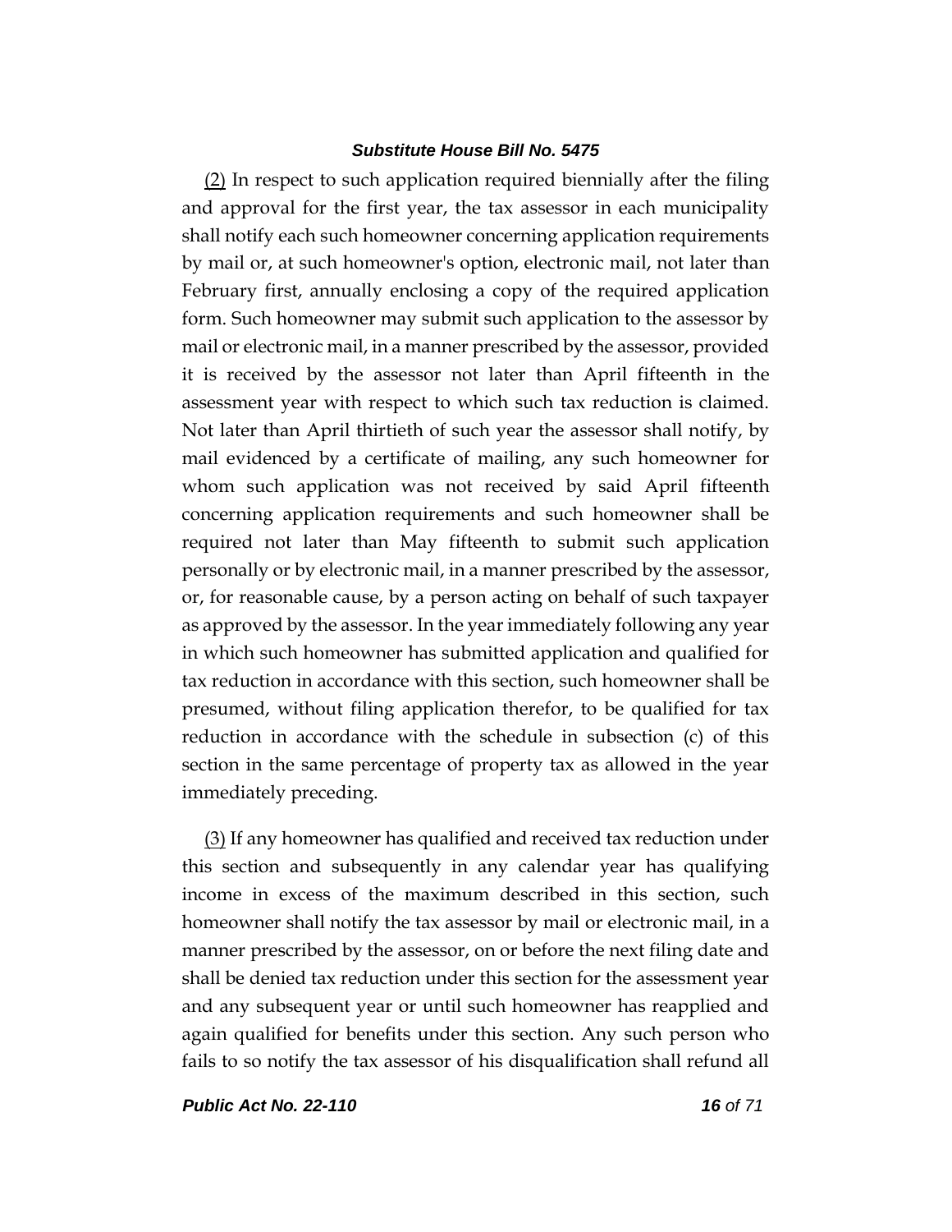(2) In respect to such application required biennially after the filing and approval for the first year, the tax assessor in each municipality shall notify each such homeowner concerning application requirements by mail or, at such homeowner's option, electronic mail, not later than February first, annually enclosing a copy of the required application form. Such homeowner may submit such application to the assessor by mail or electronic mail, in a manner prescribed by the assessor, provided it is received by the assessor not later than April fifteenth in the assessment year with respect to which such tax reduction is claimed. Not later than April thirtieth of such year the assessor shall notify, by mail evidenced by a certificate of mailing, any such homeowner for whom such application was not received by said April fifteenth concerning application requirements and such homeowner shall be required not later than May fifteenth to submit such application personally or by electronic mail, in a manner prescribed by the assessor, or, for reasonable cause, by a person acting on behalf of such taxpayer as approved by the assessor. In the year immediately following any year in which such homeowner has submitted application and qualified for tax reduction in accordance with this section, such homeowner shall be presumed, without filing application therefor, to be qualified for tax reduction in accordance with the schedule in subsection (c) of this section in the same percentage of property tax as allowed in the year immediately preceding.

(3) If any homeowner has qualified and received tax reduction under this section and subsequently in any calendar year has qualifying income in excess of the maximum described in this section, such homeowner shall notify the tax assessor by mail or electronic mail, in a manner prescribed by the assessor, on or before the next filing date and shall be denied tax reduction under this section for the assessment year and any subsequent year or until such homeowner has reapplied and again qualified for benefits under this section. Any such person who fails to so notify the tax assessor of his disqualification shall refund all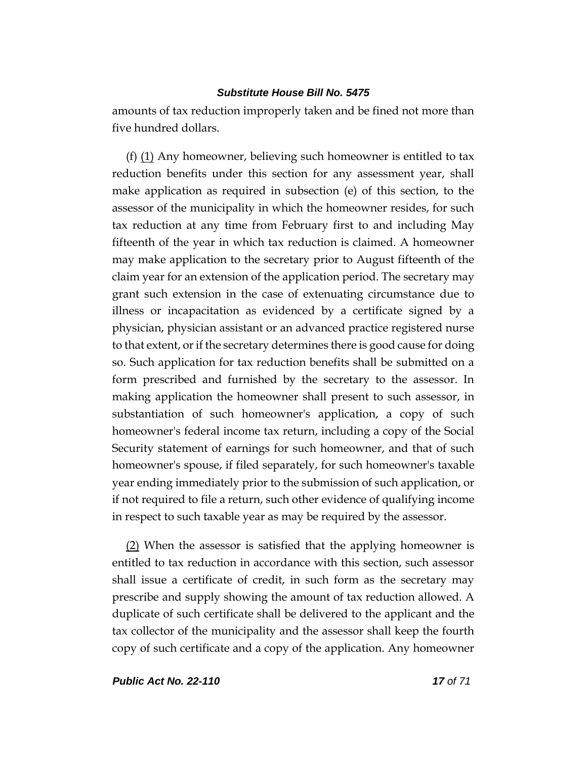amounts of tax reduction improperly taken and be fined not more than five hundred dollars.

(f) <u>(1)</u> Any homeowner, believing such homeowner is entitled to tax reduction benefits under this section for any assessment year, shall make application as required in subsection (e) of this section, to the assessor of the municipality in which the homeowner resides, for such tax reduction at any time from February first to and including May fifteenth of the year in which tax reduction is claimed. A homeowner may make application to the secretary prior to August fifteenth of the claim year for an extension of the application period. The secretary may grant such extension in the case of extenuating circumstance due to illness or incapacitation as evidenced by a certificate signed by a physician, physician assistant or an advanced practice registered nurse to that extent, or if the secretary determines there is good cause for doing so. Such application for tax reduction benefits shall be submitted on a form prescribed and furnished by the secretary to the assessor. In making application the homeowner shall present to such assessor, in substantiation of such homeowner's application, a copy of such homeowner's federal income tax return, including a copy of the Social Security statement of earnings for such homeowner, and that of such homeowner's spouse, if filed separately, for such homeowner's taxable year ending immediately prior to the submission of such application, or if not required to file a return, such other evidence of qualifying income in respect to such taxable year as may be required by the assessor.

<u>(2)</u> When the assessor is satisfied that the applying homeowner is entitled to tax reduction in accordance with this section, such assessor shall issue a certificate of credit, in such form as the secretary may prescribe and supply showing the amount of tax reduction allowed. A duplicate of such certificate shall be delivered to the applicant and the tax collector of the municipality and the assessor shall keep the fourth copy of such certificate and a copy of the application. Any homeowner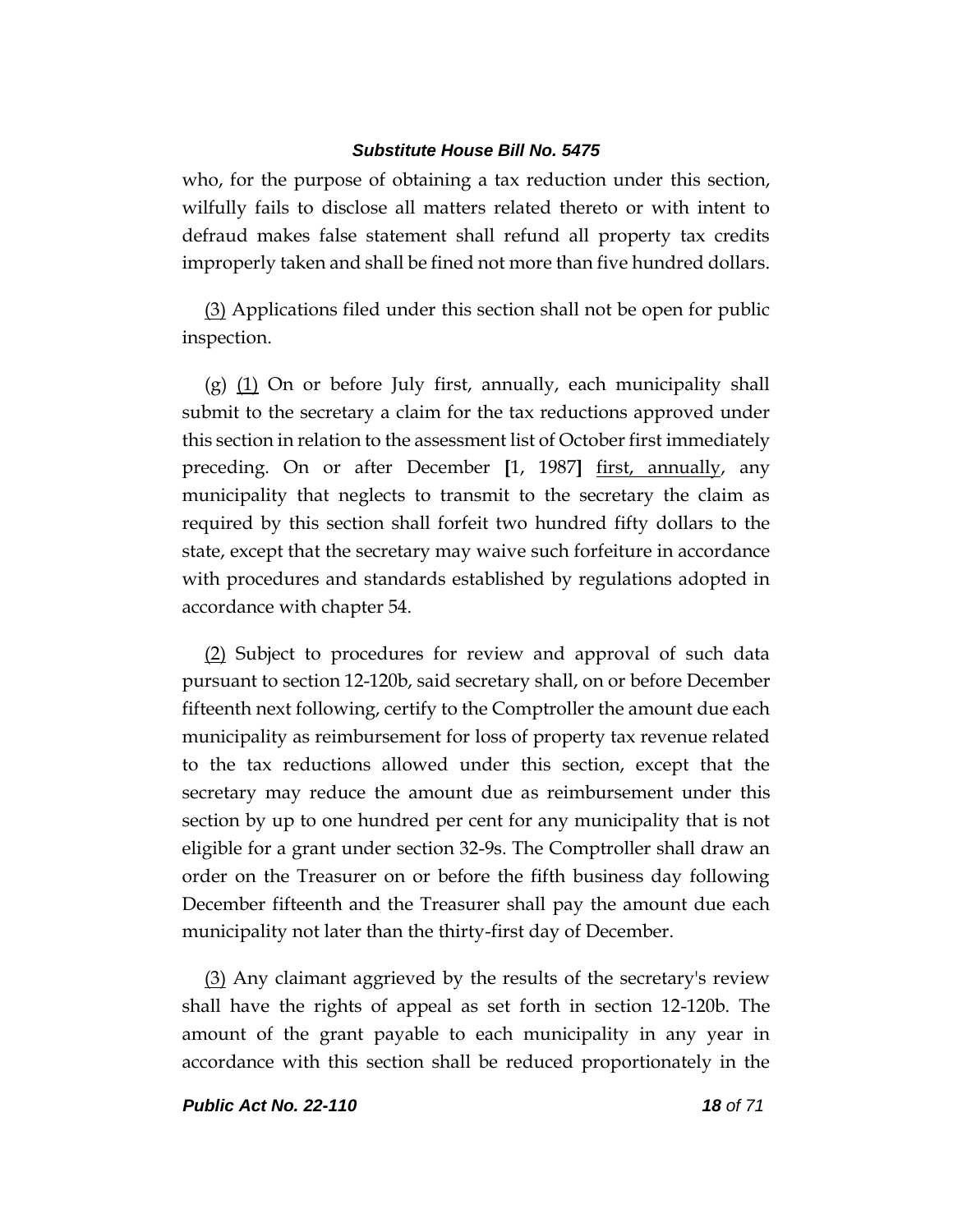who, for the purpose of obtaining a tax reduction under this section, wilfully fails to disclose all matters related thereto or with intent to defraud makes false statement shall refund all property tax credits improperly taken and shall be fined not more than five hundred dollars.

(3) Applications filed under this section shall not be open for public inspection.

(g) (1) On or before July first, annually, each municipality shall submit to the secretary a claim for the tax reductions approved under this section in relation to the assessment list of October first immediately preceding. On or after December **[**1, 1987**]** first, annually, any municipality that neglects to transmit to the secretary the claim as required by this section shall forfeit two hundred fifty dollars to the state, except that the secretary may waive such forfeiture in accordance with procedures and standards established by regulations adopted in accordance with chapter 54.

(2) Subject to procedures for review and approval of such data pursuant to section 12-120b, said secretary shall, on or before December fifteenth next following, certify to the Comptroller the amount due each municipality as reimbursement for loss of property tax revenue related to the tax reductions allowed under this section, except that the secretary may reduce the amount due as reimbursement under this section by up to one hundred per cent for any municipality that is not eligible for a grant under section 32-9s. The Comptroller shall draw an order on the Treasurer on or before the fifth business day following December fifteenth and the Treasurer shall pay the amount due each municipality not later than the thirty-first day of December.

(3) Any claimant aggrieved by the results of the secretary's review shall have the rights of appeal as set forth in section 12-120b. The amount of the grant payable to each municipality in any year in accordance with this section shall be reduced proportionately in the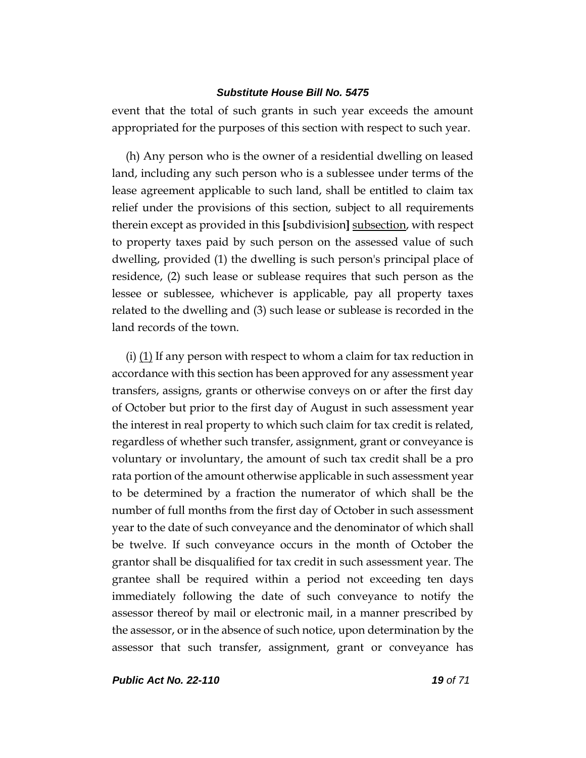event that the total of such grants in such year exceeds the amount appropriated for the purposes of this section with respect to such year.

(h) Any person who is the owner of a residential dwelling on leased land, including any such person who is a sublessee under terms of the lease agreement applicable to such land, shall be entitled to claim tax relief under the provisions of this section, subject to all requirements therein except as provided in this [subdivision] subsection, with respect to property taxes paid by such person on the assessed value of such dwelling, provided (1) the dwelling is such person's principal place of residence, (2) such lease or sublease requires that such person as the lessee or sublessee, whichever is applicable, pay all property taxes related to the dwelling and (3) such lease or sublease is recorded in the land records of the town.

(i) (1) If any person with respect to whom a claim for tax reduction in accordance with this section has been approved for any assessment year transfers, assigns, grants or otherwise conveys on or after the first day of October but prior to the first day of August in such assessment year the interest in real property to which such claim for tax credit is related, regardless of whether such transfer, assignment, grant or conveyance is voluntary or involuntary, the amount of such tax credit shall be a pro rata portion of the amount otherwise applicable in such assessment year to be determined by a fraction the numerator of which shall be the number of full months from the first day of October in such assessment year to the date of such conveyance and the denominator of which shall be twelve. If such conveyance occurs in the month of October the grantor shall be disqualified for tax credit in such assessment year. The grantee shall be required within a period not exceeding ten days immediately following the date of such conveyance to notify the assessor thereof by mail or electronic mail, in a manner prescribed by the assessor, or in the absence of such notice, upon determination by the assessor that such transfer, assignment, grant or conveyance has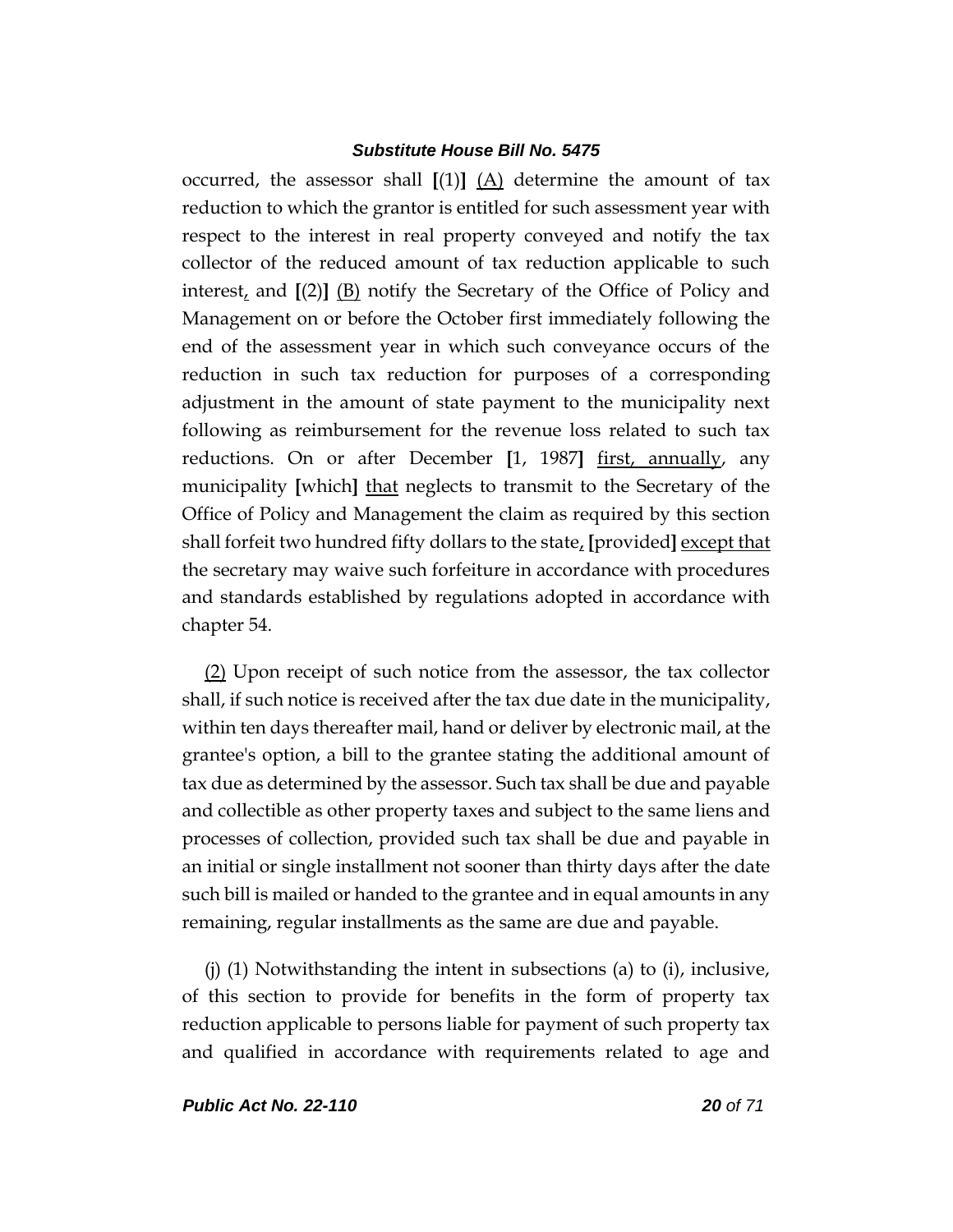occurred, the assessor shall [(1)] <u>(A)</u> determine the amount of tax reduction to which the grantor is entitled for such assessment year with respect to the interest in real property conveyed and notify the tax collector of the reduced amount of tax reduction applicable to such interest<u>,</u> and [(2)] <u>(B)</u> notify the Secretary of the Office of Policy and Management on or before the October first immediately following the end of the assessment year in which such conveyance occurs of the reduction in such tax reduction for purposes of a corresponding adjustment in the amount of state payment to the municipality next following as reimbursement for the revenue loss related to such tax reductions. On or after December [1, 1987] <u>first, annually</u>, any municipality [which] <u>that</u> neglects to transmit to the Secretary of the Office of Policy and Management the claim as required by this section shall forfeit two hundred fifty dollars to the state<u>,</u> [provided] <u>except that</u> the secretary may waive such forfeiture in accordance with procedures and standards established by regulations adopted in accordance with chapter 54.

<u>(2)</u> Upon receipt of such notice from the assessor, the tax collector shall, if such notice is received after the tax due date in the municipality, within ten days thereafter mail, hand or deliver by electronic mail, at the grantee's option, a bill to the grantee stating the additional amount of tax due as determined by the assessor. Such tax shall be due and payable and collectible as other property taxes and subject to the same liens and processes of collection, provided such tax shall be due and payable in an initial or single installment not sooner than thirty days after the date such bill is mailed or handed to the grantee and in equal amounts in any remaining, regular installments as the same are due and payable.

(j) (1) Notwithstanding the intent in subsections (a) to (i), inclusive, of this section to provide for benefits in the form of property tax reduction applicable to persons liable for payment of such property tax and qualified in accordance with requirements related to age and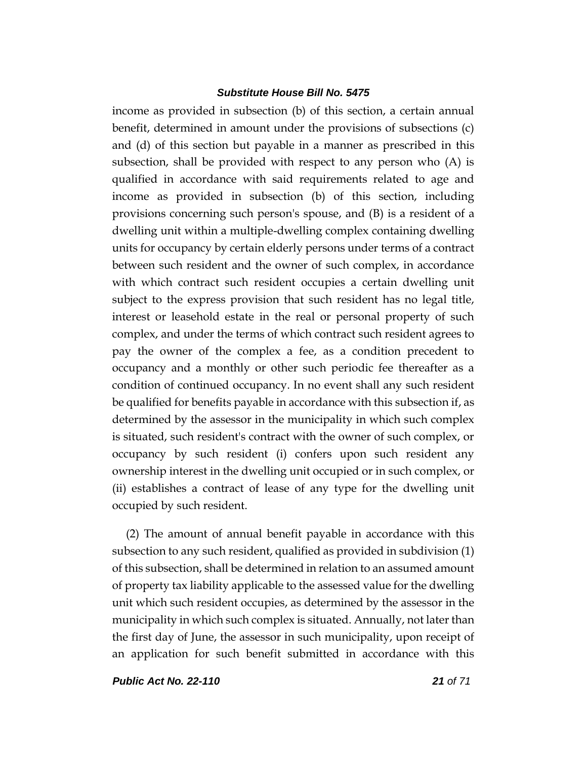income as provided in subsection (b) of this section, a certain annual benefit, determined in amount under the provisions of subsections (c) and (d) of this section but payable in a manner as prescribed in this subsection, shall be provided with respect to any person who (A) is qualified in accordance with said requirements related to age and income as provided in subsection (b) of this section, including provisions concerning such person's spouse, and (B) is a resident of a dwelling unit within a multiple-dwelling complex containing dwelling units for occupancy by certain elderly persons under terms of a contract between such resident and the owner of such complex, in accordance with which contract such resident occupies a certain dwelling unit subject to the express provision that such resident has no legal title, interest or leasehold estate in the real or personal property of such complex, and under the terms of which contract such resident agrees to pay the owner of the complex a fee, as a condition precedent to occupancy and a monthly or other such periodic fee thereafter as a condition of continued occupancy. In no event shall any such resident be qualified for benefits payable in accordance with this subsection if, as determined by the assessor in the municipality in which such complex is situated, such resident's contract with the owner of such complex, or occupancy by such resident (i) confers upon such resident any ownership interest in the dwelling unit occupied or in such complex, or (ii) establishes a contract of lease of any type for the dwelling unit occupied by such resident.

(2) The amount of annual benefit payable in accordance with this subsection to any such resident, qualified as provided in subdivision (1) of this subsection, shall be determined in relation to an assumed amount of property tax liability applicable to the assessed value for the dwelling unit which such resident occupies, as determined by the assessor in the municipality in which such complex is situated. Annually, not later than the first day of June, the assessor in such municipality, upon receipt of an application for such benefit submitted in accordance with this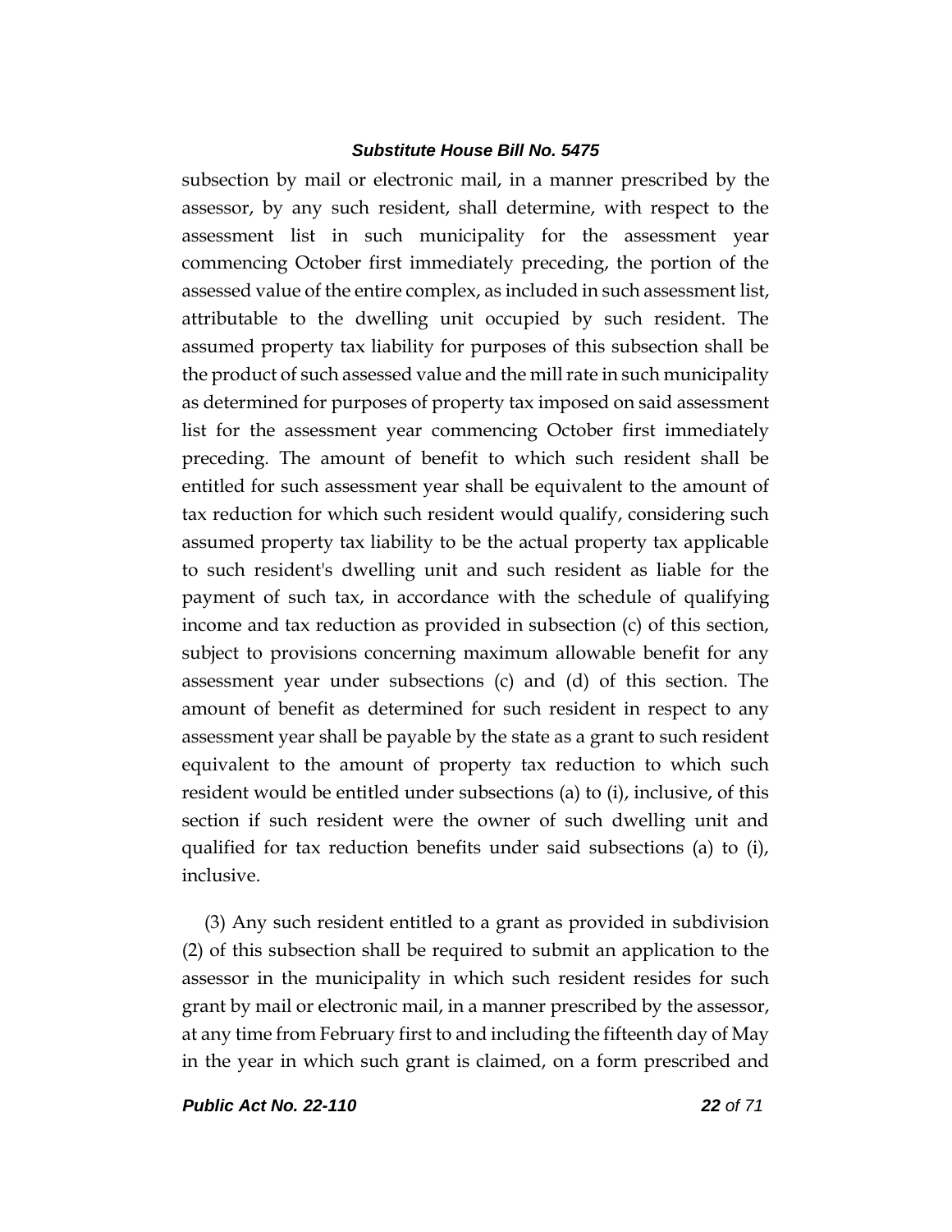subsection by mail or electronic mail, in a manner prescribed by the assessor, by any such resident, shall determine, with respect to the assessment list in such municipality for the assessment year commencing October first immediately preceding, the portion of the assessed value of the entire complex, as included in such assessment list, attributable to the dwelling unit occupied by such resident. The assumed property tax liability for purposes of this subsection shall be the product of such assessed value and the mill rate in such municipality as determined for purposes of property tax imposed on said assessment list for the assessment year commencing October first immediately preceding. The amount of benefit to which such resident shall be entitled for such assessment year shall be equivalent to the amount of tax reduction for which such resident would qualify, considering such assumed property tax liability to be the actual property tax applicable to such resident's dwelling unit and such resident as liable for the payment of such tax, in accordance with the schedule of qualifying income and tax reduction as provided in subsection (c) of this section, subject to provisions concerning maximum allowable benefit for any assessment year under subsections (c) and (d) of this section. The amount of benefit as determined for such resident in respect to any assessment year shall be payable by the state as a grant to such resident equivalent to the amount of property tax reduction to which such resident would be entitled under subsections (a) to (i), inclusive, of this section if such resident were the owner of such dwelling unit and qualified for tax reduction benefits under said subsections (a) to (i), inclusive.

(3) Any such resident entitled to a grant as provided in subdivision (2) of this subsection shall be required to submit an application to the assessor in the municipality in which such resident resides for such grant by mail or electronic mail, in a manner prescribed by the assessor, at any time from February first to and including the fifteenth day of May in the year in which such grant is claimed, on a form prescribed and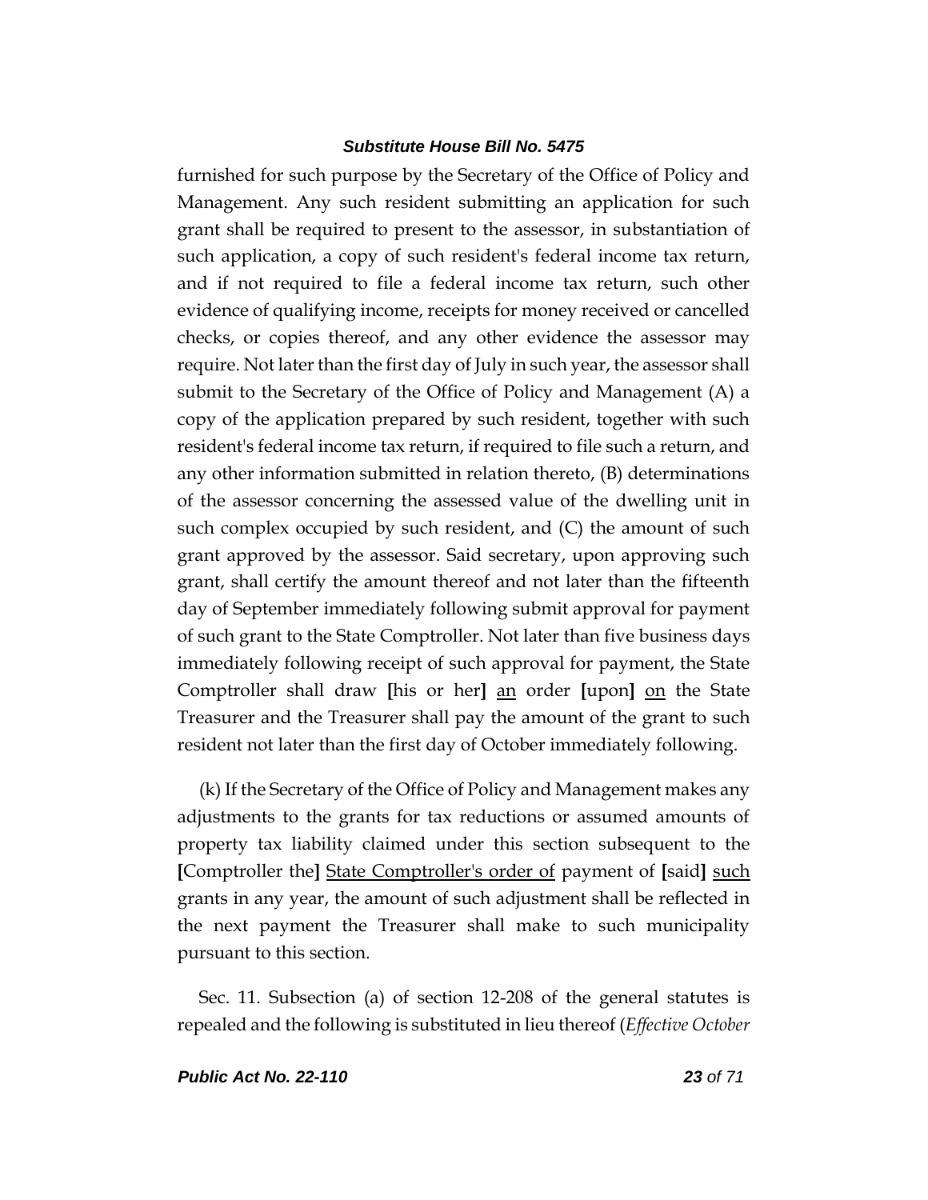furnished for such purpose by the Secretary of the Office of Policy and Management. Any such resident submitting an application for such grant shall be required to present to the assessor, in substantiation of such application, a copy of such resident's federal income tax return, and if not required to file a federal income tax return, such other evidence of qualifying income, receipts for money received or cancelled checks, or copies thereof, and any other evidence the assessor may require. Not later than the first day of July in such year, the assessor shall submit to the Secretary of the Office of Policy and Management (A) a copy of the application prepared by such resident, together with such resident's federal income tax return, if required to file such a return, and any other information submitted in relation thereto, (B) determinations of the assessor concerning the assessed value of the dwelling unit in such complex occupied by such resident, and (C) the amount of such grant approved by the assessor. Said secretary, upon approving such grant, shall certify the amount thereof and not later than the fifteenth day of September immediately following submit approval for payment of such grant to the State Comptroller. Not later than five business days immediately following receipt of such approval for payment, the State Comptroller shall draw **[**his or her**]** <u>an</u> order **[**upon**]** <u>on</u> the State Treasurer and the Treasurer shall pay the amount of the grant to such resident not later than the first day of October immediately following.

(k) If the Secretary of the Office of Policy and Management makes any adjustments to the grants for tax reductions or assumed amounts of property tax liability claimed under this section subsequent to the **[**Comptroller the**]** <u>State Comptroller's order of</u> payment of **[**said**]** <u>such</u> grants in any year, the amount of such adjustment shall be reflected in the next payment the Treasurer shall make to such municipality pursuant to this section.

Sec. 11. Subsection (a) of section 12-208 of the general statutes is repealed and the following is substituted in lieu thereof (*Effective October*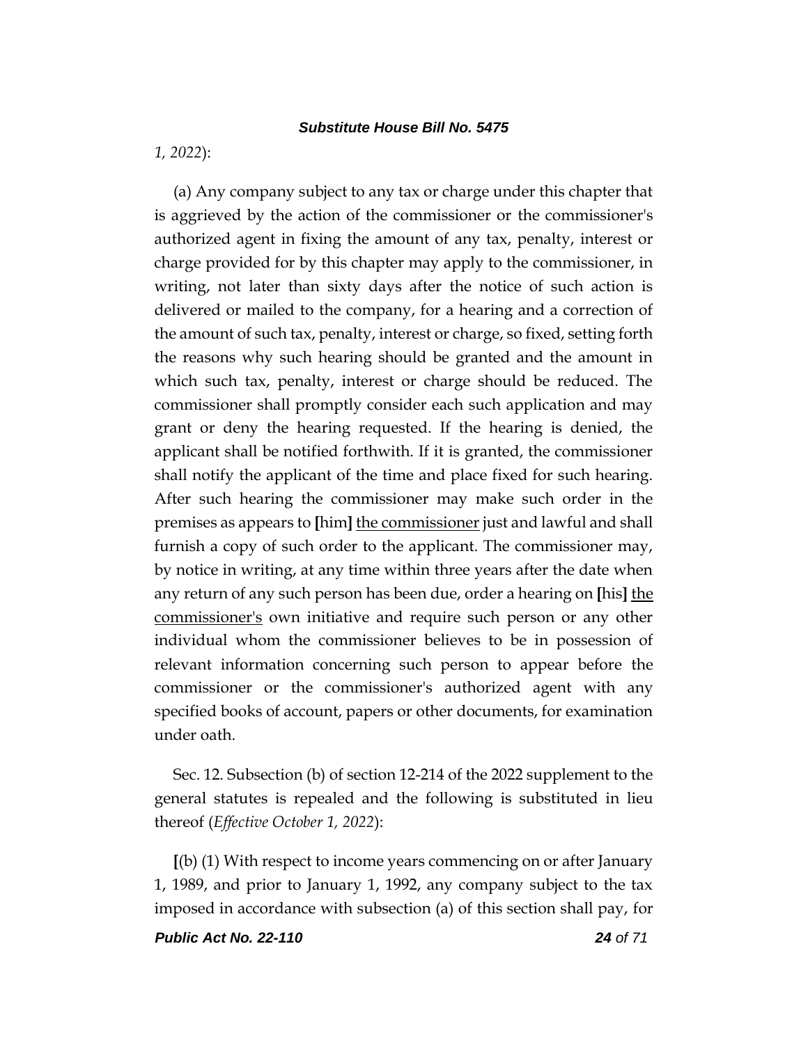*1, 2022*):

(a) Any company subject to any tax or charge under this chapter that is aggrieved by the action of the commissioner or the commissioner's authorized agent in fixing the amount of any tax, penalty, interest or charge provided for by this chapter may apply to the commissioner, in writing, not later than sixty days after the notice of such action is delivered or mailed to the company, for a hearing and a correction of the amount of such tax, penalty, interest or charge, so fixed, setting forth the reasons why such hearing should be granted and the amount in which such tax, penalty, interest or charge should be reduced. The commissioner shall promptly consider each such application and may grant or deny the hearing requested. If the hearing is denied, the applicant shall be notified forthwith. If it is granted, the commissioner shall notify the applicant of the time and place fixed for such hearing. After such hearing the commissioner may make such order in the premises as appears to **[**him**]** <u>the commissioner</u> just and lawful and shall furnish a copy of such order to the applicant. The commissioner may, by notice in writing, at any time within three years after the date when any return of any such person has been due, order a hearing on **[**his**]** <u>the commissioner's</u> own initiative and require such person or any other individual whom the commissioner believes to be in possession of relevant information concerning such person to appear before the commissioner or the commissioner's authorized agent with any specified books of account, papers or other documents, for examination under oath.

Sec. 12. Subsection (b) of section 12-214 of the 2022 supplement to the general statutes is repealed and the following is substituted in lieu thereof (*Effective October 1, 2022*):

**[**(b) (1) With respect to income years commencing on or after January 1, 1989, and prior to January 1, 1992, any company subject to the tax imposed in accordance with subsection (a) of this section shall pay, for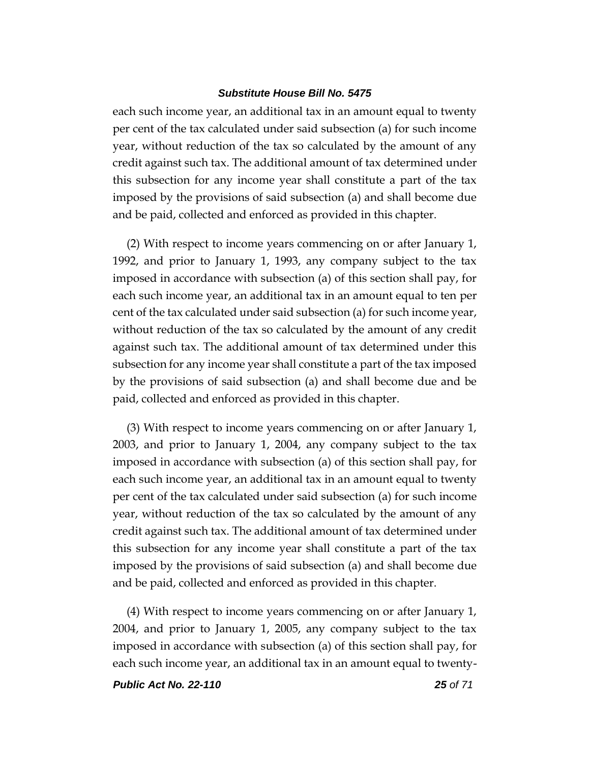each such income year, an additional tax in an amount equal to twenty per cent of the tax calculated under said subsection (a) for such income year, without reduction of the tax so calculated by the amount of any credit against such tax. The additional amount of tax determined under this subsection for any income year shall constitute a part of the tax imposed by the provisions of said subsection (a) and shall become due and be paid, collected and enforced as provided in this chapter.

(2) With respect to income years commencing on or after January 1, 1992, and prior to January 1, 1993, any company subject to the tax imposed in accordance with subsection (a) of this section shall pay, for each such income year, an additional tax in an amount equal to ten per cent of the tax calculated under said subsection (a) for such income year, without reduction of the tax so calculated by the amount of any credit against such tax. The additional amount of tax determined under this subsection for any income year shall constitute a part of the tax imposed by the provisions of said subsection (a) and shall become due and be paid, collected and enforced as provided in this chapter.

(3) With respect to income years commencing on or after January 1, 2003, and prior to January 1, 2004, any company subject to the tax imposed in accordance with subsection (a) of this section shall pay, for each such income year, an additional tax in an amount equal to twenty per cent of the tax calculated under said subsection (a) for such income year, without reduction of the tax so calculated by the amount of any credit against such tax. The additional amount of tax determined under this subsection for any income year shall constitute a part of the tax imposed by the provisions of said subsection (a) and shall become due and be paid, collected and enforced as provided in this chapter.

(4) With respect to income years commencing on or after January 1, 2004, and prior to January 1, 2005, any company subject to the tax imposed in accordance with subsection (a) of this section shall pay, for each such income year, an additional tax in an amount equal to twenty-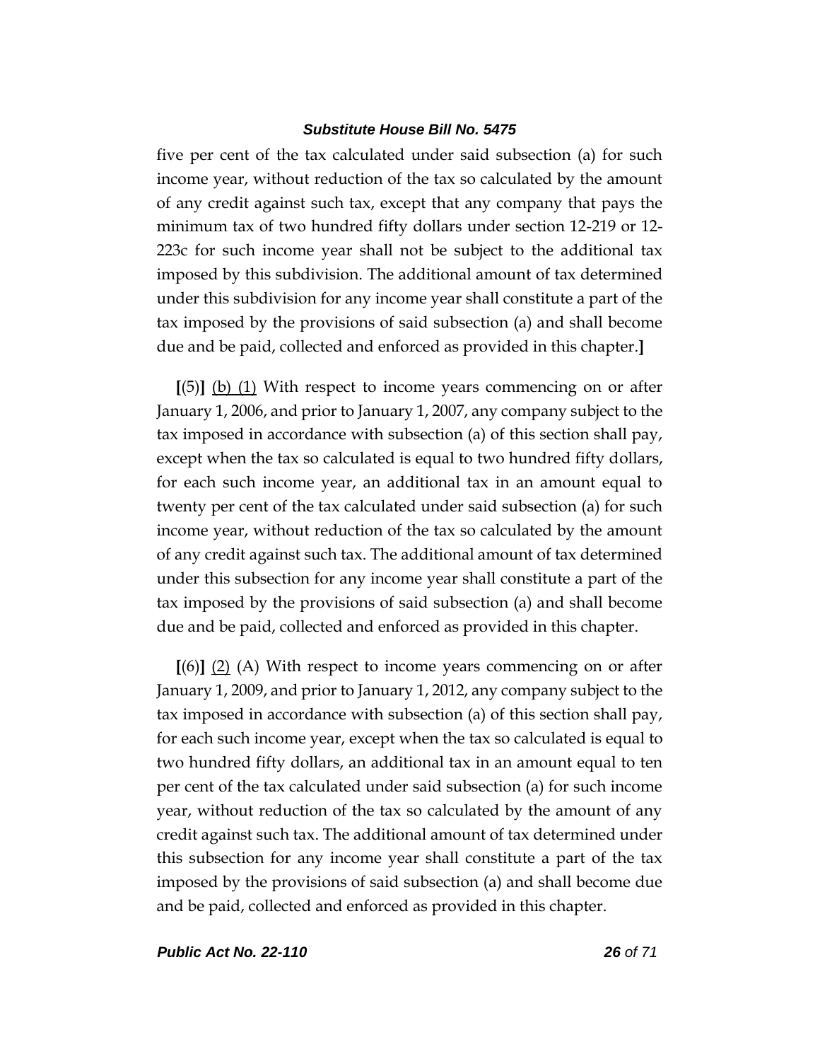five per cent of the tax calculated under said subsection (a) for such income year, without reduction of the tax so calculated by the amount of any credit against such tax, except that any company that pays the minimum tax of two hundred fifty dollars under section 12-219 or 12-223c for such income year shall not be subject to the additional tax imposed by this subdivision. The additional amount of tax determined under this subdivision for any income year shall constitute a part of the tax imposed by the provisions of said subsection (a) and shall become due and be paid, collected and enforced as provided in this chapter.**]**

**[**(5)**]** <u>(b) (1)</u> With respect to income years commencing on or after January 1, 2006, and prior to January 1, 2007, any company subject to the tax imposed in accordance with subsection (a) of this section shall pay, except when the tax so calculated is equal to two hundred fifty dollars, for each such income year, an additional tax in an amount equal to twenty per cent of the tax calculated under said subsection (a) for such income year, without reduction of the tax so calculated by the amount of any credit against such tax. The additional amount of tax determined under this subsection for any income year shall constitute a part of the tax imposed by the provisions of said subsection (a) and shall become due and be paid, collected and enforced as provided in this chapter.

**[**(6)**]** <u>(2)</u> (A) With respect to income years commencing on or after January 1, 2009, and prior to January 1, 2012, any company subject to the tax imposed in accordance with subsection (a) of this section shall pay, for each such income year, except when the tax so calculated is equal to two hundred fifty dollars, an additional tax in an amount equal to ten per cent of the tax calculated under said subsection (a) for such income year, without reduction of the tax so calculated by the amount of any credit against such tax. The additional amount of tax determined under this subsection for any income year shall constitute a part of the tax imposed by the provisions of said subsection (a) and shall become due and be paid, collected and enforced as provided in this chapter.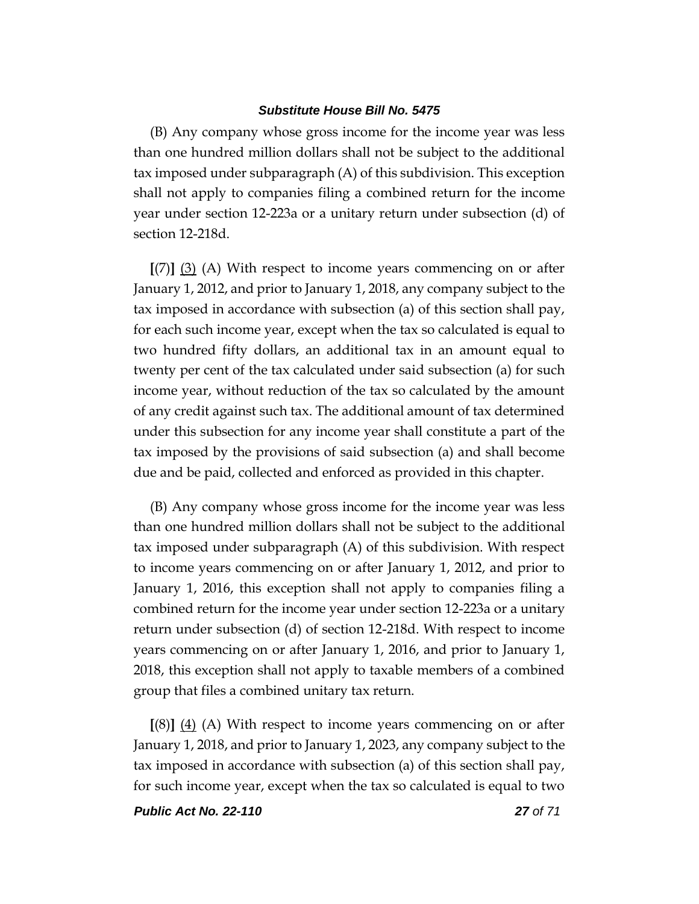(B) Any company whose gross income for the income year was less than one hundred million dollars shall not be subject to the additional tax imposed under subparagraph (A) of this subdivision. This exception shall not apply to companies filing a combined return for the income year under section 12-223a or a unitary return under subsection (d) of section 12-218d.

**[**(7)**]** <u>(3)</u> (A) With respect to income years commencing on or after January 1, 2012, and prior to January 1, 2018, any company subject to the tax imposed in accordance with subsection (a) of this section shall pay, for each such income year, except when the tax so calculated is equal to two hundred fifty dollars, an additional tax in an amount equal to twenty per cent of the tax calculated under said subsection (a) for such income year, without reduction of the tax so calculated by the amount of any credit against such tax. The additional amount of tax determined under this subsection for any income year shall constitute a part of the tax imposed by the provisions of said subsection (a) and shall become due and be paid, collected and enforced as provided in this chapter.

(B) Any company whose gross income for the income year was less than one hundred million dollars shall not be subject to the additional tax imposed under subparagraph (A) of this subdivision. With respect to income years commencing on or after January 1, 2012, and prior to January 1, 2016, this exception shall not apply to companies filing a combined return for the income year under section 12-223a or a unitary return under subsection (d) of section 12-218d. With respect to income years commencing on or after January 1, 2016, and prior to January 1, 2018, this exception shall not apply to taxable members of a combined group that files a combined unitary tax return.

**[**(8)**]** <u>(4)</u> (A) With respect to income years commencing on or after January 1, 2018, and prior to January 1, 2023, any company subject to the tax imposed in accordance with subsection (a) of this section shall pay, for such income year, except when the tax so calculated is equal to two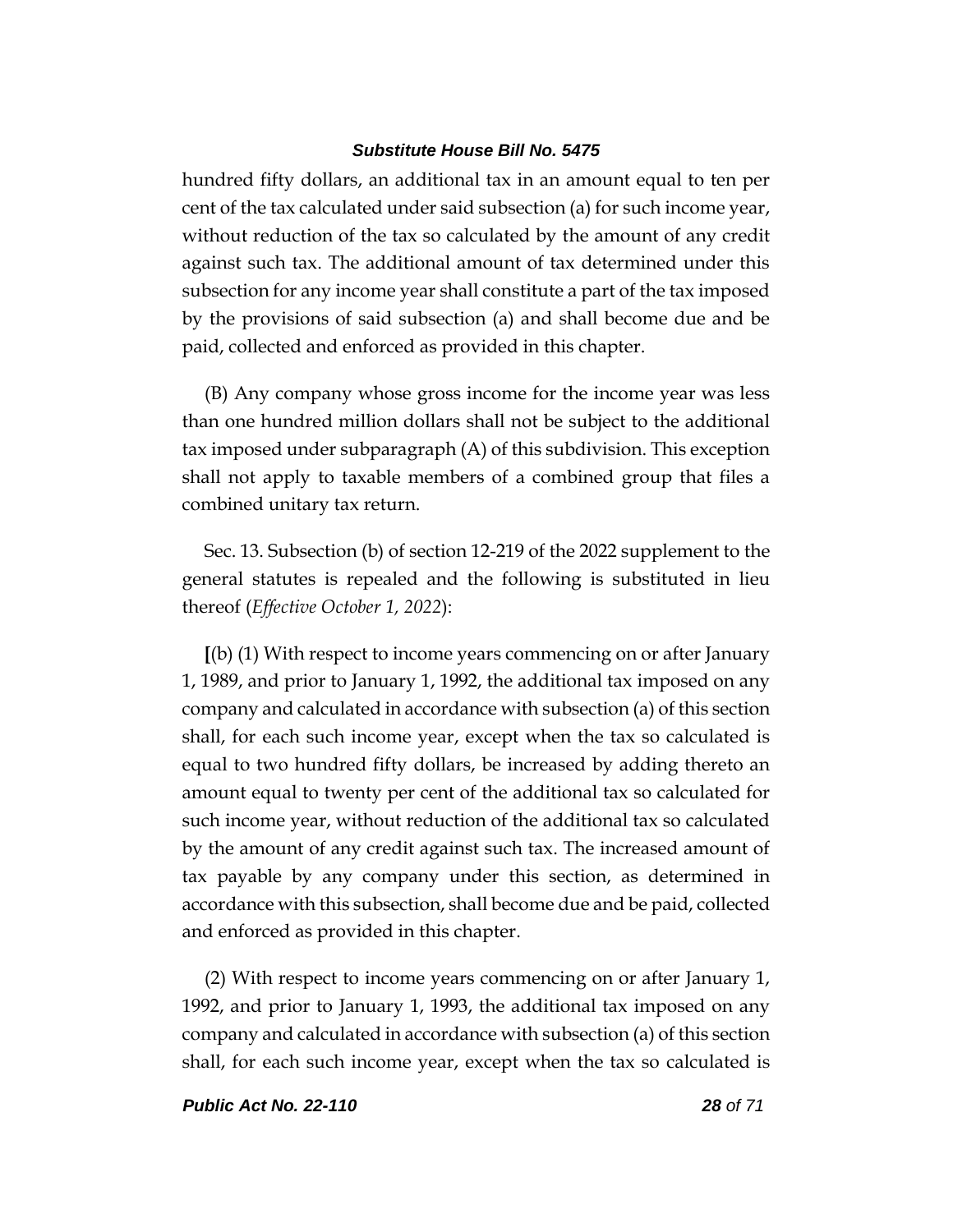hundred fifty dollars, an additional tax in an amount equal to ten per cent of the tax calculated under said subsection (a) for such income year, without reduction of the tax so calculated by the amount of any credit against such tax. The additional amount of tax determined under this subsection for any income year shall constitute a part of the tax imposed by the provisions of said subsection (a) and shall become due and be paid, collected and enforced as provided in this chapter.

(B) Any company whose gross income for the income year was less than one hundred million dollars shall not be subject to the additional tax imposed under subparagraph (A) of this subdivision. This exception shall not apply to taxable members of a combined group that files a combined unitary tax return.

Sec. 13. Subsection (b) of section 12-219 of the 2022 supplement to the general statutes is repealed and the following is substituted in lieu thereof (*Effective October 1, 2022*):

**[**(b) (1) With respect to income years commencing on or after January 1, 1989, and prior to January 1, 1992, the additional tax imposed on any company and calculated in accordance with subsection (a) of this section shall, for each such income year, except when the tax so calculated is equal to two hundred fifty dollars, be increased by adding thereto an amount equal to twenty per cent of the additional tax so calculated for such income year, without reduction of the additional tax so calculated by the amount of any credit against such tax. The increased amount of tax payable by any company under this section, as determined in accordance with this subsection, shall become due and be paid, collected and enforced as provided in this chapter.

(2) With respect to income years commencing on or after January 1, 1992, and prior to January 1, 1993, the additional tax imposed on any company and calculated in accordance with subsection (a) of this section shall, for each such income year, except when the tax so calculated is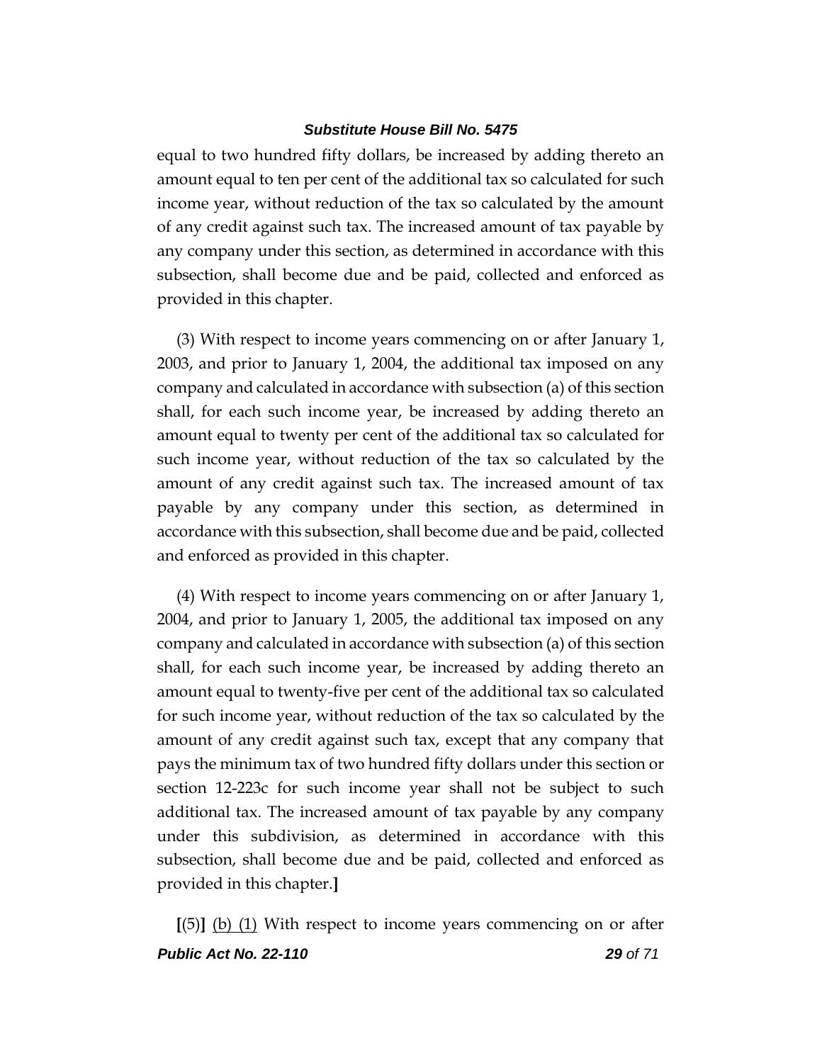equal to two hundred fifty dollars, be increased by adding thereto an amount equal to ten per cent of the additional tax so calculated for such income year, without reduction of the tax so calculated by the amount of any credit against such tax. The increased amount of tax payable by any company under this section, as determined in accordance with this subsection, shall become due and be paid, collected and enforced as provided in this chapter.

(3) With respect to income years commencing on or after January 1, 2003, and prior to January 1, 2004, the additional tax imposed on any company and calculated in accordance with subsection (a) of this section shall, for each such income year, be increased by adding thereto an amount equal to twenty per cent of the additional tax so calculated for such income year, without reduction of the tax so calculated by the amount of any credit against such tax. The increased amount of tax payable by any company under this section, as determined in accordance with this subsection, shall become due and be paid, collected and enforced as provided in this chapter.

(4) With respect to income years commencing on or after January 1, 2004, and prior to January 1, 2005, the additional tax imposed on any company and calculated in accordance with subsection (a) of this section shall, for each such income year, be increased by adding thereto an amount equal to twenty-five per cent of the additional tax so calculated for such income year, without reduction of the tax so calculated by the amount of any credit against such tax, except that any company that pays the minimum tax of two hundred fifty dollars under this section or section 12-223c for such income year shall not be subject to such additional tax. The increased amount of tax payable by any company under this subdivision, as determined in accordance with this subsection, shall become due and be paid, collected and enforced as provided in this chapter.**]**

**[**(5)**]** <u>(b) (1)</u> With respect to income years commencing on or after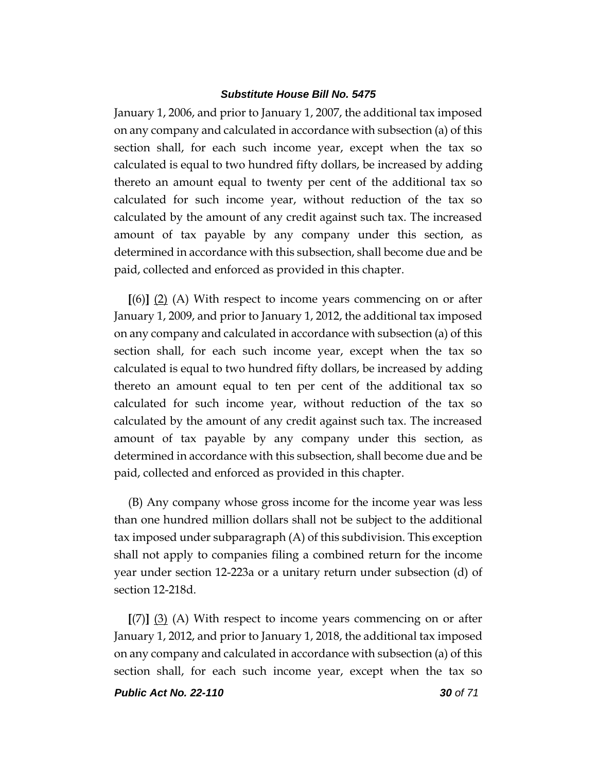January 1, 2006, and prior to January 1, 2007, the additional tax imposed on any company and calculated in accordance with subsection (a) of this section shall, for each such income year, except when the tax so calculated is equal to two hundred fifty dollars, be increased by adding thereto an amount equal to twenty per cent of the additional tax so calculated for such income year, without reduction of the tax so calculated by the amount of any credit against such tax. The increased amount of tax payable by any company under this section, as determined in accordance with this subsection, shall become due and be paid, collected and enforced as provided in this chapter.

**[**(6)**]** <u>(2)</u> (A) With respect to income years commencing on or after January 1, 2009, and prior to January 1, 2012, the additional tax imposed on any company and calculated in accordance with subsection (a) of this section shall, for each such income year, except when the tax so calculated is equal to two hundred fifty dollars, be increased by adding thereto an amount equal to ten per cent of the additional tax so calculated for such income year, without reduction of the tax so calculated by the amount of any credit against such tax. The increased amount of tax payable by any company under this section, as determined in accordance with this subsection, shall become due and be paid, collected and enforced as provided in this chapter.

(B) Any company whose gross income for the income year was less than one hundred million dollars shall not be subject to the additional tax imposed under subparagraph (A) of this subdivision. This exception shall not apply to companies filing a combined return for the income year under section 12-223a or a unitary return under subsection (d) of section 12-218d.

**[**(7)**]** <u>(3)</u> (A) With respect to income years commencing on or after January 1, 2012, and prior to January 1, 2018, the additional tax imposed on any company and calculated in accordance with subsection (a) of this section shall, for each such income year, except when the tax so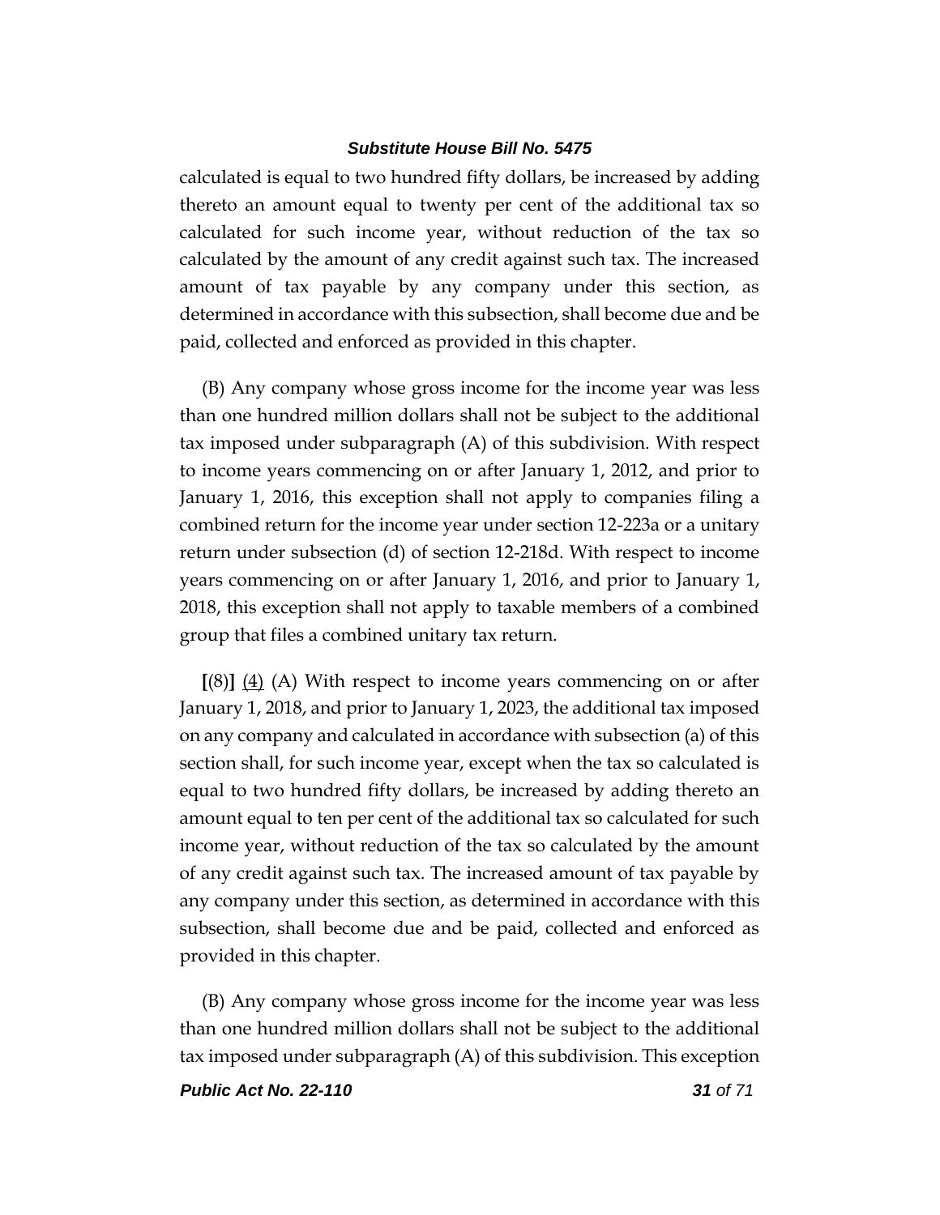calculated is equal to two hundred fifty dollars, be increased by adding thereto an amount equal to twenty per cent of the additional tax so calculated for such income year, without reduction of the tax so calculated by the amount of any credit against such tax. The increased amount of tax payable by any company under this section, as determined in accordance with this subsection, shall become due and be paid, collected and enforced as provided in this chapter.

(B) Any company whose gross income for the income year was less than one hundred million dollars shall not be subject to the additional tax imposed under subparagraph (A) of this subdivision. With respect to income years commencing on or after January 1, 2012, and prior to January 1, 2016, this exception shall not apply to companies filing a combined return for the income year under section 12-223a or a unitary return under subsection (d) of section 12-218d. With respect to income years commencing on or after January 1, 2016, and prior to January 1, 2018, this exception shall not apply to taxable members of a combined group that files a combined unitary tax return.

**[**(8)**]** <u>(4)</u> (A) With respect to income years commencing on or after January 1, 2018, and prior to January 1, 2023, the additional tax imposed on any company and calculated in accordance with subsection (a) of this section shall, for such income year, except when the tax so calculated is equal to two hundred fifty dollars, be increased by adding thereto an amount equal to ten per cent of the additional tax so calculated for such income year, without reduction of the tax so calculated by the amount of any credit against such tax. The increased amount of tax payable by any company under this section, as determined in accordance with this subsection, shall become due and be paid, collected and enforced as provided in this chapter.

(B) Any company whose gross income for the income year was less than one hundred million dollars shall not be subject to the additional tax imposed under subparagraph (A) of this subdivision. This exception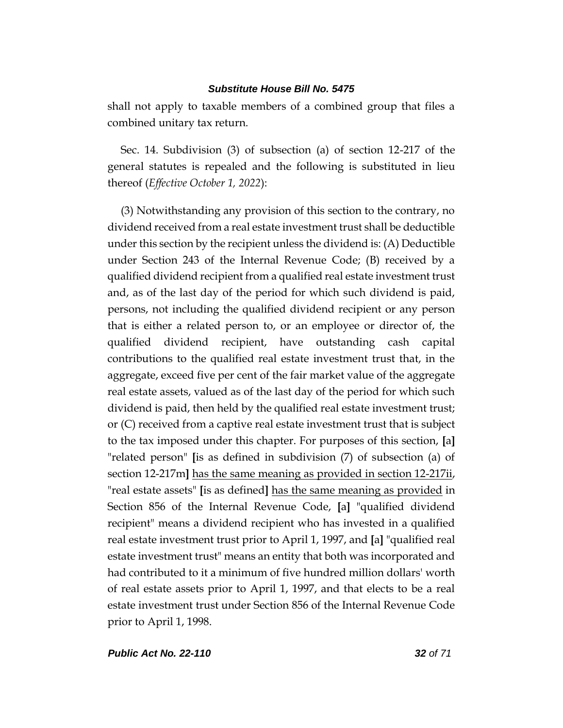shall not apply to taxable members of a combined group that files a combined unitary tax return.

Sec. 14. Subdivision (3) of subsection (a) of section 12-217 of the general statutes is repealed and the following is substituted in lieu thereof (*Effective October 1, 2022*):

(3) Notwithstanding any provision of this section to the contrary, no dividend received from a real estate investment trust shall be deductible under this section by the recipient unless the dividend is: (A) Deductible under Section 243 of the Internal Revenue Code; (B) received by a qualified dividend recipient from a qualified real estate investment trust and, as of the last day of the period for which such dividend is paid, persons, not including the qualified dividend recipient or any person that is either a related person to, or an employee or director of, the qualified dividend recipient, have outstanding cash capital contributions to the qualified real estate investment trust that, in the aggregate, exceed five per cent of the fair market value of the aggregate real estate assets, valued as of the last day of the period for which such dividend is paid, then held by the qualified real estate investment trust; or (C) received from a captive real estate investment trust that is subject to the tax imposed under this chapter. For purposes of this section, **[**a**]** "related person" **[**is as defined in subdivision (7) of subsection (a) of section 12-217m**]** <u>has the same meaning as provided in section 12-217ii</u>, "real estate assets" **[**is as defined**]** <u>has the same meaning as provided</u> in Section 856 of the Internal Revenue Code, **[**a**]** "qualified dividend recipient" means a dividend recipient who has invested in a qualified real estate investment trust prior to April 1, 1997, and **[**a**]** "qualified real estate investment trust" means an entity that both was incorporated and had contributed to it a minimum of five hundred million dollars' worth of real estate assets prior to April 1, 1997, and that elects to be a real estate investment trust under Section 856 of the Internal Revenue Code prior to April 1, 1998.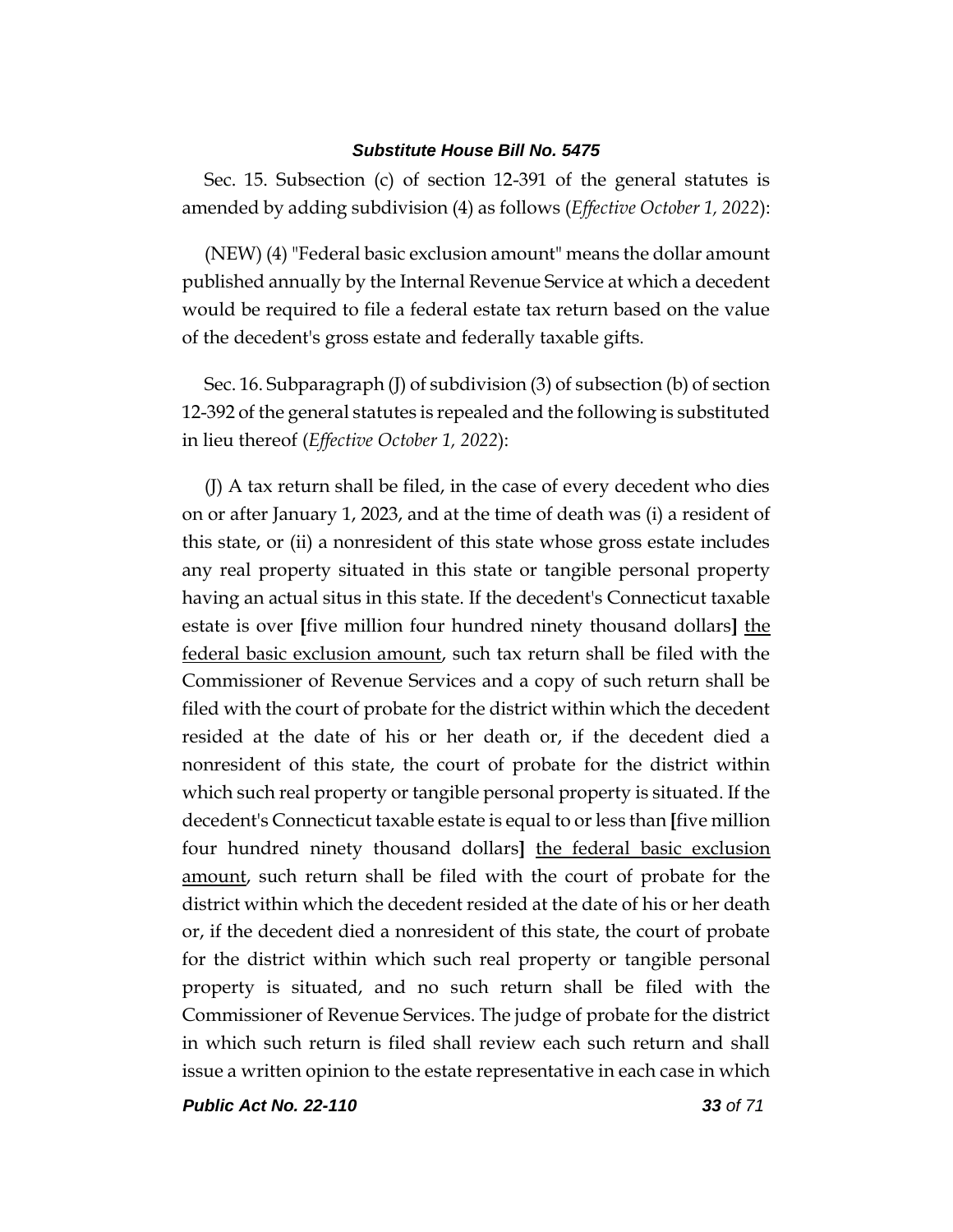Sec. 15. Subsection (c) of section 12-391 of the general statutes is amended by adding subdivision (4) as follows (*Effective October 1, 2022*):

(NEW) (4) "Federal basic exclusion amount" means the dollar amount published annually by the Internal Revenue Service at which a decedent would be required to file a federal estate tax return based on the value of the decedent's gross estate and federally taxable gifts.

Sec. 16. Subparagraph (J) of subdivision (3) of subsection (b) of section 12-392 of the general statutes is repealed and the following is substituted in lieu thereof (*Effective October 1, 2022*):

(J) A tax return shall be filed, in the case of every decedent who dies on or after January 1, 2023, and at the time of death was (i) a resident of this state, or (ii) a nonresident of this state whose gross estate includes any real property situated in this state or tangible personal property having an actual situs in this state. If the decedent's Connecticut taxable estate is over **[**five million four hundred ninety thousand dollars**]** <u>the federal basic exclusion amount</u>, such tax return shall be filed with the Commissioner of Revenue Services and a copy of such return shall be filed with the court of probate for the district within which the decedent resided at the date of his or her death or, if the decedent died a nonresident of this state, the court of probate for the district within which such real property or tangible personal property is situated. If the decedent's Connecticut taxable estate is equal to or less than **[**five million four hundred ninety thousand dollars**]** <u>the federal basic exclusion amount</u>, such return shall be filed with the court of probate for the district within which the decedent resided at the date of his or her death or, if the decedent died a nonresident of this state, the court of probate for the district within which such real property or tangible personal property is situated, and no such return shall be filed with the Commissioner of Revenue Services. The judge of probate for the district in which such return is filed shall review each such return and shall issue a written opinion to the estate representative in each case in which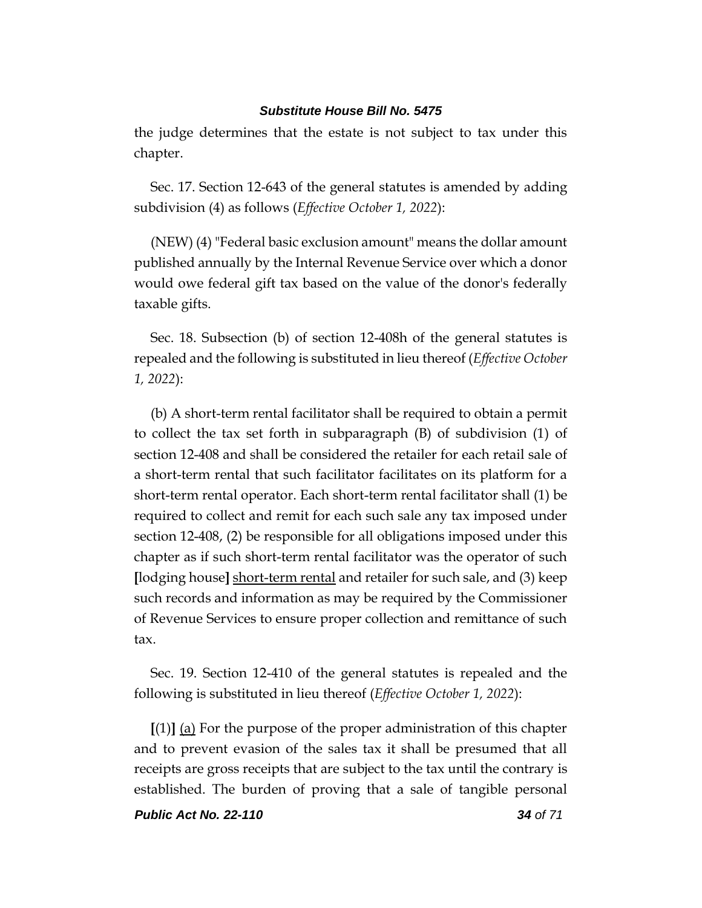the judge determines that the estate is not subject to tax under this chapter.

Sec. 17. Section 12-643 of the general statutes is amended by adding subdivision (4) as follows (*Effective October 1, 2022*):

(NEW) (4) "Federal basic exclusion amount" means the dollar amount published annually by the Internal Revenue Service over which a donor would owe federal gift tax based on the value of the donor's federally taxable gifts.

Sec. 18. Subsection (b) of section 12-408h of the general statutes is repealed and the following is substituted in lieu thereof (*Effective October 1, 2022*):

(b) A short-term rental facilitator shall be required to obtain a permit to collect the tax set forth in subparagraph (B) of subdivision (1) of section 12-408 and shall be considered the retailer for each retail sale of a short-term rental that such facilitator facilitates on its platform for a short-term rental operator. Each short-term rental facilitator shall (1) be required to collect and remit for each such sale any tax imposed under section 12-408, (2) be responsible for all obligations imposed under this chapter as if such short-term rental facilitator was the operator of such **[**lodging house**]** <u>short-term rental</u> and retailer for such sale, and (3) keep such records and information as may be required by the Commissioner of Revenue Services to ensure proper collection and remittance of such tax.

Sec. 19. Section 12-410 of the general statutes is repealed and the following is substituted in lieu thereof (*Effective October 1, 2022*):

**[**(1)**]** <u>(a)</u> For the purpose of the proper administration of this chapter and to prevent evasion of the sales tax it shall be presumed that all receipts are gross receipts that are subject to the tax until the contrary is established. The burden of proving that a sale of tangible personal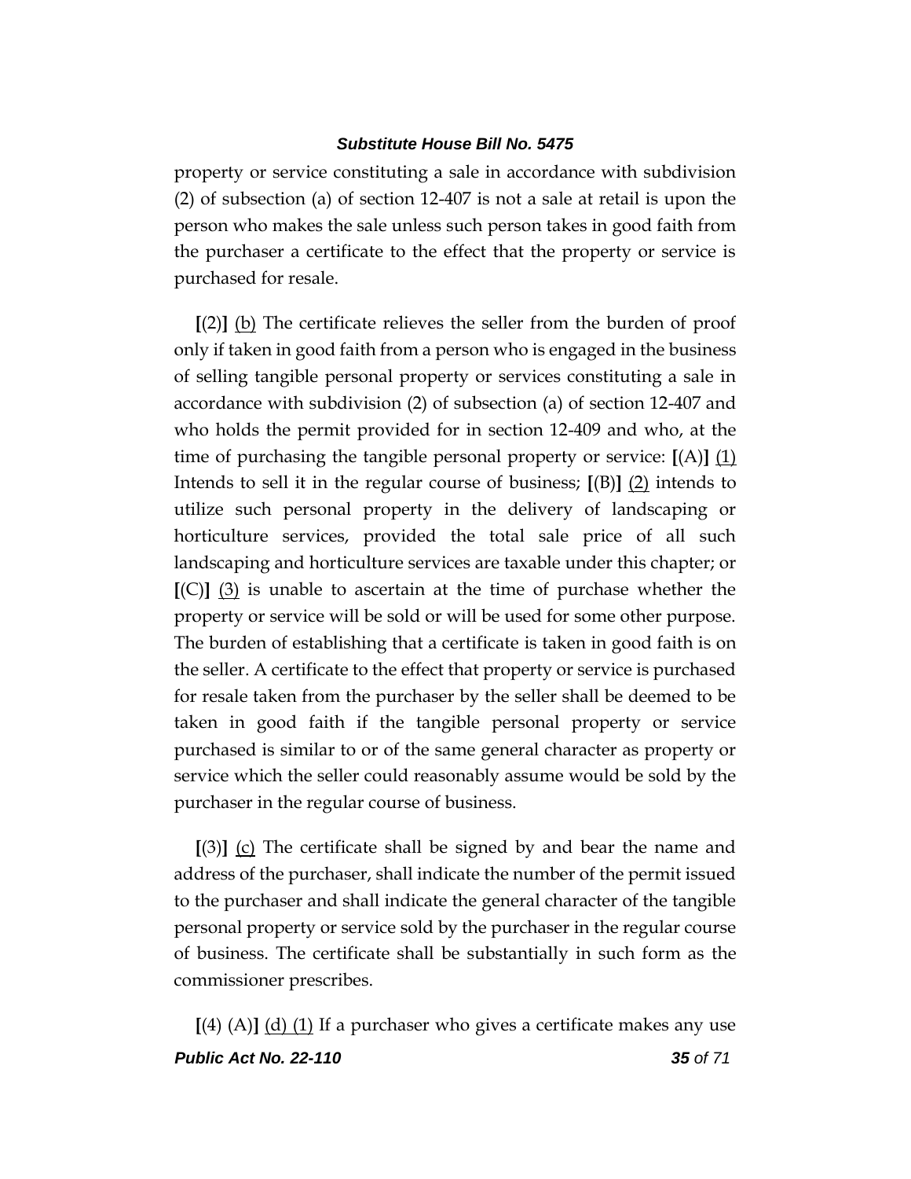property or service constituting a sale in accordance with subdivision (2) of subsection (a) of section 12-407 is not a sale at retail is upon the person who makes the sale unless such person takes in good faith from the purchaser a certificate to the effect that the property or service is purchased for resale.

**[**(2)**]** <u>(b)</u> The certificate relieves the seller from the burden of proof only if taken in good faith from a person who is engaged in the business of selling tangible personal property or services constituting a sale in accordance with subdivision (2) of subsection (a) of section 12-407 and who holds the permit provided for in section 12-409 and who, at the time of purchasing the tangible personal property or service: **[**(A)**]** <u>(1)</u> Intends to sell it in the regular course of business; **[**(B)**]** <u>(2)</u> intends to utilize such personal property in the delivery of landscaping or horticulture services, provided the total sale price of all such landscaping and horticulture services are taxable under this chapter; or **[**(C)**]** <u>(3)</u> is unable to ascertain at the time of purchase whether the property or service will be sold or will be used for some other purpose. The burden of establishing that a certificate is taken in good faith is on the seller. A certificate to the effect that property or service is purchased for resale taken from the purchaser by the seller shall be deemed to be taken in good faith if the tangible personal property or service purchased is similar to or of the same general character as property or service which the seller could reasonably assume would be sold by the purchaser in the regular course of business.

**[**(3)**]** <u>(c)</u> The certificate shall be signed by and bear the name and address of the purchaser, shall indicate the number of the permit issued to the purchaser and shall indicate the general character of the tangible personal property or service sold by the purchaser in the regular course of business. The certificate shall be substantially in such form as the commissioner prescribes.

**[**(4) (A)**]** <u>(d) (1)</u> If a purchaser who gives a certificate makes any use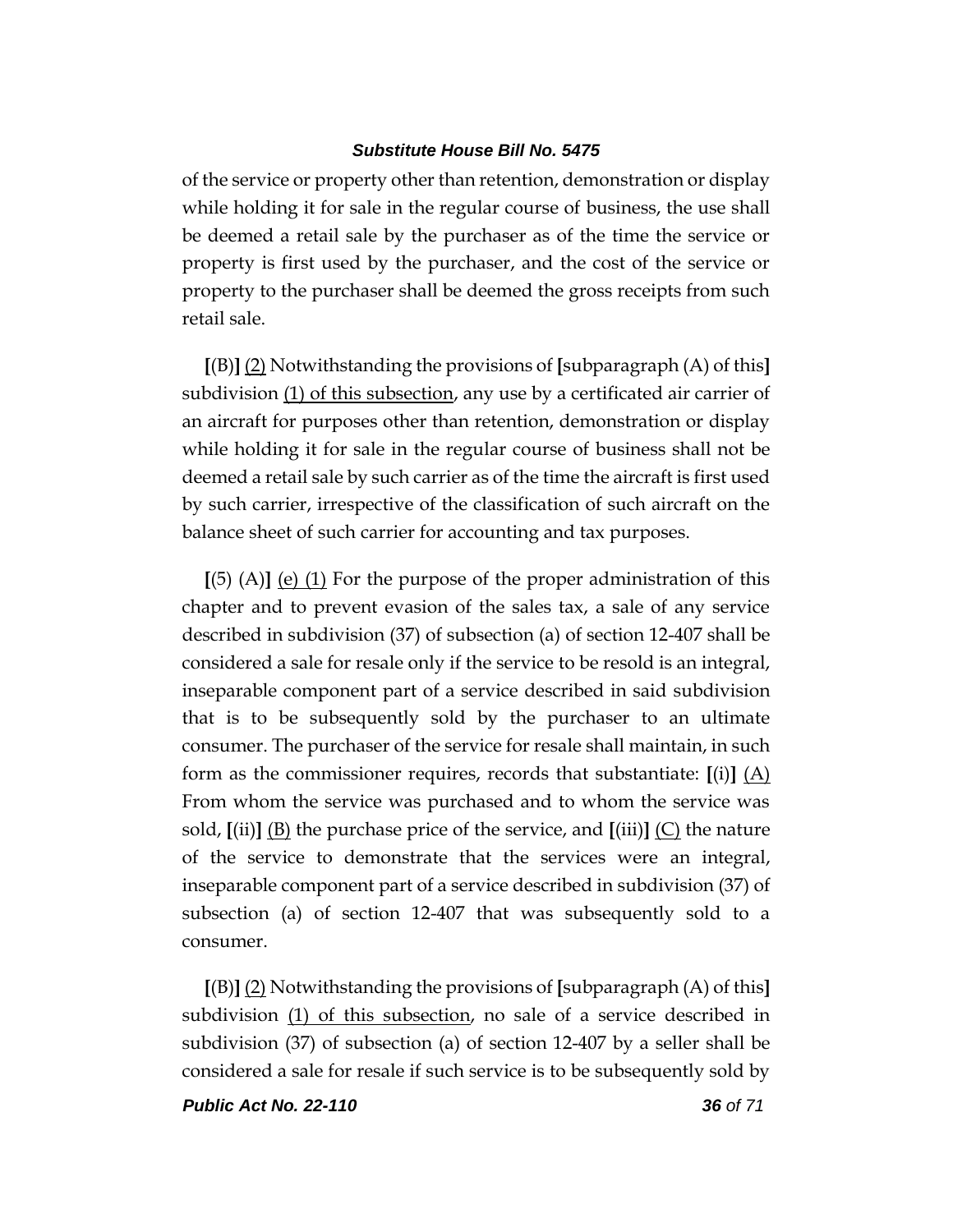of the service or property other than retention, demonstration or display while holding it for sale in the regular course of business, the use shall be deemed a retail sale by the purchaser as of the time the service or property is first used by the purchaser, and the cost of the service or property to the purchaser shall be deemed the gross receipts from such retail sale.

**[**(B)**]** <u>(2)</u> Notwithstanding the provisions of **[**subparagraph (A) of this**]** subdivision <u>(1) of this subsection</u>, any use by a certificated air carrier of an aircraft for purposes other than retention, demonstration or display while holding it for sale in the regular course of business shall not be deemed a retail sale by such carrier as of the time the aircraft is first used by such carrier, irrespective of the classification of such aircraft on the balance sheet of such carrier for accounting and tax purposes.

**[**(5) (A)**]** <u>(e) (1)</u> For the purpose of the proper administration of this chapter and to prevent evasion of the sales tax, a sale of any service described in subdivision (37) of subsection (a) of section 12-407 shall be considered a sale for resale only if the service to be resold is an integral, inseparable component part of a service described in said subdivision that is to be subsequently sold by the purchaser to an ultimate consumer. The purchaser of the service for resale shall maintain, in such form as the commissioner requires, records that substantiate: **[**(i)**]** <u>(A)</u> From whom the service was purchased and to whom the service was sold, **[**(ii)**]** <u>(B)</u> the purchase price of the service, and **[**(iii)**]** <u>(C)</u> the nature of the service to demonstrate that the services were an integral, inseparable component part of a service described in subdivision (37) of subsection (a) of section 12-407 that was subsequently sold to a consumer.

**[**(B)**]** <u>(2)</u> Notwithstanding the provisions of **[**subparagraph (A) of this**]** subdivision <u>(1) of this subsection</u>, no sale of a service described in subdivision (37) of subsection (a) of section 12-407 by a seller shall be considered a sale for resale if such service is to be subsequently sold by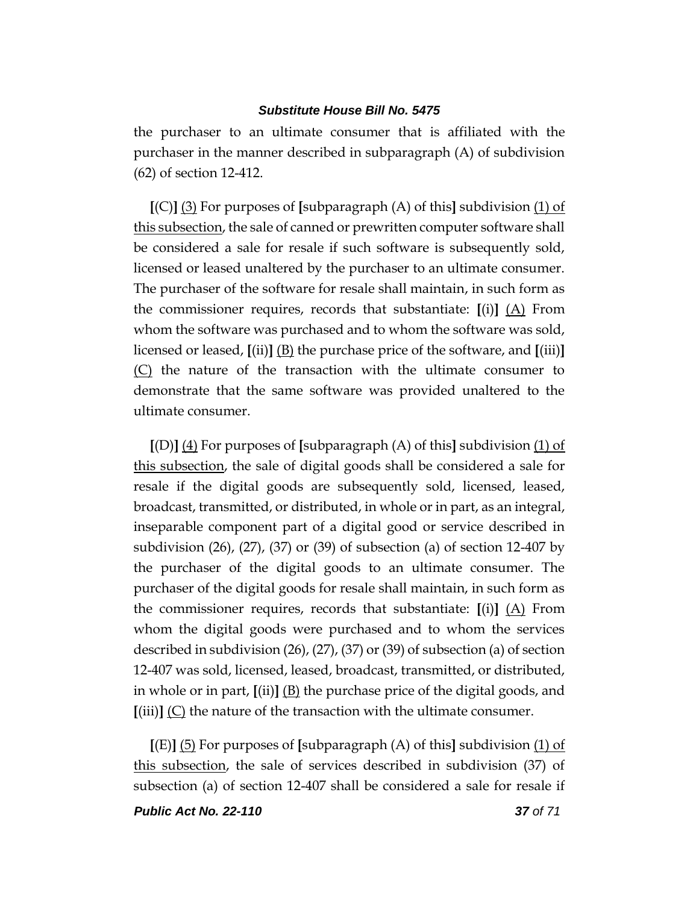the purchaser to an ultimate consumer that is affiliated with the purchaser in the manner described in subparagraph (A) of subdivision (62) of section 12-412.

**[**(C)**]** <u>(3)</u> For purposes of **[**subparagraph (A) of this**]** subdivision <u>(1) of this subsection</u>, the sale of canned or prewritten computer software shall be considered a sale for resale if such software is subsequently sold, licensed or leased unaltered by the purchaser to an ultimate consumer. The purchaser of the software for resale shall maintain, in such form as the commissioner requires, records that substantiate: **[**(i)**]** <u>(A)</u> From whom the software was purchased and to whom the software was sold, licensed or leased, **[**(ii)**]** <u>(B)</u> the purchase price of the software, and **[**(iii)**]** <u>(C)</u> the nature of the transaction with the ultimate consumer to demonstrate that the same software was provided unaltered to the ultimate consumer.

**[**(D)**]** <u>(4)</u> For purposes of **[**subparagraph (A) of this**]** subdivision <u>(1) of this subsection</u>, the sale of digital goods shall be considered a sale for resale if the digital goods are subsequently sold, licensed, leased, broadcast, transmitted, or distributed, in whole or in part, as an integral, inseparable component part of a digital good or service described in subdivision (26), (27), (37) or (39) of subsection (a) of section 12-407 by the purchaser of the digital goods to an ultimate consumer. The purchaser of the digital goods for resale shall maintain, in such form as the commissioner requires, records that substantiate: **[**(i)**]** <u>(A)</u> From whom the digital goods were purchased and to whom the services described in subdivision (26), (27), (37) or (39) of subsection (a) of section 12-407 was sold, licensed, leased, broadcast, transmitted, or distributed, in whole or in part, **[**(ii)**]** <u>(B)</u> the purchase price of the digital goods, and **[**(iii)**]** <u>(C)</u> the nature of the transaction with the ultimate consumer.

**[**(E)**]** <u>(5)</u> For purposes of **[**subparagraph (A) of this**]** subdivision <u>(1) of this subsection</u>, the sale of services described in subdivision (37) of subsection (a) of section 12-407 shall be considered a sale for resale if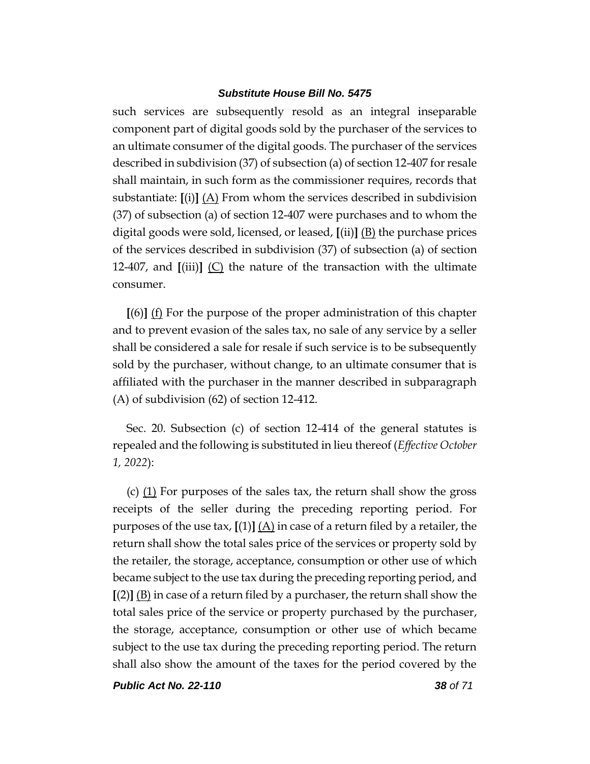such services are subsequently resold as an integral inseparable component part of digital goods sold by the purchaser of the services to an ultimate consumer of the digital goods. The purchaser of the services described in subdivision (37) of subsection (a) of section 12-407 for resale shall maintain, in such form as the commissioner requires, records that substantiate: **[**(i)**]** <u>(A)</u> From whom the services described in subdivision (37) of subsection (a) of section 12-407 were purchases and to whom the digital goods were sold, licensed, or leased, **[**(ii)**]** <u>(B)</u> the purchase prices of the services described in subdivision (37) of subsection (a) of section 12-407, and **[**(iii)**]** <u>(C)</u> the nature of the transaction with the ultimate consumer.

**[**(6)**]** <u>(f)</u> For the purpose of the proper administration of this chapter and to prevent evasion of the sales tax, no sale of any service by a seller shall be considered a sale for resale if such service is to be subsequently sold by the purchaser, without change, to an ultimate consumer that is affiliated with the purchaser in the manner described in subparagraph (A) of subdivision (62) of section 12-412.

Sec. 20. Subsection (c) of section 12-414 of the general statutes is repealed and the following is substituted in lieu thereof (*Effective October 1, 2022*):

(c) <u>(1)</u> For purposes of the sales tax, the return shall show the gross receipts of the seller during the preceding reporting period. For purposes of the use tax, **[**(1)**]** <u>(A)</u> in case of a return filed by a retailer, the return shall show the total sales price of the services or property sold by the retailer, the storage, acceptance, consumption or other use of which became subject to the use tax during the preceding reporting period, and **[**(2)**]** <u>(B)</u> in case of a return filed by a purchaser, the return shall show the total sales price of the service or property purchased by the purchaser, the storage, acceptance, consumption or other use of which became subject to the use tax during the preceding reporting period. The return shall also show the amount of the taxes for the period covered by the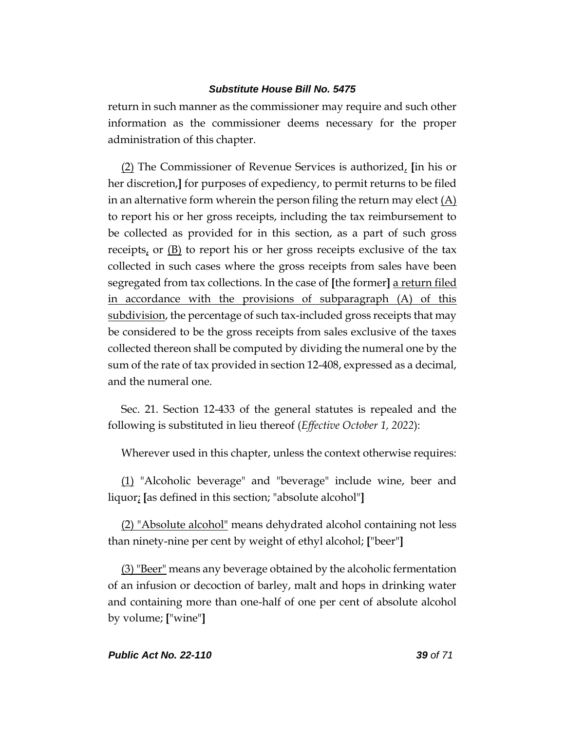return in such manner as the commissioner may require and such other information as the commissioner deems necessary for the proper administration of this chapter.

(2) The Commissioner of Revenue Services is authorized, [in his or her discretion,] for purposes of expediency, to permit returns to be filed in an alternative form wherein the person filing the return may elect (A) to report his or her gross receipts, including the tax reimbursement to be collected as provided for in this section, as a part of such gross receipts, or (B) to report his or her gross receipts exclusive of the tax collected in such cases where the gross receipts from sales have been segregated from tax collections. In the case of [the former] a return filed in accordance with the provisions of subparagraph (A) of this subdivision, the percentage of such tax-included gross receipts that may be considered to be the gross receipts from sales exclusive of the taxes collected thereon shall be computed by dividing the numeral one by the sum of the rate of tax provided in section 12-408, expressed as a decimal, and the numeral one.

Sec. 21. Section 12-433 of the general statutes is repealed and the following is substituted in lieu thereof (*Effective October 1, 2022*):

Wherever used in this chapter, unless the context otherwise requires:

(1) "Alcoholic beverage" and "beverage" include wine, beer and liquor; [as defined in this section; "absolute alcohol"]

(2) "Absolute alcohol" means dehydrated alcohol containing not less than ninety-nine per cent by weight of ethyl alcohol; ["beer"]

(3) "Beer" means any beverage obtained by the alcoholic fermentation of an infusion or decoction of barley, malt and hops in drinking water and containing more than one-half of one per cent of absolute alcohol by volume; ["wine"]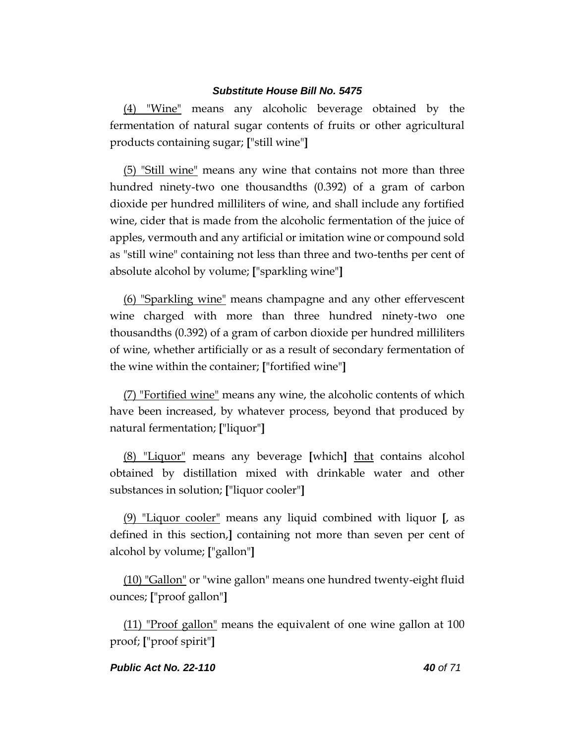(4) "Wine" means any alcoholic beverage obtained by the fermentation of natural sugar contents of fruits or other agricultural products containing sugar; ["still wine"]

(5) "Still wine" means any wine that contains not more than three hundred ninety-two one thousandths (0.392) of a gram of carbon dioxide per hundred milliliters of wine, and shall include any fortified wine, cider that is made from the alcoholic fermentation of the juice of apples, vermouth and any artificial or imitation wine or compound sold as "still wine" containing not less than three and two-tenths per cent of absolute alcohol by volume; ["sparkling wine"]

(6) "Sparkling wine" means champagne and any other effervescent wine charged with more than three hundred ninety-two one thousandths (0.392) of a gram of carbon dioxide per hundred milliliters of wine, whether artificially or as a result of secondary fermentation of the wine within the container; ["fortified wine"]

(7) "Fortified wine" means any wine, the alcoholic contents of which have been increased, by whatever process, beyond that produced by natural fermentation; ["liquor"]

(8) "Liquor" means any beverage [which] that contains alcohol obtained by distillation mixed with drinkable water and other substances in solution; ["liquor cooler"]

(9) "Liquor cooler" means any liquid combined with liquor [, as defined in this section,] containing not more than seven per cent of alcohol by volume; ["gallon"]

(10) "Gallon" or "wine gallon" means one hundred twenty-eight fluid ounces; ["proof gallon"]

(11) "Proof gallon" means the equivalent of one wine gallon at 100 proof; ["proof spirit"]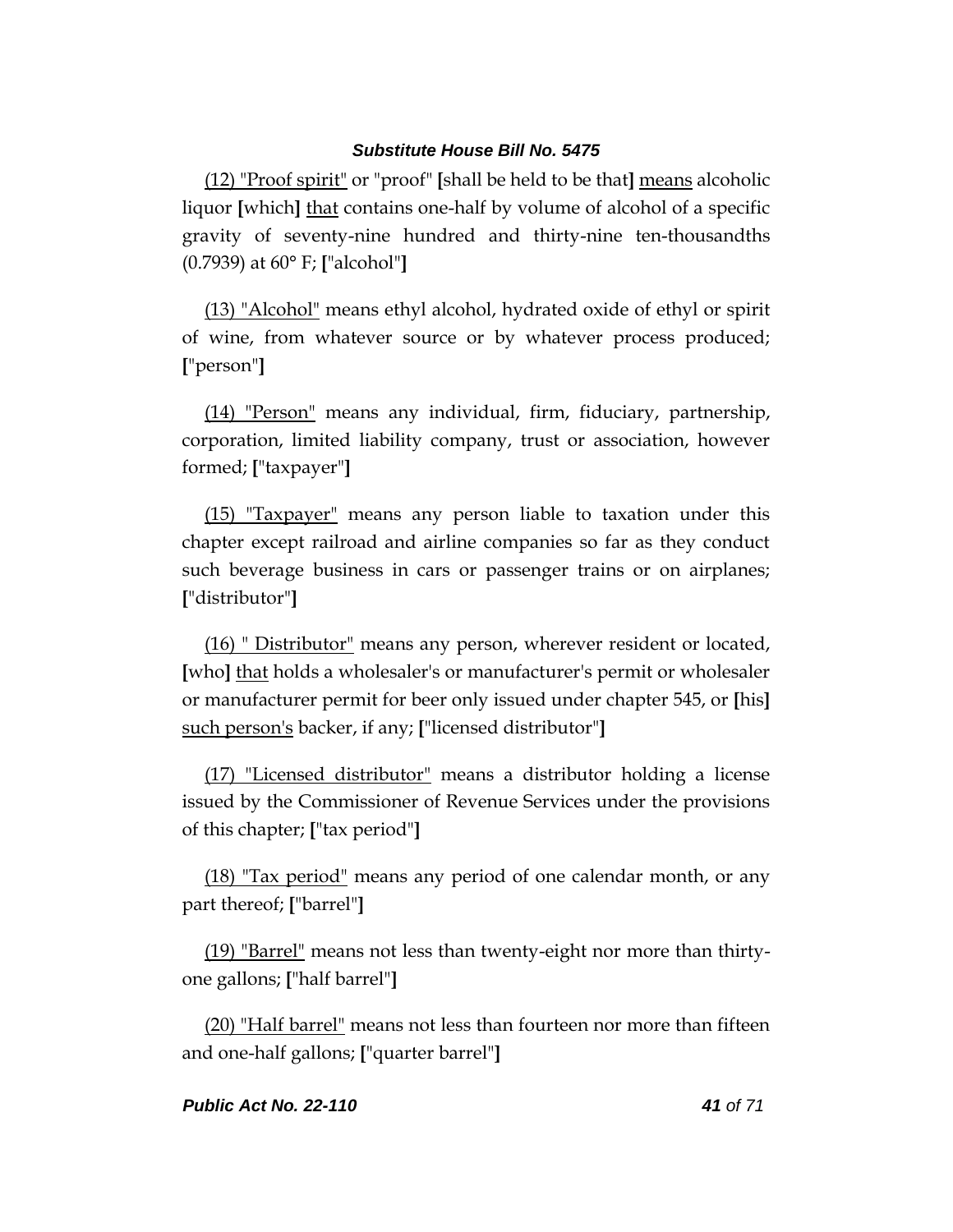(12) "Proof spirit" or "proof" [shall be held to be that] means alcoholic liquor [which] that contains one-half by volume of alcohol of a specific gravity of seventy-nine hundred and thirty-nine ten-thousandths (0.7939) at 60° F; ["alcohol"]

(13) "Alcohol" means ethyl alcohol, hydrated oxide of ethyl or spirit of wine, from whatever source or by whatever process produced; ["person"]

(14) "Person" means any individual, firm, fiduciary, partnership, corporation, limited liability company, trust or association, however formed; ["taxpayer"]

(15) "Taxpayer" means any person liable to taxation under this chapter except railroad and airline companies so far as they conduct such beverage business in cars or passenger trains or on airplanes; ["distributor"]

(16) " Distributor" means any person, wherever resident or located, [who] that holds a wholesaler's or manufacturer's permit or wholesaler or manufacturer permit for beer only issued under chapter 545, or [his] such person's backer, if any; ["licensed distributor"]

(17) "Licensed distributor" means a distributor holding a license issued by the Commissioner of Revenue Services under the provisions of this chapter; ["tax period"]

(18) "Tax period" means any period of one calendar month, or any part thereof; ["barrel"]

(19) "Barrel" means not less than twenty-eight nor more than thirty-one gallons; ["half barrel"]

(20) "Half barrel" means not less than fourteen nor more than fifteen and one-half gallons; ["quarter barrel"]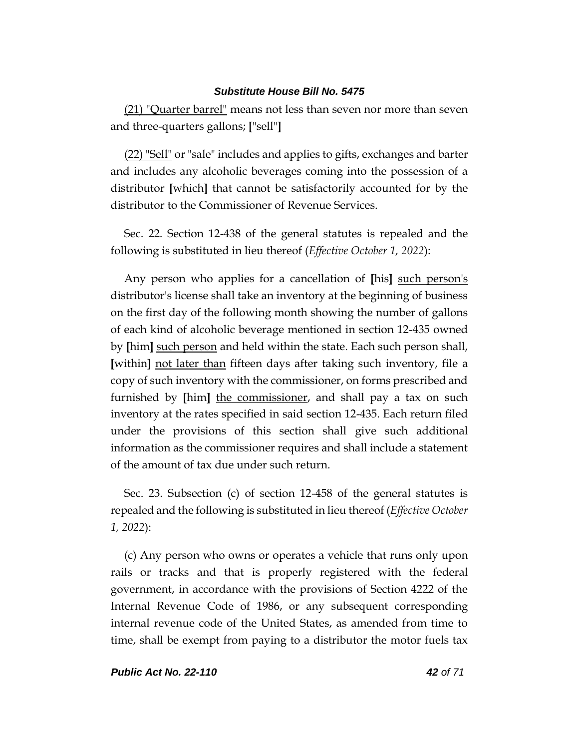(21) "Quarter barrel" means not less than seven nor more than seven and three-quarters gallons; ["sell"]

(22) "Sell" or "sale" includes and applies to gifts, exchanges and barter and includes any alcoholic beverages coming into the possession of a distributor [which] that cannot be satisfactorily accounted for by the distributor to the Commissioner of Revenue Services.

Sec. 22. Section 12-438 of the general statutes is repealed and the following is substituted in lieu thereof (*Effective October 1, 2022*):

Any person who applies for a cancellation of [his] such person's distributor's license shall take an inventory at the beginning of business on the first day of the following month showing the number of gallons of each kind of alcoholic beverage mentioned in section 12-435 owned by [him] such person and held within the state. Each such person shall, [within] not later than fifteen days after taking such inventory, file a copy of such inventory with the commissioner, on forms prescribed and furnished by [him] the commissioner, and shall pay a tax on such inventory at the rates specified in said section 12-435. Each return filed under the provisions of this section shall give such additional information as the commissioner requires and shall include a statement of the amount of tax due under such return.

Sec. 23. Subsection (c) of section 12-458 of the general statutes is repealed and the following is substituted in lieu thereof (*Effective October 1, 2022*):

(c) Any person who owns or operates a vehicle that runs only upon rails or tracks and that is properly registered with the federal government, in accordance with the provisions of Section 4222 of the Internal Revenue Code of 1986, or any subsequent corresponding internal revenue code of the United States, as amended from time to time, shall be exempt from paying to a distributor the motor fuels tax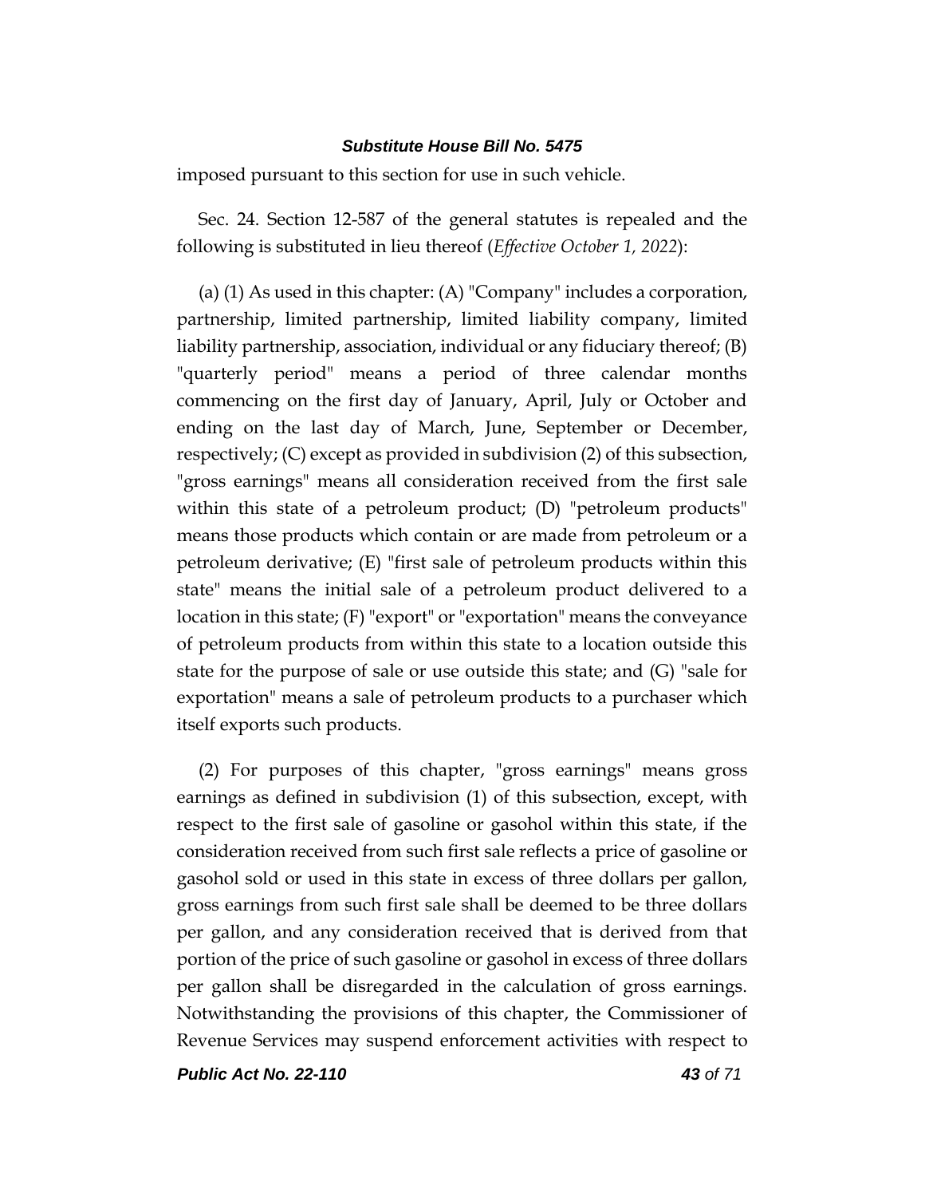imposed pursuant to this section for use in such vehicle.

Sec. 24. Section 12-587 of the general statutes is repealed and the following is substituted in lieu thereof (*Effective October 1, 2022*):

(a) (1) As used in this chapter: (A) "Company" includes a corporation, partnership, limited partnership, limited liability company, limited liability partnership, association, individual or any fiduciary thereof; (B) "quarterly period" means a period of three calendar months commencing on the first day of January, April, July or October and ending on the last day of March, June, September or December, respectively; (C) except as provided in subdivision (2) of this subsection, "gross earnings" means all consideration received from the first sale within this state of a petroleum product; (D) "petroleum products" means those products which contain or are made from petroleum or a petroleum derivative; (E) "first sale of petroleum products within this state" means the initial sale of a petroleum product delivered to a location in this state; (F) "export" or "exportation" means the conveyance of petroleum products from within this state to a location outside this state for the purpose of sale or use outside this state; and (G) "sale for exportation" means a sale of petroleum products to a purchaser which itself exports such products.

(2) For purposes of this chapter, "gross earnings" means gross earnings as defined in subdivision (1) of this subsection, except, with respect to the first sale of gasoline or gasohol within this state, if the consideration received from such first sale reflects a price of gasoline or gasohol sold or used in this state in excess of three dollars per gallon, gross earnings from such first sale shall be deemed to be three dollars per gallon, and any consideration received that is derived from that portion of the price of such gasoline or gasohol in excess of three dollars per gallon shall be disregarded in the calculation of gross earnings. Notwithstanding the provisions of this chapter, the Commissioner of Revenue Services may suspend enforcement activities with respect to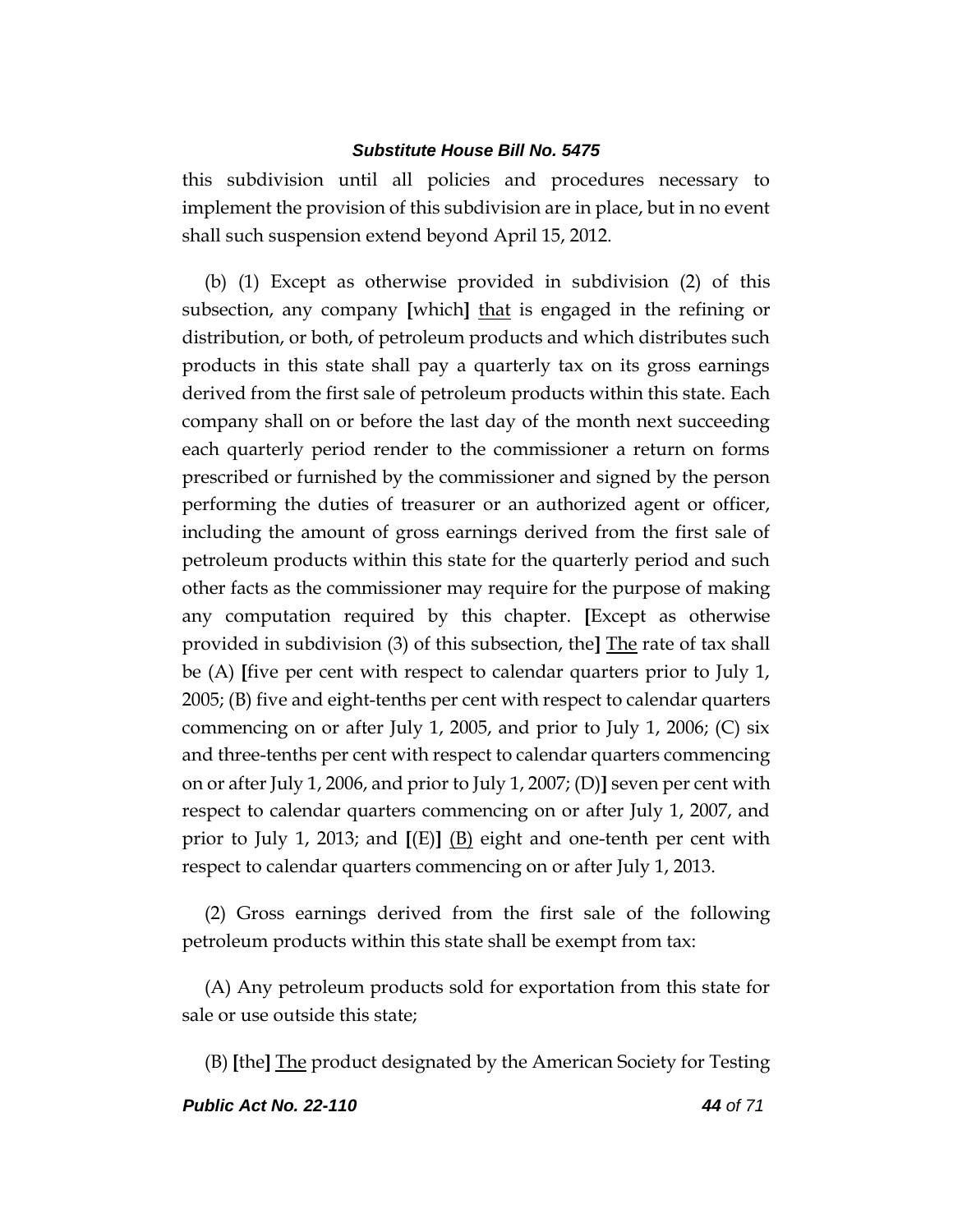this subdivision until all policies and procedures necessary to implement the provision of this subdivision are in place, but in no event shall such suspension extend beyond April 15, 2012.

(b) (1) Except as otherwise provided in subdivision (2) of this subsection, any company **[**which**]** <u>that</u> is engaged in the refining or distribution, or both, of petroleum products and which distributes such products in this state shall pay a quarterly tax on its gross earnings derived from the first sale of petroleum products within this state. Each company shall on or before the last day of the month next succeeding each quarterly period render to the commissioner a return on forms prescribed or furnished by the commissioner and signed by the person performing the duties of treasurer or an authorized agent or officer, including the amount of gross earnings derived from the first sale of petroleum products within this state for the quarterly period and such other facts as the commissioner may require for the purpose of making any computation required by this chapter. **[**Except as otherwise provided in subdivision (3) of this subsection, the**]** <u>The</u> rate of tax shall be (A) **[**five per cent with respect to calendar quarters prior to July 1, 2005; (B) five and eight-tenths per cent with respect to calendar quarters commencing on or after July 1, 2005, and prior to July 1, 2006; (C) six and three-tenths per cent with respect to calendar quarters commencing on or after July 1, 2006, and prior to July 1, 2007; (D)**]** seven per cent with respect to calendar quarters commencing on or after July 1, 2007, and prior to July 1, 2013; and **[**(E)**]** <u>(B)</u> eight and one-tenth per cent with respect to calendar quarters commencing on or after July 1, 2013.

(2) Gross earnings derived from the first sale of the following petroleum products within this state shall be exempt from tax:

(A) Any petroleum products sold for exportation from this state for sale or use outside this state;

(B) **[**the**]** <u>The</u> product designated by the American Society for Testing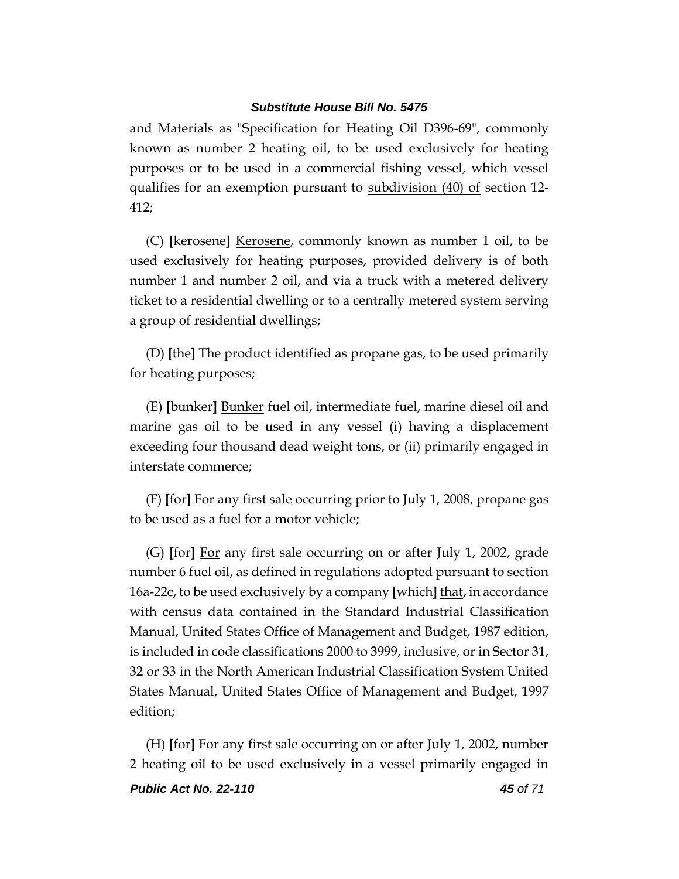and Materials as "Specification for Heating Oil D396-69", commonly known as number 2 heating oil, to be used exclusively for heating purposes or to be used in a commercial fishing vessel, which vessel qualifies for an exemption pursuant to <u>subdivision (40) of</u> section 12-412;

(C) **[**kerosene**]** <u>Kerosene</u>, commonly known as number 1 oil, to be used exclusively for heating purposes, provided delivery is of both number 1 and number 2 oil, and via a truck with a metered delivery ticket to a residential dwelling or to a centrally metered system serving a group of residential dwellings;

(D) **[**the**]** <u>The</u> product identified as propane gas, to be used primarily for heating purposes;

(E) **[**bunker**]** <u>Bunker</u> fuel oil, intermediate fuel, marine diesel oil and marine gas oil to be used in any vessel (i) having a displacement exceeding four thousand dead weight tons, or (ii) primarily engaged in interstate commerce;

(F) **[**for**]** <u>For</u> any first sale occurring prior to July 1, 2008, propane gas to be used as a fuel for a motor vehicle;

(G) **[**for**]** <u>For</u> any first sale occurring on or after July 1, 2002, grade number 6 fuel oil, as defined in regulations adopted pursuant to section 16a-22c, to be used exclusively by a company **[**which**]** <u>that</u>, in accordance with census data contained in the Standard Industrial Classification Manual, United States Office of Management and Budget, 1987 edition, is included in code classifications 2000 to 3999, inclusive, or in Sector 31, 32 or 33 in the North American Industrial Classification System United States Manual, United States Office of Management and Budget, 1997 edition;

(H) **[**for**]** <u>For</u> any first sale occurring on or after July 1, 2002, number 2 heating oil to be used exclusively in a vessel primarily engaged in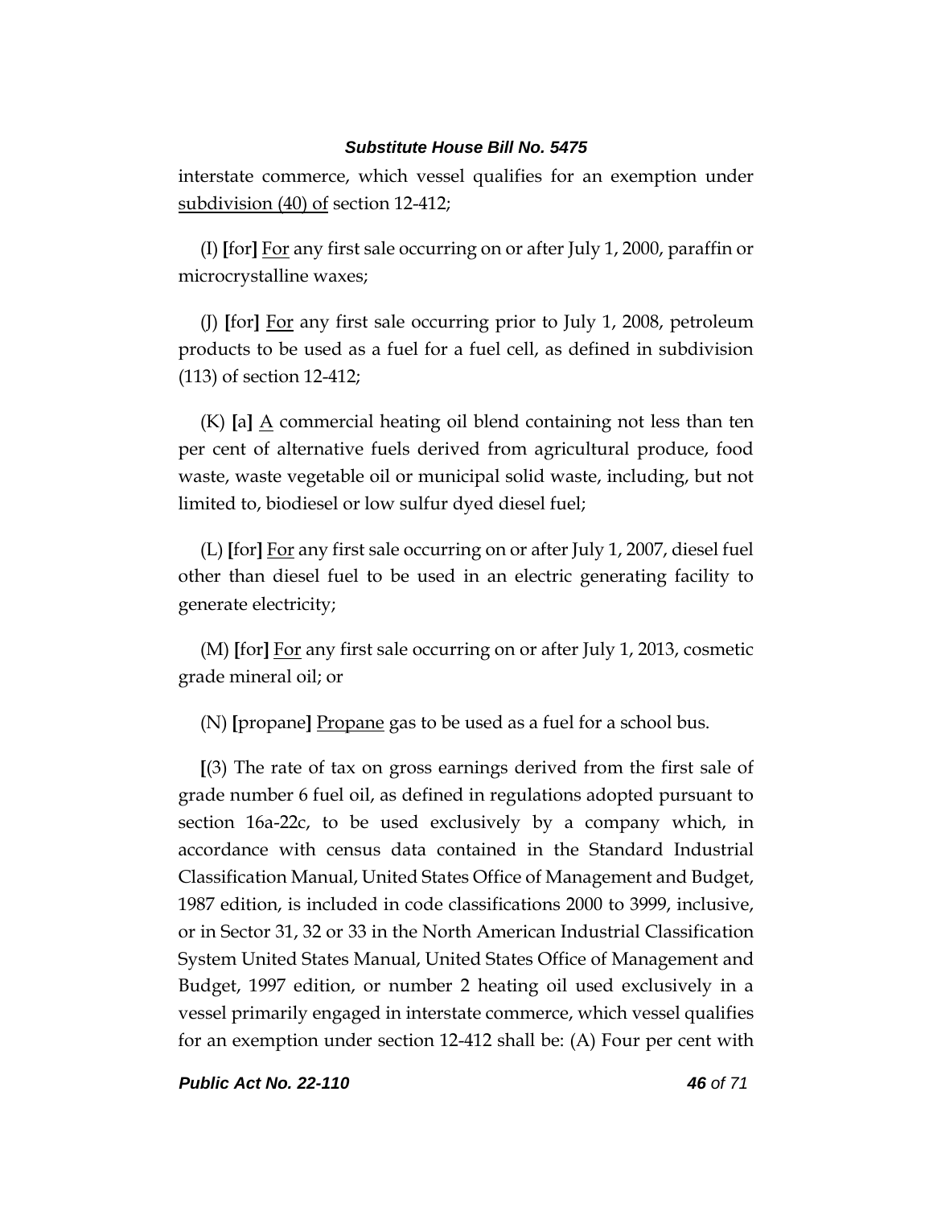interstate commerce, which vessel qualifies for an exemption under <u>subdivision (40) of</u> section 12-412;

(I) **[**for**]** <u>For</u> any first sale occurring on or after July 1, 2000, paraffin or microcrystalline waxes;

(J) **[**for**]** <u>For</u> any first sale occurring prior to July 1, 2008, petroleum products to be used as a fuel for a fuel cell, as defined in subdivision (113) of section 12-412;

(K) **[**a**]** <u>A</u> commercial heating oil blend containing not less than ten per cent of alternative fuels derived from agricultural produce, food waste, waste vegetable oil or municipal solid waste, including, but not limited to, biodiesel or low sulfur dyed diesel fuel;

(L) **[**for**]** <u>For</u> any first sale occurring on or after July 1, 2007, diesel fuel other than diesel fuel to be used in an electric generating facility to generate electricity;

(M) **[**for**]** <u>For</u> any first sale occurring on or after July 1, 2013, cosmetic grade mineral oil; or

(N) **[**propane**]** <u>Propane</u> gas to be used as a fuel for a school bus.

**[**(3) The rate of tax on gross earnings derived from the first sale of grade number 6 fuel oil, as defined in regulations adopted pursuant to section 16a-22c, to be used exclusively by a company which, in accordance with census data contained in the Standard Industrial Classification Manual, United States Office of Management and Budget, 1987 edition, is included in code classifications 2000 to 3999, inclusive, or in Sector 31, 32 or 33 in the North American Industrial Classification System United States Manual, United States Office of Management and Budget, 1997 edition, or number 2 heating oil used exclusively in a vessel primarily engaged in interstate commerce, which vessel qualifies for an exemption under section 12-412 shall be: (A) Four per cent with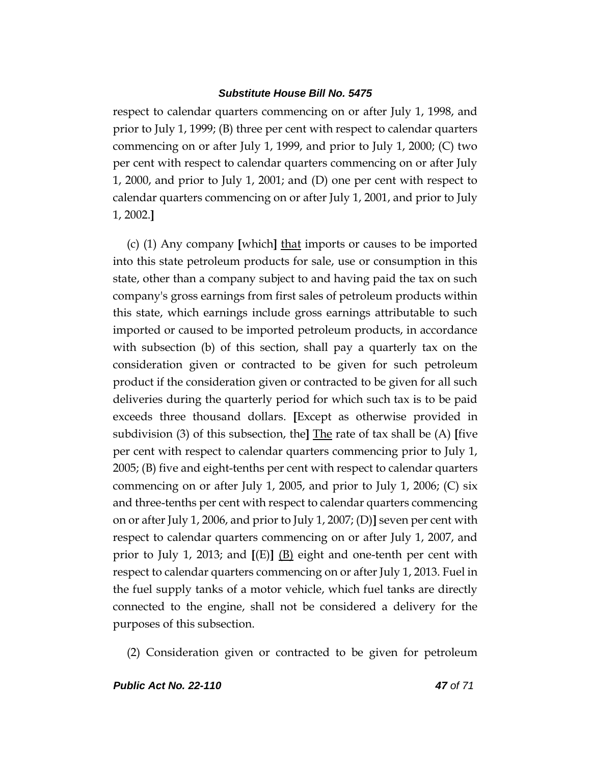respect to calendar quarters commencing on or after July 1, 1998, and prior to July 1, 1999; (B) three per cent with respect to calendar quarters commencing on or after July 1, 1999, and prior to July 1, 2000; (C) two per cent with respect to calendar quarters commencing on or after July 1, 2000, and prior to July 1, 2001; and (D) one per cent with respect to calendar quarters commencing on or after July 1, 2001, and prior to July 1, 2002.**]**

(c) (1) Any company **[**which**]** <u>that</u> imports or causes to be imported into this state petroleum products for sale, use or consumption in this state, other than a company subject to and having paid the tax on such company's gross earnings from first sales of petroleum products within this state, which earnings include gross earnings attributable to such imported or caused to be imported petroleum products, in accordance with subsection (b) of this section, shall pay a quarterly tax on the consideration given or contracted to be given for such petroleum product if the consideration given or contracted to be given for all such deliveries during the quarterly period for which such tax is to be paid exceeds three thousand dollars. **[**Except as otherwise provided in subdivision (3) of this subsection, the**]** <u>The</u> rate of tax shall be (A) **[**five per cent with respect to calendar quarters commencing prior to July 1, 2005; (B) five and eight-tenths per cent with respect to calendar quarters commencing on or after July 1, 2005, and prior to July 1, 2006; (C) six and three-tenths per cent with respect to calendar quarters commencing on or after July 1, 2006, and prior to July 1, 2007; (D)**]** seven per cent with respect to calendar quarters commencing on or after July 1, 2007, and prior to July 1, 2013; and **[**(E)**]** <u>(B)</u> eight and one-tenth per cent with respect to calendar quarters commencing on or after July 1, 2013. Fuel in the fuel supply tanks of a motor vehicle, which fuel tanks are directly connected to the engine, shall not be considered a delivery for the purposes of this subsection.

(2) Consideration given or contracted to be given for petroleum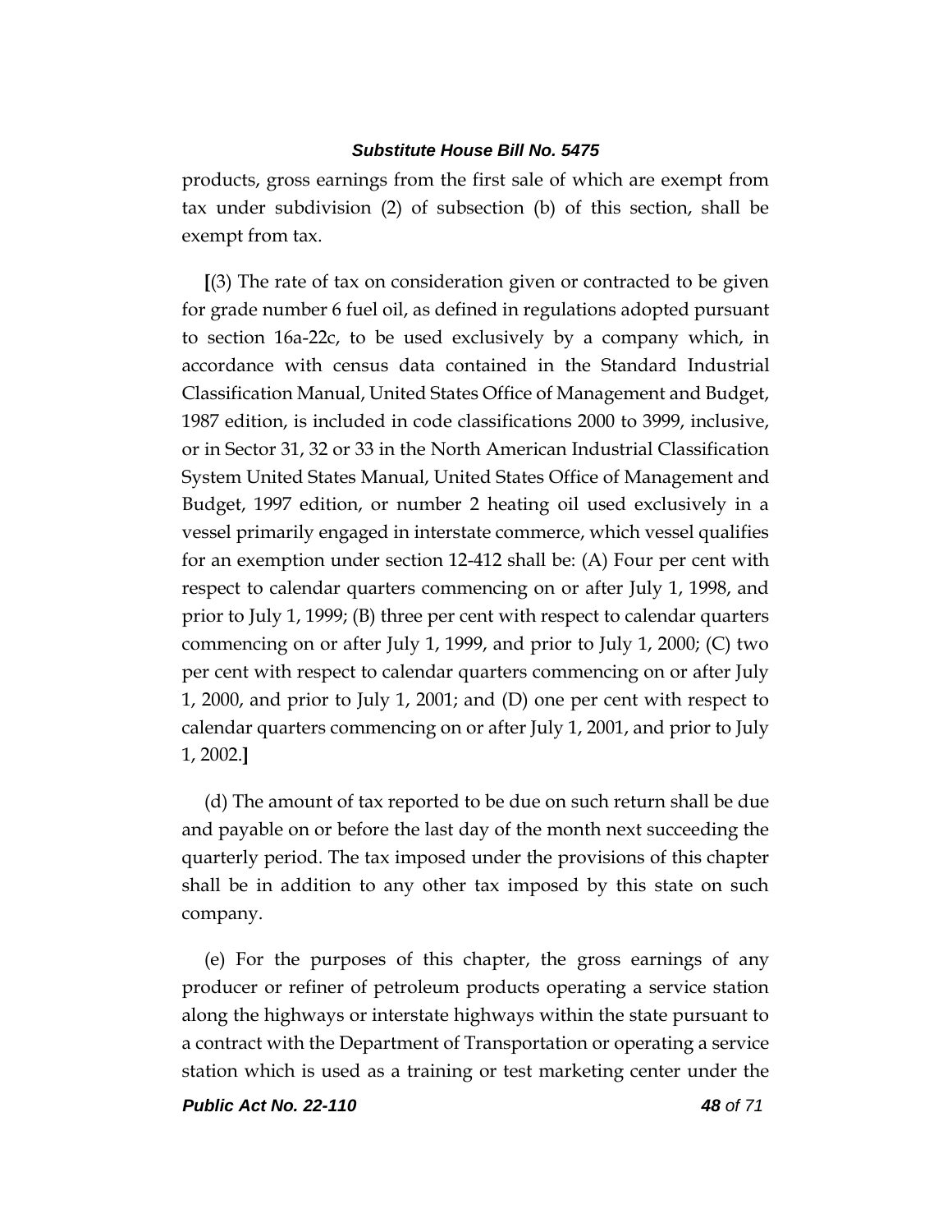products, gross earnings from the first sale of which are exempt from tax under subdivision (2) of subsection (b) of this section, shall be exempt from tax.

**[**(3) The rate of tax on consideration given or contracted to be given for grade number 6 fuel oil, as defined in regulations adopted pursuant to section 16a-22c, to be used exclusively by a company which, in accordance with census data contained in the Standard Industrial Classification Manual, United States Office of Management and Budget, 1987 edition, is included in code classifications 2000 to 3999, inclusive, or in Sector 31, 32 or 33 in the North American Industrial Classification System United States Manual, United States Office of Management and Budget, 1997 edition, or number 2 heating oil used exclusively in a vessel primarily engaged in interstate commerce, which vessel qualifies for an exemption under section 12-412 shall be: (A) Four per cent with respect to calendar quarters commencing on or after July 1, 1998, and prior to July 1, 1999; (B) three per cent with respect to calendar quarters commencing on or after July 1, 1999, and prior to July 1, 2000; (C) two per cent with respect to calendar quarters commencing on or after July 1, 2000, and prior to July 1, 2001; and (D) one per cent with respect to calendar quarters commencing on or after July 1, 2001, and prior to July 1, 2002.**]**

(d) The amount of tax reported to be due on such return shall be due and payable on or before the last day of the month next succeeding the quarterly period. The tax imposed under the provisions of this chapter shall be in addition to any other tax imposed by this state on such company.

(e) For the purposes of this chapter, the gross earnings of any producer or refiner of petroleum products operating a service station along the highways or interstate highways within the state pursuant to a contract with the Department of Transportation or operating a service station which is used as a training or test marketing center under the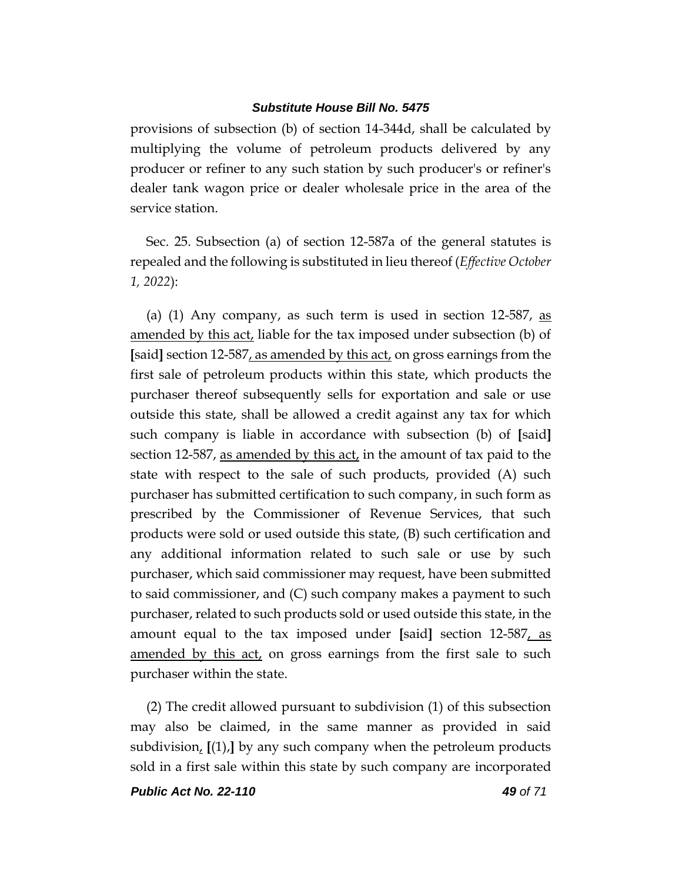provisions of subsection (b) of section 14-344d, shall be calculated by multiplying the volume of petroleum products delivered by any producer or refiner to any such station by such producer's or refiner's dealer tank wagon price or dealer wholesale price in the area of the service station.

Sec. 25. Subsection (a) of section 12-587a of the general statutes is repealed and the following is substituted in lieu thereof (*Effective October 1, 2022*):

(a) (1) Any company, as such term is used in section 12-587, as amended by this act, liable for the tax imposed under subsection (b) of [said] section 12-587, as amended by this act, on gross earnings from the first sale of petroleum products within this state, which products the purchaser thereof subsequently sells for exportation and sale or use outside this state, shall be allowed a credit against any tax for which such company is liable in accordance with subsection (b) of [said] section 12-587, as amended by this act, in the amount of tax paid to the state with respect to the sale of such products, provided (A) such purchaser has submitted certification to such company, in such form as prescribed by the Commissioner of Revenue Services, that such products were sold or used outside this state, (B) such certification and any additional information related to such sale or use by such purchaser, which said commissioner may request, have been submitted to said commissioner, and (C) such company makes a payment to such purchaser, related to such products sold or used outside this state, in the amount equal to the tax imposed under [said] section 12-587, as amended by this act, on gross earnings from the first sale to such purchaser within the state.

(2) The credit allowed pursuant to subdivision (1) of this subsection may also be claimed, in the same manner as provided in said subdivision, [(1),] by any such company when the petroleum products sold in a first sale within this state by such company are incorporated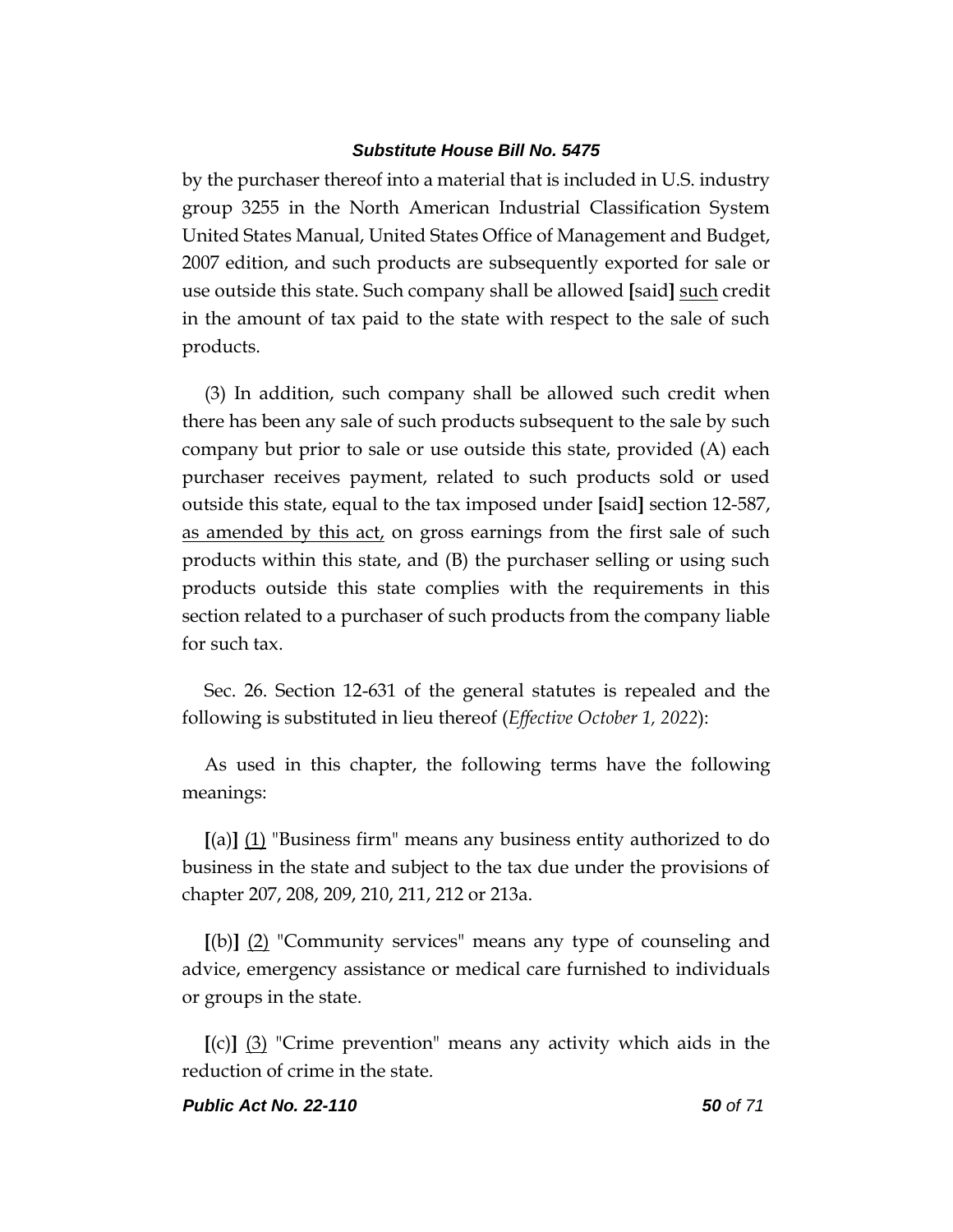by the purchaser thereof into a material that is included in U.S. industry group 3255 in the North American Industrial Classification System United States Manual, United States Office of Management and Budget, 2007 edition, and such products are subsequently exported for sale or use outside this state. Such company shall be allowed [said] <u>such</u> credit in the amount of tax paid to the state with respect to the sale of such products.

(3) In addition, such company shall be allowed such credit when there has been any sale of such products subsequent to the sale by such company but prior to sale or use outside this state, provided (A) each purchaser receives payment, related to such products sold or used outside this state, equal to the tax imposed under [said] section 12-587, <u>as amended by this act,</u> on gross earnings from the first sale of such products within this state, and (B) the purchaser selling or using such products outside this state complies with the requirements in this section related to a purchaser of such products from the company liable for such tax.

Sec. 26. Section 12-631 of the general statutes is repealed and the following is substituted in lieu thereof (*Effective October 1, 2022*):

As used in this chapter, the following terms have the following meanings:

[(a)] <u>(1)</u> "Business firm" means any business entity authorized to do business in the state and subject to the tax due under the provisions of chapter 207, 208, 209, 210, 211, 212 or 213a.

[(b)] <u>(2)</u> "Community services" means any type of counseling and advice, emergency assistance or medical care furnished to individuals or groups in the state.

[(c)] <u>(3)</u> "Crime prevention" means any activity which aids in the reduction of crime in the state.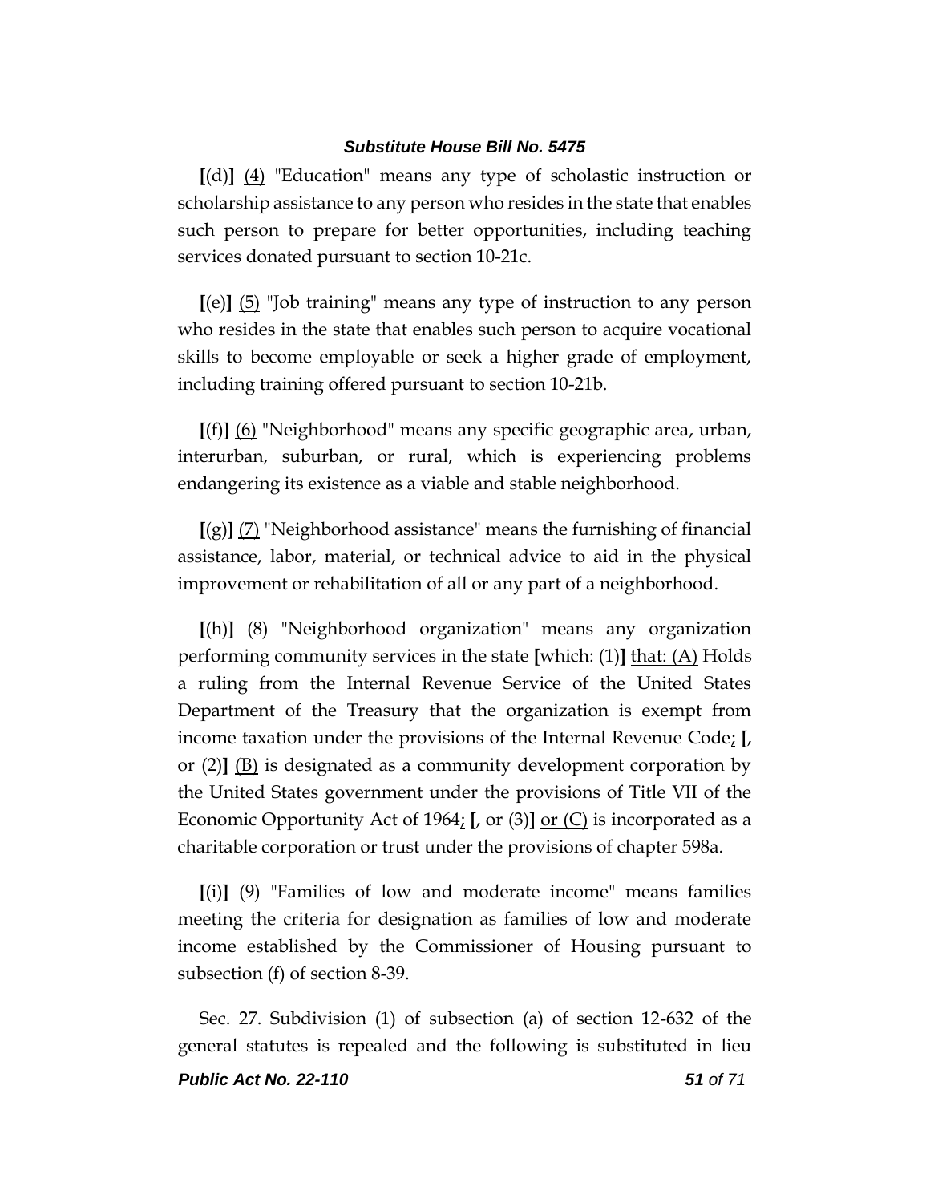**[**(d)**]** <u>(4)</u> "Education" means any type of scholastic instruction or scholarship assistance to any person who resides in the state that enables such person to prepare for better opportunities, including teaching services donated pursuant to section 10-21c.

**[**(e)**]** <u>(5)</u> "Job training" means any type of instruction to any person who resides in the state that enables such person to acquire vocational skills to become employable or seek a higher grade of employment, including training offered pursuant to section 10-21b.

**[**(f)**]** <u>(6)</u> "Neighborhood" means any specific geographic area, urban, interurban, suburban, or rural, which is experiencing problems endangering its existence as a viable and stable neighborhood.

**[**(g)**]** <u>(7)</u> "Neighborhood assistance" means the furnishing of financial assistance, labor, material, or technical advice to aid in the physical improvement or rehabilitation of all or any part of a neighborhood.

**[**(h)**]** <u>(8)</u> "Neighborhood organization" means any organization performing community services in the state **[**which: (1)**]** <u>that: (A)</u> Holds a ruling from the Internal Revenue Service of the United States Department of the Treasury that the organization is exempt from income taxation under the provisions of the Internal Revenue Code<u>;</u> **[**, or (2)**]** <u>(B)</u> is designated as a community development corporation by the United States government under the provisions of Title VII of the Economic Opportunity Act of 1964<u>;</u> **[**, or (3)**]** <u>or (C)</u> is incorporated as a charitable corporation or trust under the provisions of chapter 598a.

**[**(i)**]** <u>(9)</u> "Families of low and moderate income" means families meeting the criteria for designation as families of low and moderate income established by the Commissioner of Housing pursuant to subsection (f) of section 8-39.

Sec. 27. Subdivision (1) of subsection (a) of section 12-632 of the general statutes is repealed and the following is substituted in lieu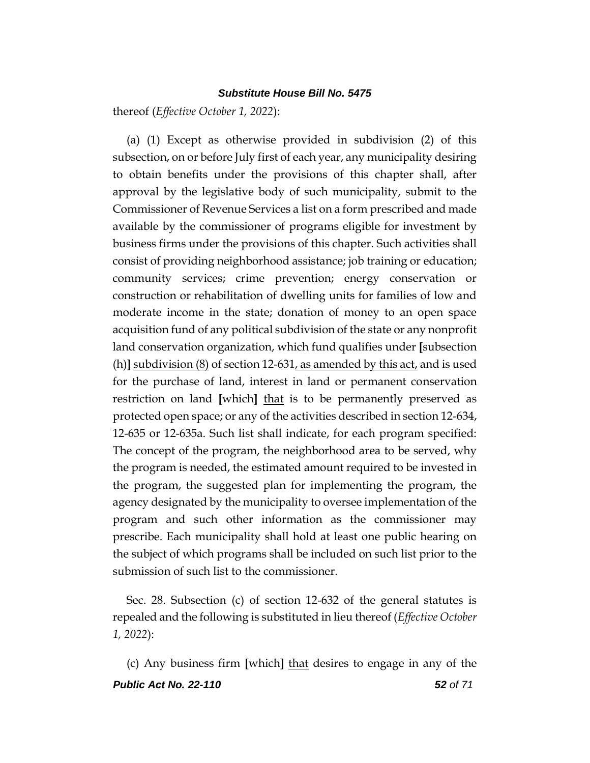thereof (*Effective October 1, 2022*):

(a) (1) Except as otherwise provided in subdivision (2) of this subsection, on or before July first of each year, any municipality desiring to obtain benefits under the provisions of this chapter shall, after approval by the legislative body of such municipality, submit to the Commissioner of Revenue Services a list on a form prescribed and made available by the commissioner of programs eligible for investment by business firms under the provisions of this chapter. Such activities shall consist of providing neighborhood assistance; job training or education; community services; crime prevention; energy conservation or construction or rehabilitation of dwelling units for families of low and moderate income in the state; donation of money to an open space acquisition fund of any political subdivision of the state or any nonprofit land conservation organization, which fund qualifies under **[**subsection (h)**]** <u>subdivision (8)</u> of section 12-631<u>, as amended by this act,</u> and is used for the purchase of land, interest in land or permanent conservation restriction on land **[**which**]** <u>that</u> is to be permanently preserved as protected open space; or any of the activities described in section 12-634, 12-635 or 12-635a. Such list shall indicate, for each program specified: The concept of the program, the neighborhood area to be served, why the program is needed, the estimated amount required to be invested in the program, the suggested plan for implementing the program, the agency designated by the municipality to oversee implementation of the program and such other information as the commissioner may prescribe. Each municipality shall hold at least one public hearing on the subject of which programs shall be included on such list prior to the submission of such list to the commissioner.

Sec. 28. Subsection (c) of section 12-632 of the general statutes is repealed and the following is substituted in lieu thereof (*Effective October 1, 2022*):

(c) Any business firm **[**which**]** <u>that</u> desires to engage in any of the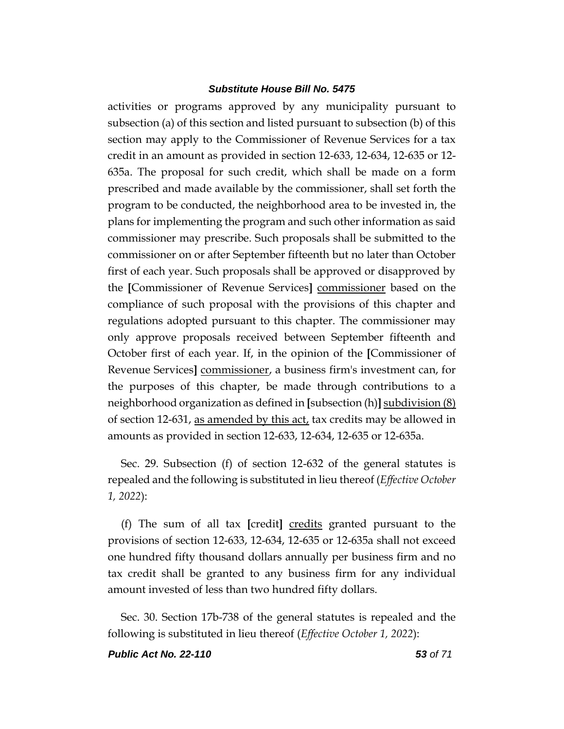activities or programs approved by any municipality pursuant to subsection (a) of this section and listed pursuant to subsection (b) of this section may apply to the Commissioner of Revenue Services for a tax credit in an amount as provided in section 12-633, 12-634, 12-635 or 12-635a. The proposal for such credit, which shall be made on a form prescribed and made available by the commissioner, shall set forth the program to be conducted, the neighborhood area to be invested in, the plans for implementing the program and such other information as said commissioner may prescribe. Such proposals shall be submitted to the commissioner on or after September fifteenth but no later than October first of each year. Such proposals shall be approved or disapproved by the **[**Commissioner of Revenue Services**]** <u>commissioner</u> based on the compliance of such proposal with the provisions of this chapter and regulations adopted pursuant to this chapter. The commissioner may only approve proposals received between September fifteenth and October first of each year. If, in the opinion of the **[**Commissioner of Revenue Services**]** <u>commissioner</u>, a business firm's investment can, for the purposes of this chapter, be made through contributions to a neighborhood organization as defined in **[**subsection (h)**]** <u>subdivision (8)</u> of section 12-631, <u>as amended by this act,</u> tax credits may be allowed in amounts as provided in section 12-633, 12-634, 12-635 or 12-635a.

Sec. 29. Subsection (f) of section 12-632 of the general statutes is repealed and the following is substituted in lieu thereof (*Effective October 1, 2022*):

(f) The sum of all tax **[**credit**]** <u>credits</u> granted pursuant to the provisions of section 12-633, 12-634, 12-635 or 12-635a shall not exceed one hundred fifty thousand dollars annually per business firm and no tax credit shall be granted to any business firm for any individual amount invested of less than two hundred fifty dollars.

Sec. 30. Section 17b-738 of the general statutes is repealed and the following is substituted in lieu thereof (*Effective October 1, 2022*):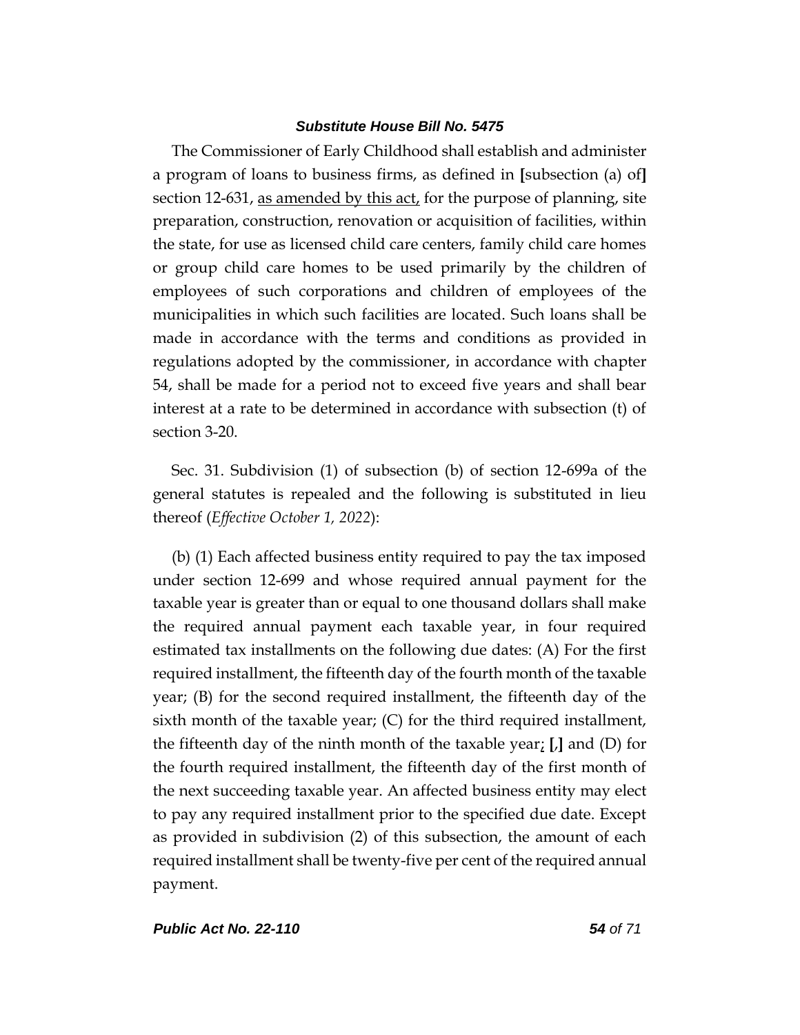The Commissioner of Early Childhood shall establish and administer a program of loans to business firms, as defined in **[**subsection (a) of**]** section 12-631, <u>as amended by this act,</u> for the purpose of planning, site preparation, construction, renovation or acquisition of facilities, within the state, for use as licensed child care centers, family child care homes or group child care homes to be used primarily by the children of employees of such corporations and children of employees of the municipalities in which such facilities are located. Such loans shall be made in accordance with the terms and conditions as provided in regulations adopted by the commissioner, in accordance with chapter 54, shall be made for a period not to exceed five years and shall bear interest at a rate to be determined in accordance with subsection (t) of section 3-20.

Sec. 31. Subdivision (1) of subsection (b) of section 12-699a of the general statutes is repealed and the following is substituted in lieu thereof (*Effective October 1, 2022*):

(b) (1) Each affected business entity required to pay the tax imposed under section 12-699 and whose required annual payment for the taxable year is greater than or equal to one thousand dollars shall make the required annual payment each taxable year, in four required estimated tax installments on the following due dates: (A) For the first required installment, the fifteenth day of the fourth month of the taxable year; (B) for the second required installment, the fifteenth day of the sixth month of the taxable year; (C) for the third required installment, the fifteenth day of the ninth month of the taxable year<u>;</u> **[**,**]** and (D) for the fourth required installment, the fifteenth day of the first month of the next succeeding taxable year. An affected business entity may elect to pay any required installment prior to the specified due date. Except as provided in subdivision (2) of this subsection, the amount of each required installment shall be twenty-five per cent of the required annual payment.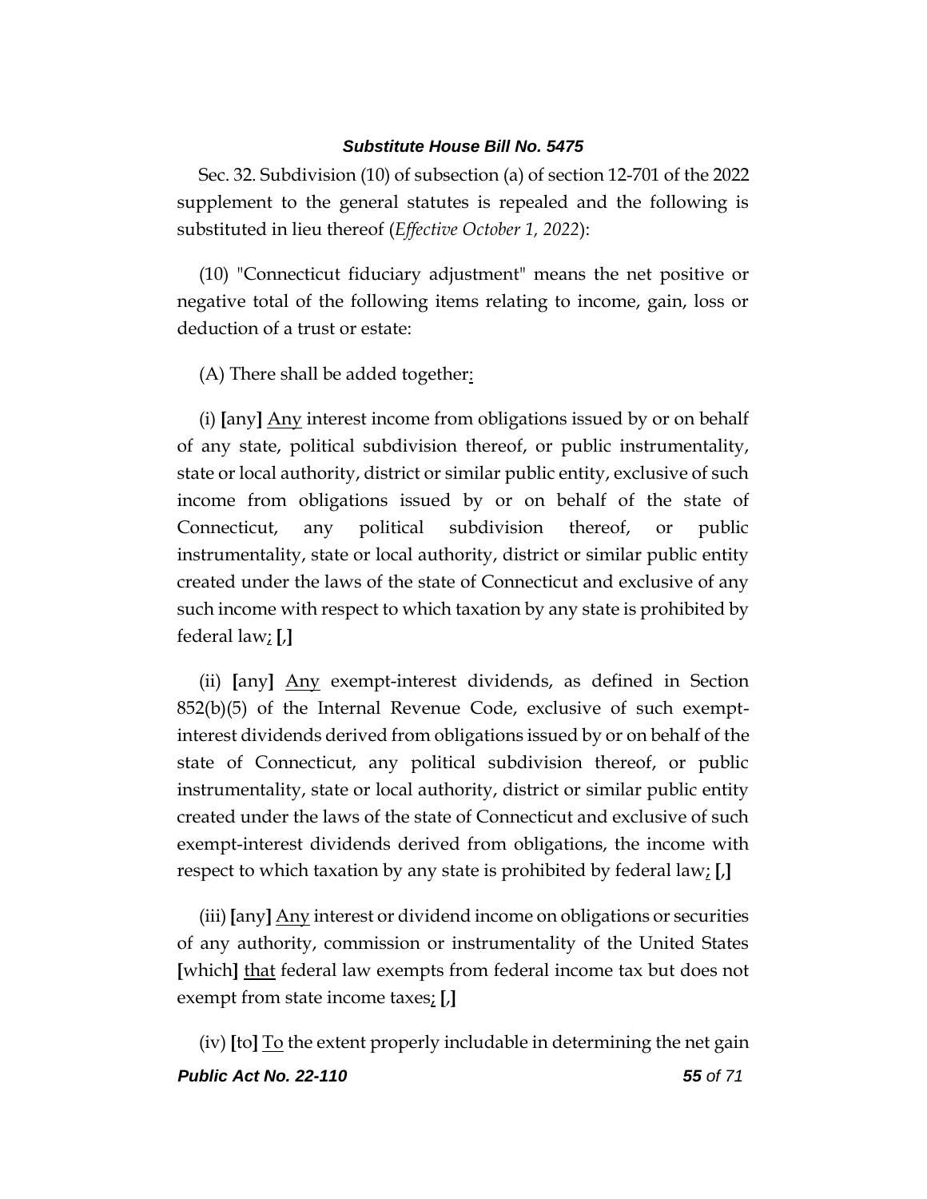Sec. 32. Subdivision (10) of subsection (a) of section 12-701 of the 2022 supplement to the general statutes is repealed and the following is substituted in lieu thereof (*Effective October 1, 2022*):

(10) "Connecticut fiduciary adjustment" means the net positive or negative total of the following items relating to income, gain, loss or deduction of a trust or estate:

(A) There shall be added together<u>:</u>

(i) **[**any**]** <u>Any</u> interest income from obligations issued by or on behalf of any state, political subdivision thereof, or public instrumentality, state or local authority, district or similar public entity, exclusive of such income from obligations issued by or on behalf of the state of Connecticut, any political subdivision thereof, or public instrumentality, state or local authority, district or similar public entity created under the laws of the state of Connecticut and exclusive of any such income with respect to which taxation by any state is prohibited by federal law<u>;</u> **[**,**]**

(ii) **[**any**]** <u>Any</u> exempt-interest dividends, as defined in Section 852(b)(5) of the Internal Revenue Code, exclusive of such exempt-interest dividends derived from obligations issued by or on behalf of the state of Connecticut, any political subdivision thereof, or public instrumentality, state or local authority, district or similar public entity created under the laws of the state of Connecticut and exclusive of such exempt-interest dividends derived from obligations, the income with respect to which taxation by any state is prohibited by federal law<u>;</u> **[**,**]**

(iii) **[**any**]** <u>Any</u> interest or dividend income on obligations or securities of any authority, commission or instrumentality of the United States **[**which**]** <u>that</u> federal law exempts from federal income tax but does not exempt from state income taxes<u>;</u> **[**,**]**

(iv) **[**to**]** <u>To</u> the extent properly includable in determining the net gain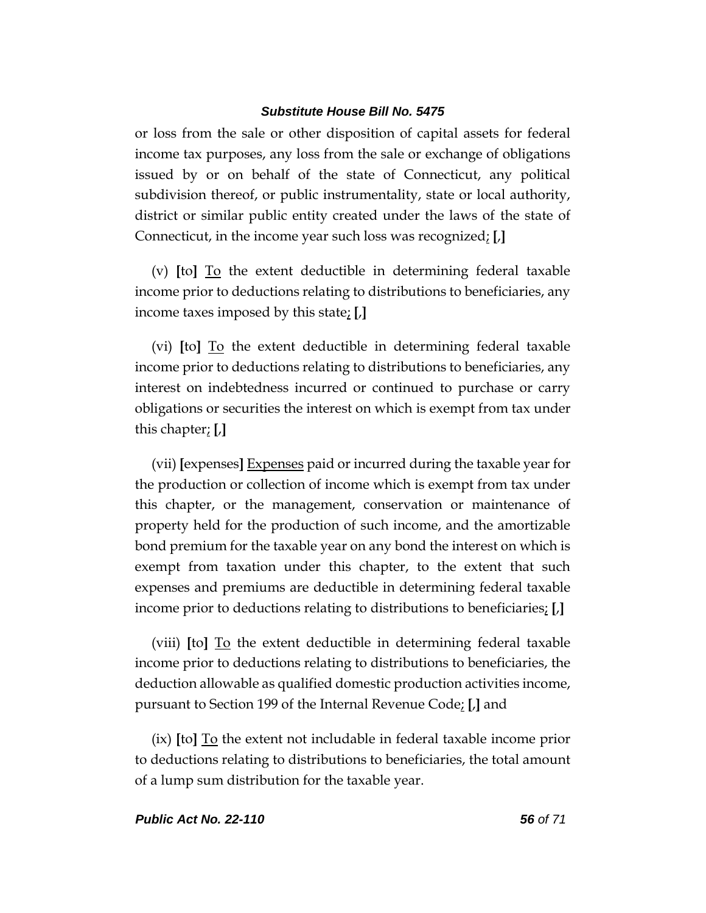or loss from the sale or other disposition of capital assets for federal income tax purposes, any loss from the sale or exchange of obligations issued by or on behalf of the state of Connecticut, any political subdivision thereof, or public instrumentality, state or local authority, district or similar public entity created under the laws of the state of Connecticut, in the income year such loss was recognized<u>;</u> **[**,**]**

(v) **[**to**]** <u>To</u> the extent deductible in determining federal taxable income prior to deductions relating to distributions to beneficiaries, any income taxes imposed by this state<u>;</u> **[**,**]**

(vi) **[**to**]** <u>To</u> the extent deductible in determining federal taxable income prior to deductions relating to distributions to beneficiaries, any interest on indebtedness incurred or continued to purchase or carry obligations or securities the interest on which is exempt from tax under this chapter<u>;</u> **[**,**]**

(vii) **[**expenses**]** <u>Expenses</u> paid or incurred during the taxable year for the production or collection of income which is exempt from tax under this chapter, or the management, conservation or maintenance of property held for the production of such income, and the amortizable bond premium for the taxable year on any bond the interest on which is exempt from taxation under this chapter, to the extent that such expenses and premiums are deductible in determining federal taxable income prior to deductions relating to distributions to beneficiaries<u>;</u> **[**,**]**

(viii) **[**to**]** <u>To</u> the extent deductible in determining federal taxable income prior to deductions relating to distributions to beneficiaries, the deduction allowable as qualified domestic production activities income, pursuant to Section 199 of the Internal Revenue Code<u>;</u> **[**,**]** and

(ix) **[**to**]** <u>To</u> the extent not includable in federal taxable income prior to deductions relating to distributions to beneficiaries, the total amount of a lump sum distribution for the taxable year.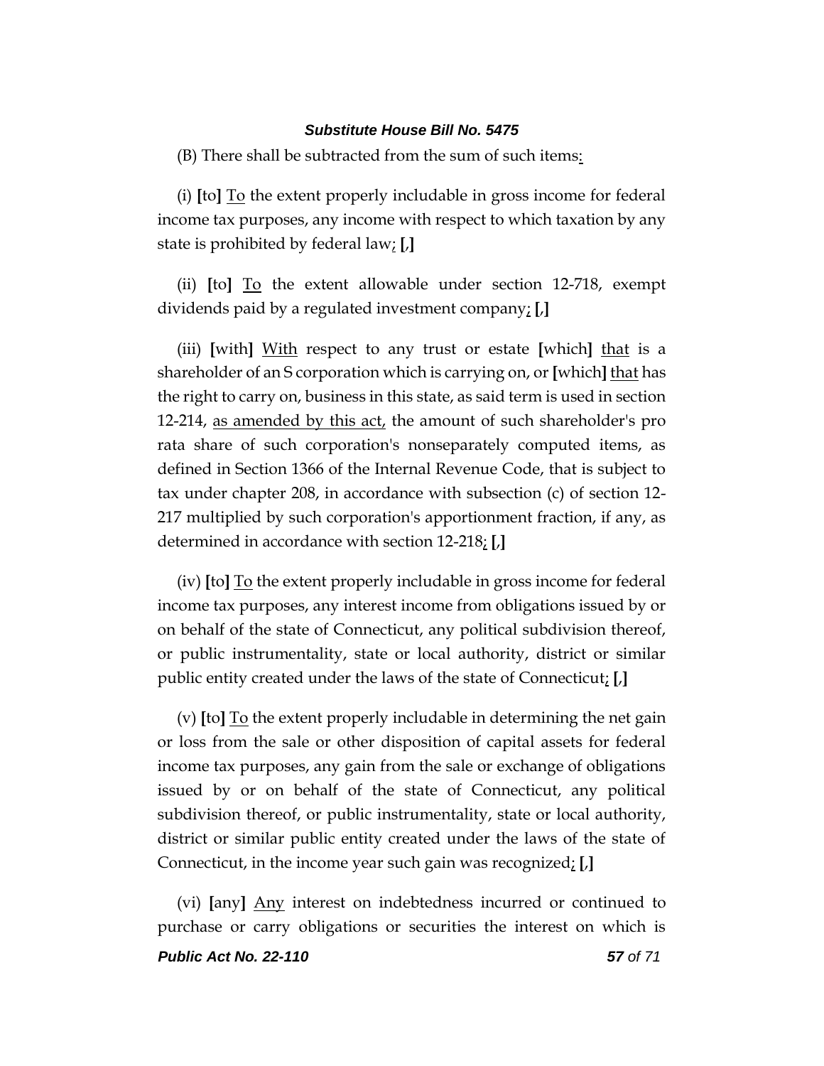(B) There shall be subtracted from the sum of such items<u>:</u>

(i) **[**to**]** <u>To</u> the extent properly includable in gross income for federal income tax purposes, any income with respect to which taxation by any state is prohibited by federal law<u>;</u> **[**,**]**

(ii) **[**to**]** <u>To</u> the extent allowable under section 12-718, exempt dividends paid by a regulated investment company<u>;</u> **[**,**]**

(iii) **[**with**]** <u>With</u> respect to any trust or estate **[**which**]** <u>that</u> is a shareholder of an S corporation which is carrying on, or **[**which**]** <u>that</u> has the right to carry on, business in this state, as said term is used in section 12-214, <u>as amended by this act,</u> the amount of such shareholder's pro rata share of such corporation's nonseparately computed items, as defined in Section 1366 of the Internal Revenue Code, that is subject to tax under chapter 208, in accordance with subsection (c) of section 12-217 multiplied by such corporation's apportionment fraction, if any, as determined in accordance with section 12-218<u>;</u> **[**,**]**

(iv) **[**to**]** <u>To</u> the extent properly includable in gross income for federal income tax purposes, any interest income from obligations issued by or on behalf of the state of Connecticut, any political subdivision thereof, or public instrumentality, state or local authority, district or similar public entity created under the laws of the state of Connecticut<u>;</u> **[**,**]**

(v) **[**to**]** <u>To</u> the extent properly includable in determining the net gain or loss from the sale or other disposition of capital assets for federal income tax purposes, any gain from the sale or exchange of obligations issued by or on behalf of the state of Connecticut, any political subdivision thereof, or public instrumentality, state or local authority, district or similar public entity created under the laws of the state of Connecticut, in the income year such gain was recognized<u>;</u> **[**,**]**

(vi) **[**any**]** <u>Any</u> interest on indebtedness incurred or continued to purchase or carry obligations or securities the interest on which is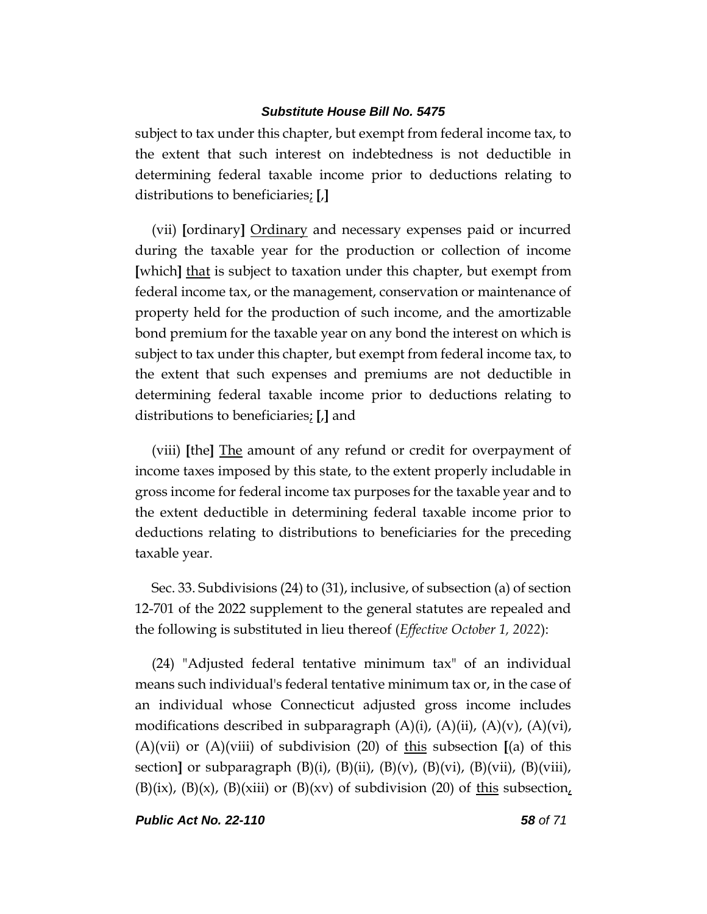subject to tax under this chapter, but exempt from federal income tax, to the extent that such interest on indebtedness is not deductible in determining federal taxable income prior to deductions relating to distributions to beneficiaries; [,]

(vii) [ordinary] Ordinary and necessary expenses paid or incurred during the taxable year for the production or collection of income [which] that is subject to taxation under this chapter, but exempt from federal income tax, or the management, conservation or maintenance of property held for the production of such income, and the amortizable bond premium for the taxable year on any bond the interest on which is subject to tax under this chapter, but exempt from federal income tax, to the extent that such expenses and premiums are not deductible in determining federal taxable income prior to deductions relating to distributions to beneficiaries; [,] and

(viii) [the] The amount of any refund or credit for overpayment of income taxes imposed by this state, to the extent properly includable in gross income for federal income tax purposes for the taxable year and to the extent deductible in determining federal taxable income prior to deductions relating to distributions to beneficiaries for the preceding taxable year.

Sec. 33. Subdivisions (24) to (31), inclusive, of subsection (a) of section 12-701 of the 2022 supplement to the general statutes are repealed and the following is substituted in lieu thereof (*Effective October 1, 2022*):

(24) "Adjusted federal tentative minimum tax" of an individual means such individual's federal tentative minimum tax or, in the case of an individual whose Connecticut adjusted gross income includes modifications described in subparagraph (A)(i), (A)(ii), (A)(v), (A)(vi), (A)(vii) or (A)(viii) of subdivision (20) of this subsection [(a) of this section] or subparagraph (B)(i), (B)(ii), (B)(v), (B)(vi), (B)(vii), (B)(viii), (B)(ix), (B)(x), (B)(xiii) or (B)(xv) of subdivision (20) of this subsection,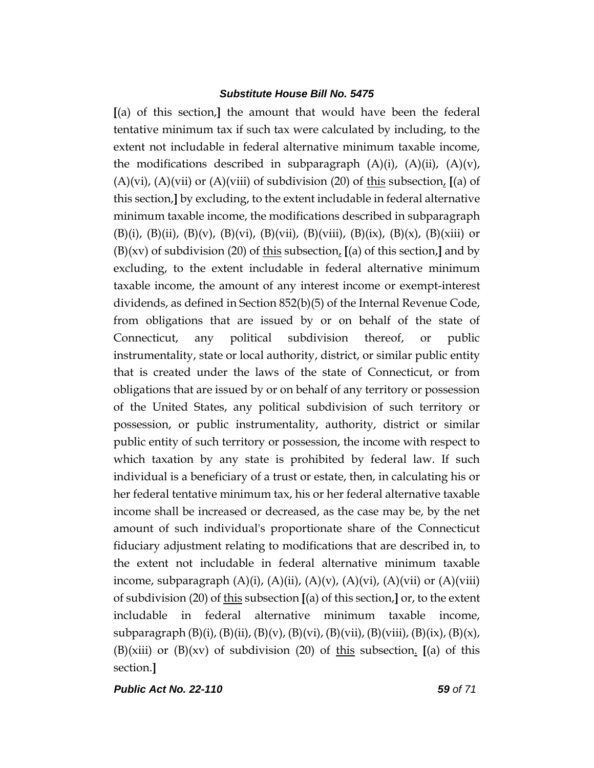[(a) of this section,] the amount that would have been the federal tentative minimum tax if such tax were calculated by including, to the extent not includable in federal alternative minimum taxable income, the modifications described in subparagraph (A)(i), (A)(ii), (A)(v), (A)(vi), (A)(vii) or (A)(viii) of subdivision (20) of <u>this</u> subsection<u>,</u> [(a) of this section,] by excluding, to the extent includable in federal alternative minimum taxable income, the modifications described in subparagraph (B)(i), (B)(ii), (B)(v), (B)(vi), (B)(vii), (B)(viii), (B)(ix), (B)(x), (B)(xiii) or (B)(xv) of subdivision (20) of <u>this</u> subsection<u>,</u> [(a) of this section,] and by excluding, to the extent includable in federal alternative minimum taxable income, the amount of any interest income or exempt-interest dividends, as defined in Section 852(b)(5) of the Internal Revenue Code, from obligations that are issued by or on behalf of the state of Connecticut, any political subdivision thereof, or public instrumentality, state or local authority, district, or similar public entity that is created under the laws of the state of Connecticut, or from obligations that are issued by or on behalf of any territory or possession of the United States, any political subdivision of such territory or possession, or public instrumentality, authority, district or similar public entity of such territory or possession, the income with respect to which taxation by any state is prohibited by federal law. If such individual is a beneficiary of a trust or estate, then, in calculating his or her federal tentative minimum tax, his or her federal alternative taxable income shall be increased or decreased, as the case may be, by the net amount of such individual's proportionate share of the Connecticut fiduciary adjustment relating to modifications that are described in, to the extent not includable in federal alternative minimum taxable income, subparagraph (A)(i), (A)(ii), (A)(v), (A)(vi), (A)(vii) or (A)(viii) of subdivision (20) of <u>this</u> subsection [(a) of this section,] or, to the extent includable in federal alternative minimum taxable income, subparagraph (B)(i), (B)(ii), (B)(v), (B)(vi), (B)(vii), (B)(viii), (B)(ix), (B)(x), (B)(xiii) or (B)(xv) of subdivision (20) of <u>this</u> subsection<u>.</u> [(a) of this section.]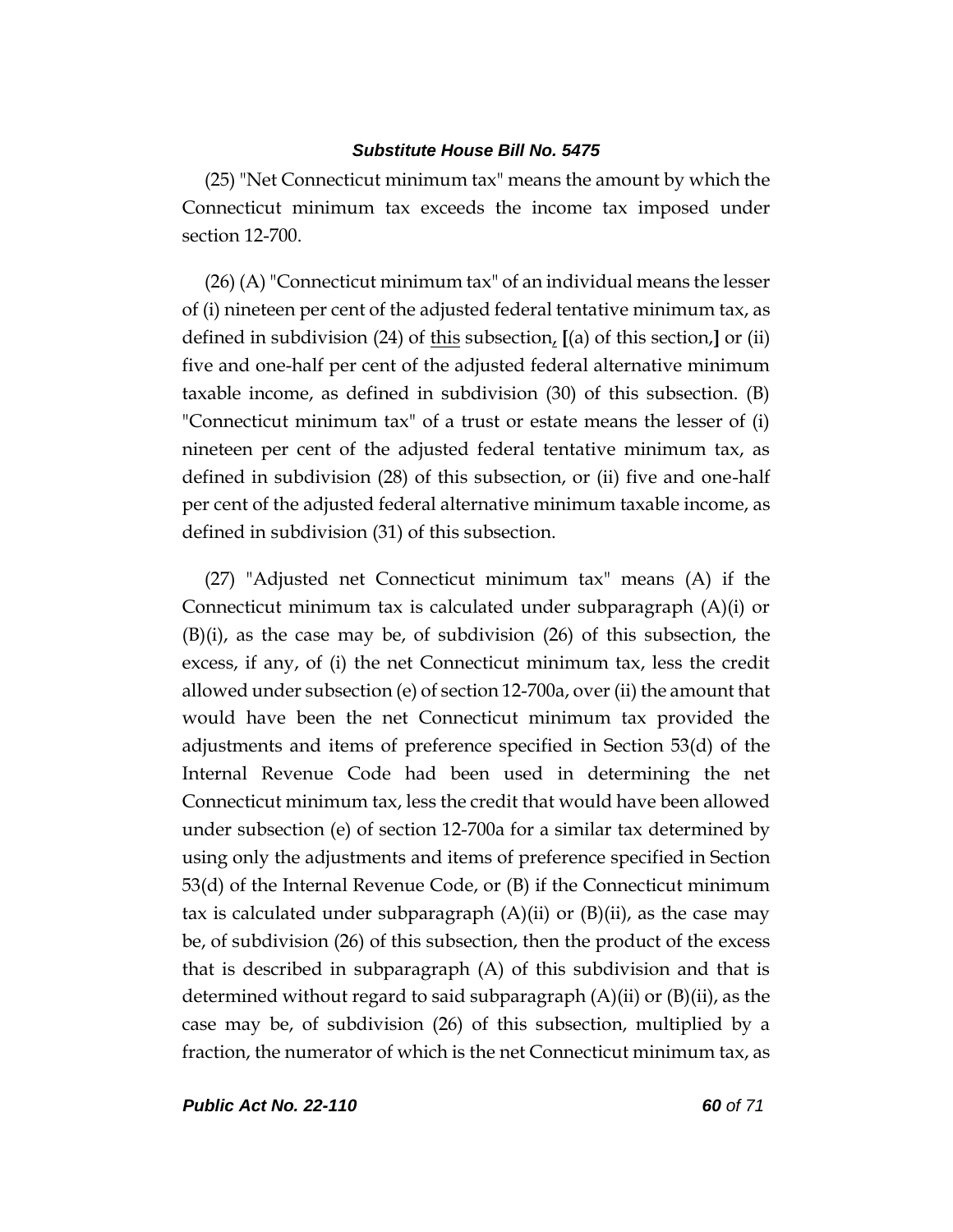(25) "Net Connecticut minimum tax" means the amount by which the Connecticut minimum tax exceeds the income tax imposed under section 12-700.

(26) (A) "Connecticut minimum tax" of an individual means the lesser of (i) nineteen per cent of the adjusted federal tentative minimum tax, as defined in subdivision (24) of <u>this</u> subsection<u>,</u> **[**(a) of this section,**]** or (ii) five and one-half per cent of the adjusted federal alternative minimum taxable income, as defined in subdivision (30) of this subsection. (B) "Connecticut minimum tax" of a trust or estate means the lesser of (i) nineteen per cent of the adjusted federal tentative minimum tax, as defined in subdivision (28) of this subsection, or (ii) five and one-half per cent of the adjusted federal alternative minimum taxable income, as defined in subdivision (31) of this subsection.

(27) "Adjusted net Connecticut minimum tax" means (A) if the Connecticut minimum tax is calculated under subparagraph (A)(i) or (B)(i), as the case may be, of subdivision (26) of this subsection, the excess, if any, of (i) the net Connecticut minimum tax, less the credit allowed under subsection (e) of section 12-700a, over (ii) the amount that would have been the net Connecticut minimum tax provided the adjustments and items of preference specified in Section 53(d) of the Internal Revenue Code had been used in determining the net Connecticut minimum tax, less the credit that would have been allowed under subsection (e) of section 12-700a for a similar tax determined by using only the adjustments and items of preference specified in Section 53(d) of the Internal Revenue Code, or (B) if the Connecticut minimum tax is calculated under subparagraph (A)(ii) or (B)(ii), as the case may be, of subdivision (26) of this subsection, then the product of the excess that is described in subparagraph (A) of this subdivision and that is determined without regard to said subparagraph (A)(ii) or (B)(ii), as the case may be, of subdivision (26) of this subsection, multiplied by a fraction, the numerator of which is the net Connecticut minimum tax, as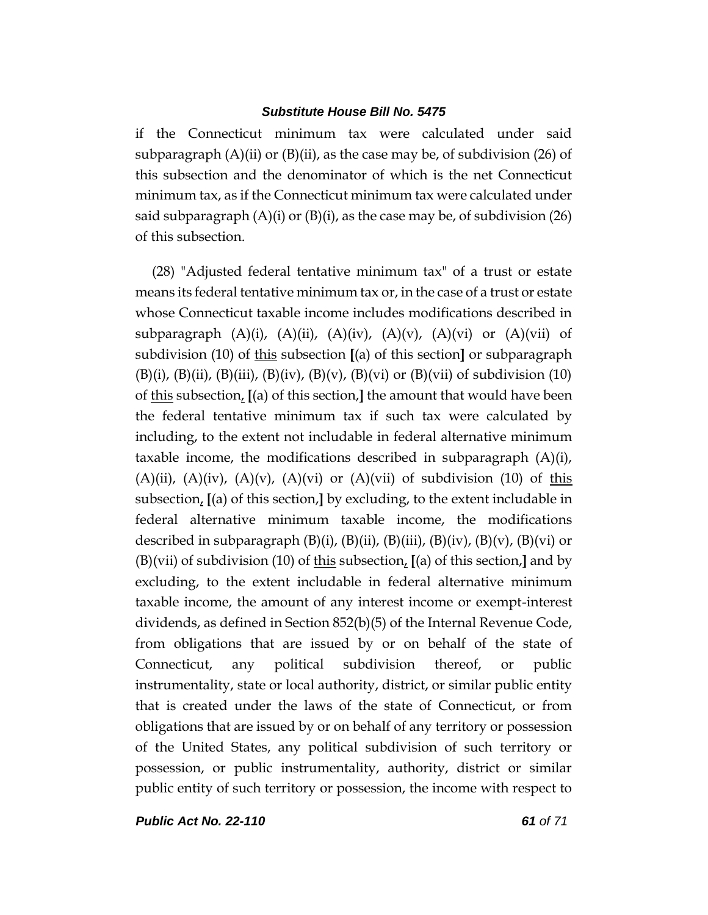if the Connecticut minimum tax were calculated under said subparagraph (A)(ii) or (B)(ii), as the case may be, of subdivision (26) of this subsection and the denominator of which is the net Connecticut minimum tax, as if the Connecticut minimum tax were calculated under said subparagraph (A)(i) or (B)(i), as the case may be, of subdivision (26) of this subsection.

(28) "Adjusted federal tentative minimum tax" of a trust or estate means its federal tentative minimum tax or, in the case of a trust or estate whose Connecticut taxable income includes modifications described in subparagraph (A)(i), (A)(ii), (A)(iv), (A)(v), (A)(vi) or (A)(vii) of subdivision (10) of this subsection **[**(a) of this section**]** or subparagraph (B)(i), (B)(ii), (B)(iii), (B)(iv), (B)(v), (B)(vi) or (B)(vii) of subdivision (10) of this subsection, **[**(a) of this section,**]** the amount that would have been the federal tentative minimum tax if such tax were calculated by including, to the extent not includable in federal alternative minimum taxable income, the modifications described in subparagraph (A)(i), (A)(ii), (A)(iv), (A)(v), (A)(vi) or (A)(vii) of subdivision (10) of this subsection, **[**(a) of this section,**]** by excluding, to the extent includable in federal alternative minimum taxable income, the modifications described in subparagraph (B)(i), (B)(ii), (B)(iii), (B)(iv), (B)(v), (B)(vi) or (B)(vii) of subdivision (10) of this subsection, **[**(a) of this section,**]** and by excluding, to the extent includable in federal alternative minimum taxable income, the amount of any interest income or exempt-interest dividends, as defined in Section 852(b)(5) of the Internal Revenue Code, from obligations that are issued by or on behalf of the state of Connecticut, any political subdivision thereof, or public instrumentality, state or local authority, district, or similar public entity that is created under the laws of the state of Connecticut, or from obligations that are issued by or on behalf of any territory or possession of the United States, any political subdivision of such territory or possession, or public instrumentality, authority, district or similar public entity of such territory or possession, the income with respect to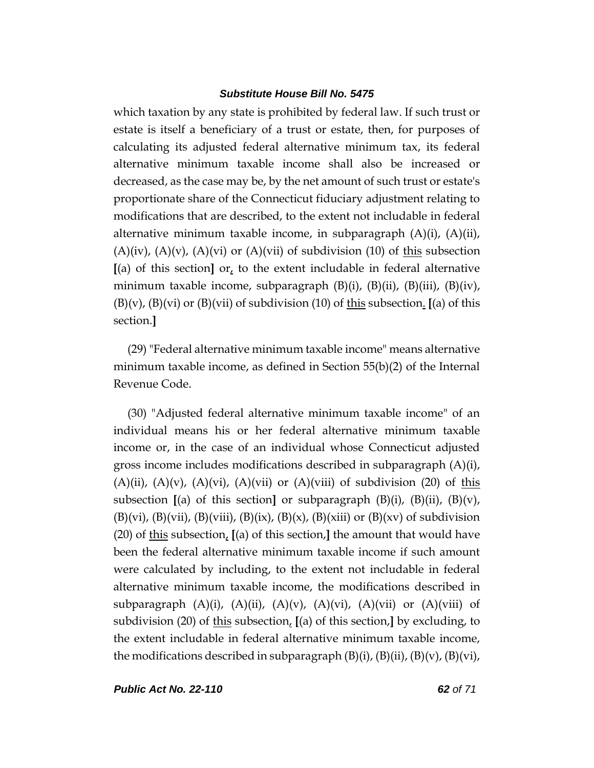which taxation by any state is prohibited by federal law. If such trust or estate is itself a beneficiary of a trust or estate, then, for purposes of calculating its adjusted federal alternative minimum tax, its federal alternative minimum taxable income shall also be increased or decreased, as the case may be, by the net amount of such trust or estate's proportionate share of the Connecticut fiduciary adjustment relating to modifications that are described, to the extent not includable in federal alternative minimum taxable income, in subparagraph (A)(i), (A)(ii), (A)(iv), (A)(v), (A)(vi) or (A)(vii) of subdivision (10) of <u>this</u> subsection [(a) of this section] or<u>,</u> to the extent includable in federal alternative minimum taxable income, subparagraph (B)(i), (B)(ii), (B)(iii), (B)(iv), (B)(v), (B)(vi) or (B)(vii) of subdivision (10) of <u>this</u> subsection<u>.</u> [(a) of this section.]

(29) "Federal alternative minimum taxable income" means alternative minimum taxable income, as defined in Section 55(b)(2) of the Internal Revenue Code.

(30) "Adjusted federal alternative minimum taxable income" of an individual means his or her federal alternative minimum taxable income or, in the case of an individual whose Connecticut adjusted gross income includes modifications described in subparagraph (A)(i), (A)(ii), (A)(v), (A)(vi), (A)(vii) or (A)(viii) of subdivision (20) of <u>this</u> subsection [(a) of this section] or subparagraph (B)(i), (B)(ii), (B)(v), (B)(vi), (B)(vii), (B)(viii), (B)(ix), (B)(x), (B)(xiii) or (B)(xv) of subdivision (20) of <u>this</u> subsection<u>,</u> [(a) of this section,] the amount that would have been the federal alternative minimum taxable income if such amount were calculated by including, to the extent not includable in federal alternative minimum taxable income, the modifications described in subparagraph (A)(i), (A)(ii), (A)(v), (A)(vi), (A)(vii) or (A)(viii) of subdivision (20) of <u>this</u> subsection<u>,</u> [(a) of this section,] by excluding, to the extent includable in federal alternative minimum taxable income, the modifications described in subparagraph (B)(i), (B)(ii), (B)(v), (B)(vi),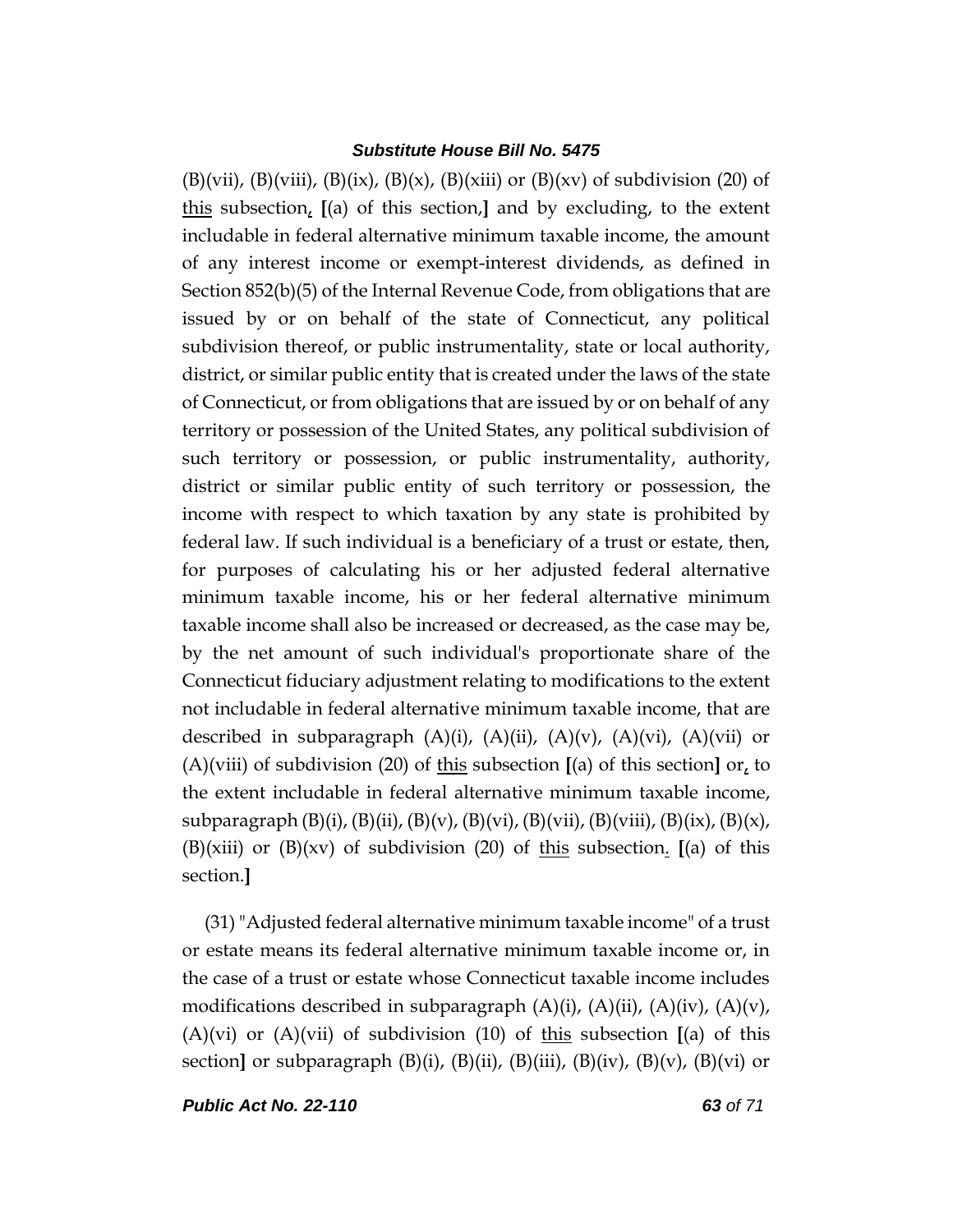(B)(vii), (B)(viii), (B)(ix), (B)(x), (B)(xiii) or (B)(xv) of subdivision (20) of <u>this</u> subsection<u>,</u> **[**(a) of this section,**]** and by excluding, to the extent includable in federal alternative minimum taxable income, the amount of any interest income or exempt-interest dividends, as defined in Section 852(b)(5) of the Internal Revenue Code, from obligations that are issued by or on behalf of the state of Connecticut, any political subdivision thereof, or public instrumentality, state or local authority, district, or similar public entity that is created under the laws of the state of Connecticut, or from obligations that are issued by or on behalf of any territory or possession of the United States, any political subdivision of such territory or possession, or public instrumentality, authority, district or similar public entity of such territory or possession, the income with respect to which taxation by any state is prohibited by federal law. If such individual is a beneficiary of a trust or estate, then, for purposes of calculating his or her adjusted federal alternative minimum taxable income, his or her federal alternative minimum taxable income shall also be increased or decreased, as the case may be, by the net amount of such individual's proportionate share of the Connecticut fiduciary adjustment relating to modifications to the extent not includable in federal alternative minimum taxable income, that are described in subparagraph (A)(i), (A)(ii), (A)(v), (A)(vi), (A)(vii) or (A)(viii) of subdivision (20) of <u>this</u> subsection **[**(a) of this section**]** or<u>,</u> to the extent includable in federal alternative minimum taxable income, subparagraph (B)(i), (B)(ii), (B)(v), (B)(vi), (B)(vii), (B)(viii), (B)(ix), (B)(x), (B)(xiii) or (B)(xv) of subdivision (20) of <u>this</u> subsection<u>.</u> **[**(a) of this section.**]**

(31) "Adjusted federal alternative minimum taxable income" of a trust or estate means its federal alternative minimum taxable income or, in the case of a trust or estate whose Connecticut taxable income includes modifications described in subparagraph (A)(i), (A)(ii), (A)(iv), (A)(v), (A)(vi) or (A)(vii) of subdivision (10) of <u>this</u> subsection **[**(a) of this section**]** or subparagraph (B)(i), (B)(ii), (B)(iii), (B)(iv), (B)(v), (B)(vi) or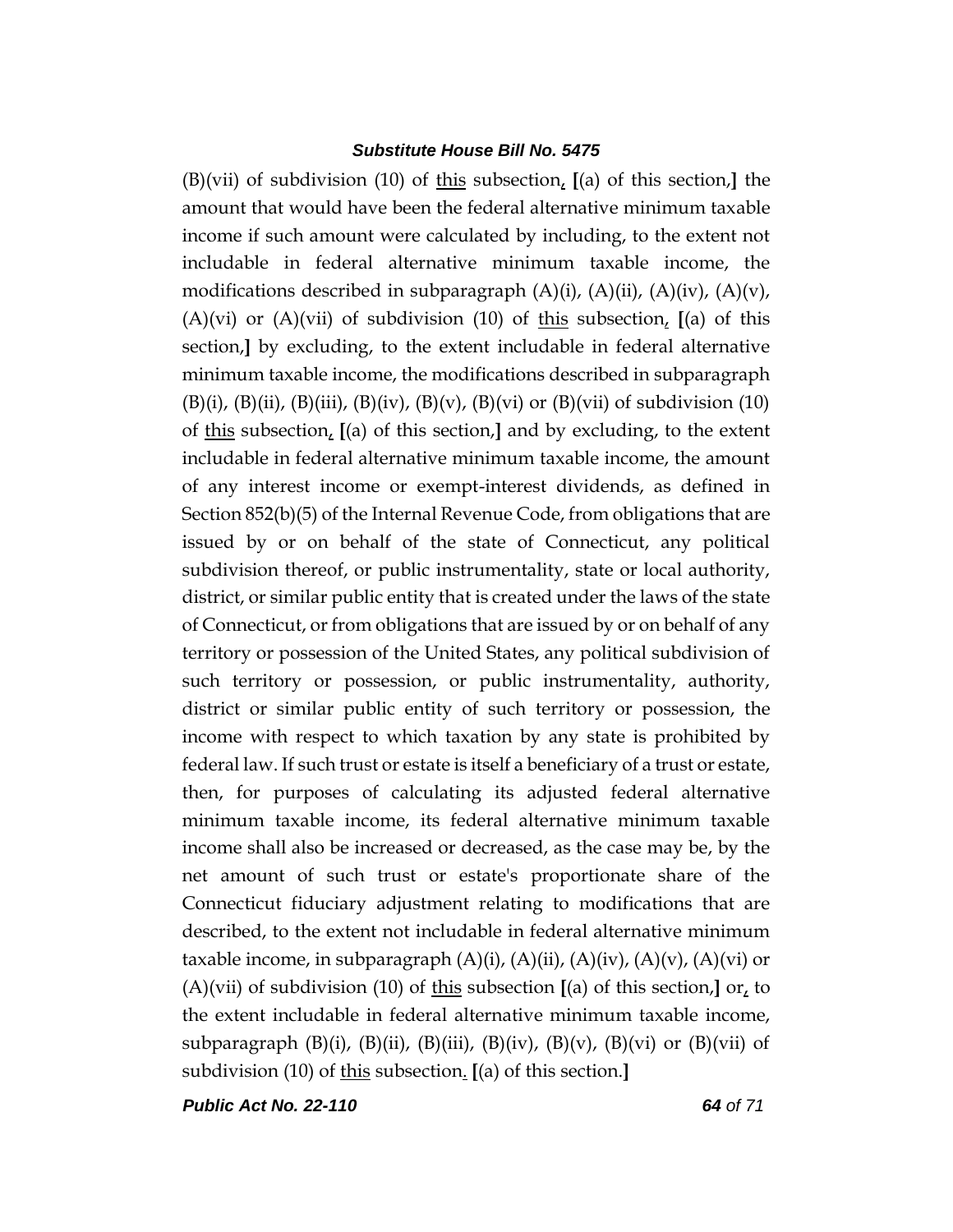(B)(vii) of subdivision (10) of <u>this</u> subsection<u>,</u> **[**(a) of this section,**]** the amount that would have been the federal alternative minimum taxable income if such amount were calculated by including, to the extent not includable in federal alternative minimum taxable income, the modifications described in subparagraph (A)(i), (A)(ii), (A)(iv), (A)(v), (A)(vi) or (A)(vii) of subdivision (10) of <u>this</u> subsection<u>,</u> **[**(a) of this section,**]** by excluding, to the extent includable in federal alternative minimum taxable income, the modifications described in subparagraph (B)(i), (B)(ii), (B)(iii), (B)(iv), (B)(v), (B)(vi) or (B)(vii) of subdivision (10) of <u>this</u> subsection<u>,</u> **[**(a) of this section,**]** and by excluding, to the extent includable in federal alternative minimum taxable income, the amount of any interest income or exempt-interest dividends, as defined in Section 852(b)(5) of the Internal Revenue Code, from obligations that are issued by or on behalf of the state of Connecticut, any political subdivision thereof, or public instrumentality, state or local authority, district, or similar public entity that is created under the laws of the state of Connecticut, or from obligations that are issued by or on behalf of any territory or possession of the United States, any political subdivision of such territory or possession, or public instrumentality, authority, district or similar public entity of such territory or possession, the income with respect to which taxation by any state is prohibited by federal law. If such trust or estate is itself a beneficiary of a trust or estate, then, for purposes of calculating its adjusted federal alternative minimum taxable income, its federal alternative minimum taxable income shall also be increased or decreased, as the case may be, by the net amount of such trust or estate's proportionate share of the Connecticut fiduciary adjustment relating to modifications that are described, to the extent not includable in federal alternative minimum taxable income, in subparagraph (A)(i), (A)(ii), (A)(iv), (A)(v), (A)(vi) or (A)(vii) of subdivision (10) of <u>this</u> subsection **[**(a) of this section,**]** or<u>,</u> to the extent includable in federal alternative minimum taxable income, subparagraph (B)(i), (B)(ii), (B)(iii), (B)(iv), (B)(v), (B)(vi) or (B)(vii) of subdivision (10) of <u>this</u> subsection<u>.</u> **[**(a) of this section.**]**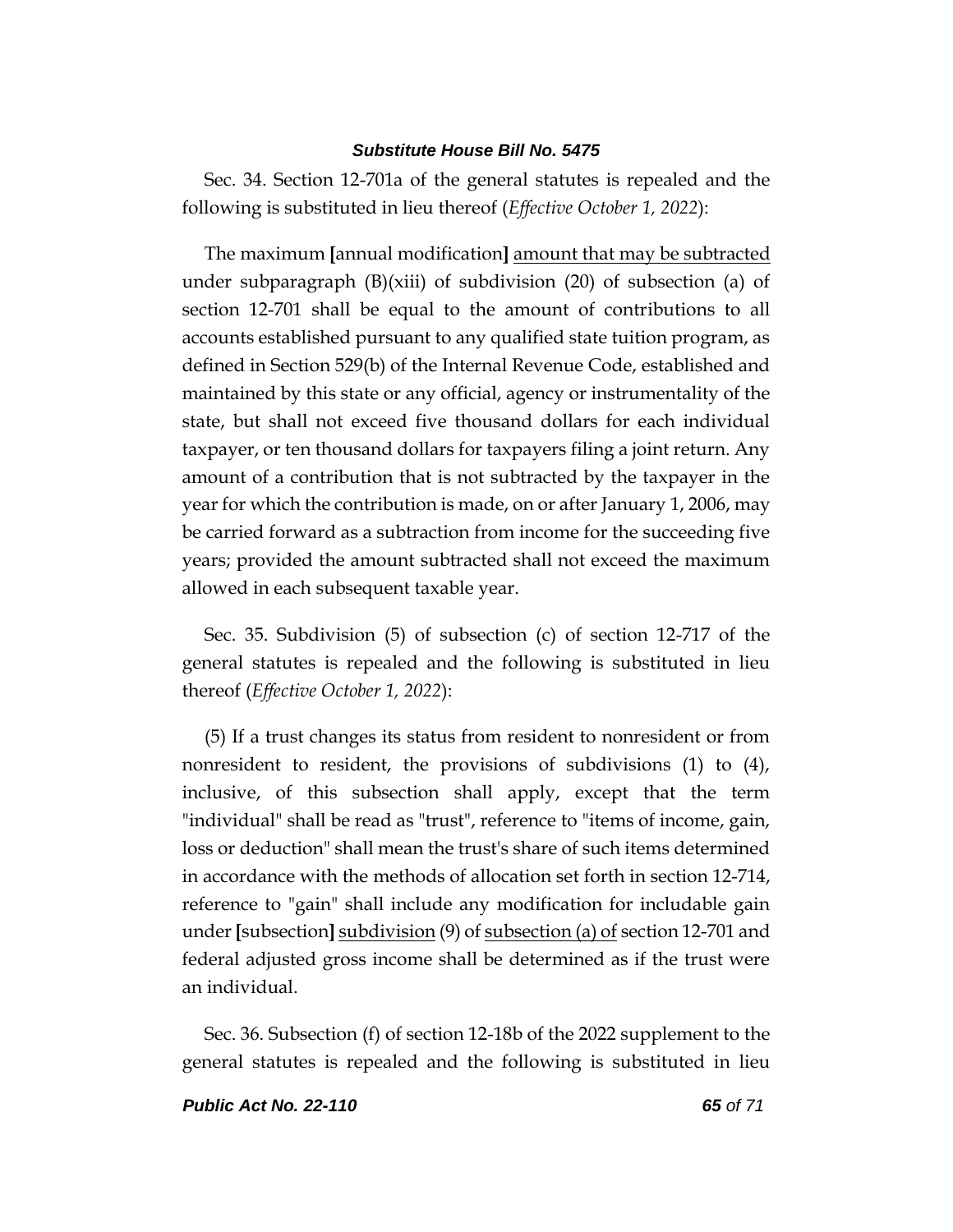Sec. 34. Section 12-701a of the general statutes is repealed and the following is substituted in lieu thereof (*Effective October 1, 2022*):

The maximum [annual modification] <u>amount that may be subtracted</u> under subparagraph (B)(xiii) of subdivision (20) of subsection (a) of section 12-701 shall be equal to the amount of contributions to all accounts established pursuant to any qualified state tuition program, as defined in Section 529(b) of the Internal Revenue Code, established and maintained by this state or any official, agency or instrumentality of the state, but shall not exceed five thousand dollars for each individual taxpayer, or ten thousand dollars for taxpayers filing a joint return. Any amount of a contribution that is not subtracted by the taxpayer in the year for which the contribution is made, on or after January 1, 2006, may be carried forward as a subtraction from income for the succeeding five years; provided the amount subtracted shall not exceed the maximum allowed in each subsequent taxable year.

Sec. 35. Subdivision (5) of subsection (c) of section 12-717 of the general statutes is repealed and the following is substituted in lieu thereof (*Effective October 1, 2022*):

(5) If a trust changes its status from resident to nonresident or from nonresident to resident, the provisions of subdivisions (1) to (4), inclusive, of this subsection shall apply, except that the term "individual" shall be read as "trust", reference to "items of income, gain, loss or deduction" shall mean the trust's share of such items determined in accordance with the methods of allocation set forth in section 12-714, reference to "gain" shall include any modification for includable gain under [subsection] <u>subdivision</u> (9) of <u>subsection (a) of</u> section 12-701 and federal adjusted gross income shall be determined as if the trust were an individual.

Sec. 36. Subsection (f) of section 12-18b of the 2022 supplement to the general statutes is repealed and the following is substituted in lieu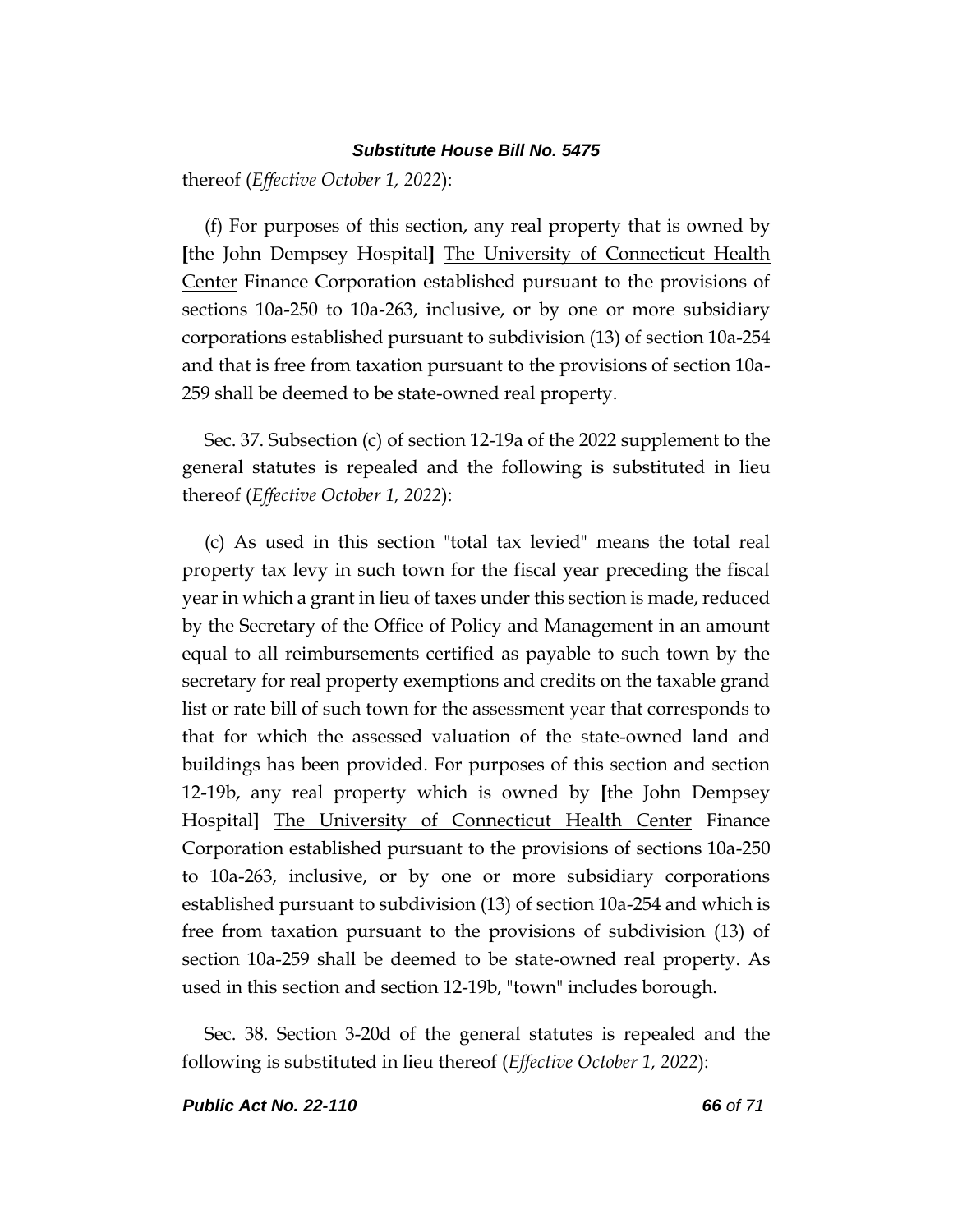thereof (*Effective October 1, 2022*):

(f) For purposes of this section, any real property that is owned by **[**the John Dempsey Hospital**]** <u>The University of Connecticut Health Center</u> Finance Corporation established pursuant to the provisions of sections 10a-250 to 10a-263, inclusive, or by one or more subsidiary corporations established pursuant to subdivision (13) of section 10a-254 and that is free from taxation pursuant to the provisions of section 10a-259 shall be deemed to be state-owned real property.

Sec. 37. Subsection (c) of section 12-19a of the 2022 supplement to the general statutes is repealed and the following is substituted in lieu thereof (*Effective October 1, 2022*):

(c) As used in this section "total tax levied" means the total real property tax levy in such town for the fiscal year preceding the fiscal year in which a grant in lieu of taxes under this section is made, reduced by the Secretary of the Office of Policy and Management in an amount equal to all reimbursements certified as payable to such town by the secretary for real property exemptions and credits on the taxable grand list or rate bill of such town for the assessment year that corresponds to that for which the assessed valuation of the state-owned land and buildings has been provided. For purposes of this section and section 12-19b, any real property which is owned by **[**the John Dempsey Hospital**]** <u>The University of Connecticut Health Center</u> Finance Corporation established pursuant to the provisions of sections 10a-250 to 10a-263, inclusive, or by one or more subsidiary corporations established pursuant to subdivision (13) of section 10a-254 and which is free from taxation pursuant to the provisions of subdivision (13) of section 10a-259 shall be deemed to be state-owned real property. As used in this section and section 12-19b, "town" includes borough.

Sec. 38. Section 3-20d of the general statutes is repealed and the following is substituted in lieu thereof (*Effective October 1, 2022*):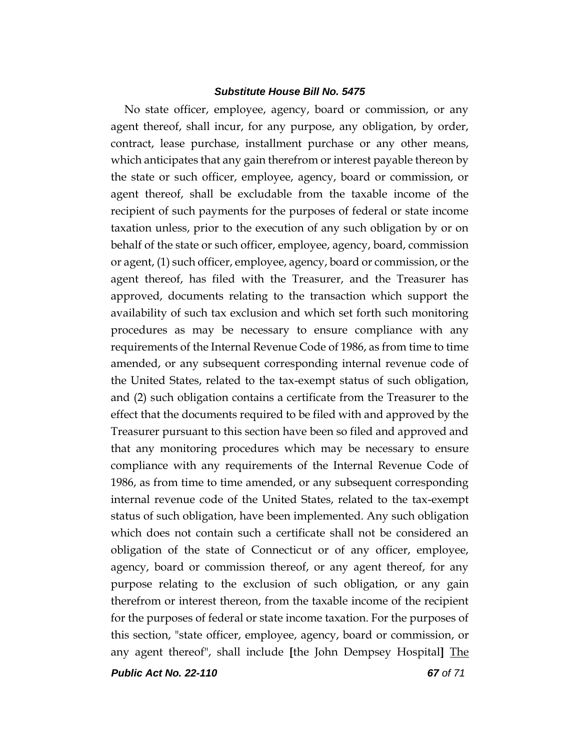No state officer, employee, agency, board or commission, or any agent thereof, shall incur, for any purpose, any obligation, by order, contract, lease purchase, installment purchase or any other means, which anticipates that any gain therefrom or interest payable thereon by the state or such officer, employee, agency, board or commission, or agent thereof, shall be excludable from the taxable income of the recipient of such payments for the purposes of federal or state income taxation unless, prior to the execution of any such obligation by or on behalf of the state or such officer, employee, agency, board, commission or agent, (1) such officer, employee, agency, board or commission, or the agent thereof, has filed with the Treasurer, and the Treasurer has approved, documents relating to the transaction which support the availability of such tax exclusion and which set forth such monitoring procedures as may be necessary to ensure compliance with any requirements of the Internal Revenue Code of 1986, as from time to time amended, or any subsequent corresponding internal revenue code of the United States, related to the tax-exempt status of such obligation, and (2) such obligation contains a certificate from the Treasurer to the effect that the documents required to be filed with and approved by the Treasurer pursuant to this section have been so filed and approved and that any monitoring procedures which may be necessary to ensure compliance with any requirements of the Internal Revenue Code of 1986, as from time to time amended, or any subsequent corresponding internal revenue code of the United States, related to the tax-exempt status of such obligation, have been implemented. Any such obligation which does not contain such a certificate shall not be considered an obligation of the state of Connecticut or of any officer, employee, agency, board or commission thereof, or any agent thereof, for any purpose relating to the exclusion of such obligation, or any gain therefrom or interest thereon, from the taxable income of the recipient for the purposes of federal or state income taxation. For the purposes of this section, "state officer, employee, agency, board or commission, or any agent thereof", shall include **[**the John Dempsey Hospital**]** <u>The</u>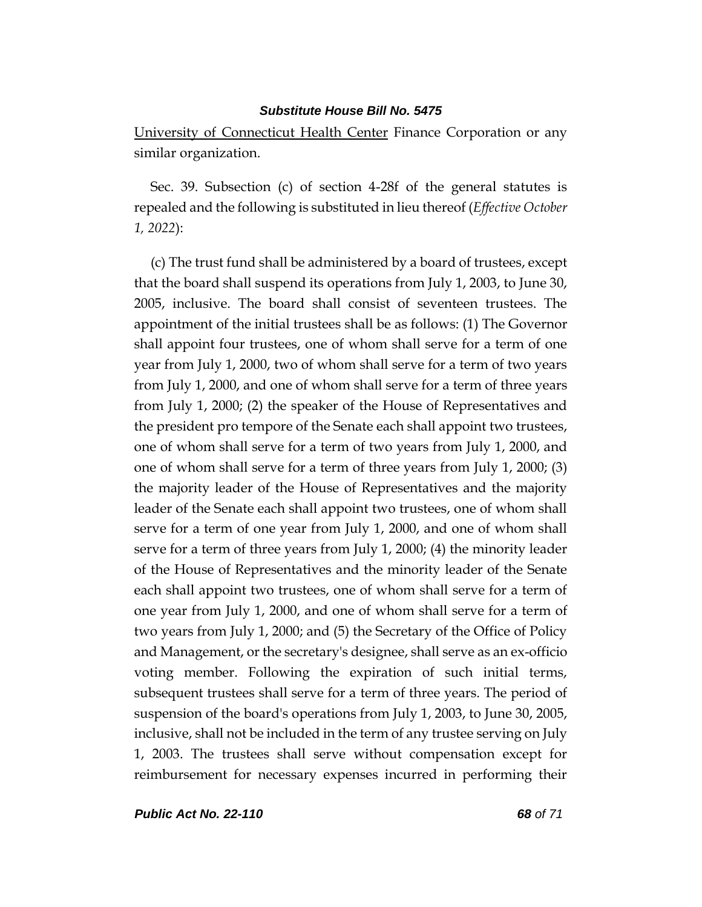University of Connecticut Health Center Finance Corporation or any similar organization.

Sec. 39. Subsection (c) of section 4-28f of the general statutes is repealed and the following is substituted in lieu thereof (*Effective October 1, 2022*):

(c) The trust fund shall be administered by a board of trustees, except that the board shall suspend its operations from July 1, 2003, to June 30, 2005, inclusive. The board shall consist of seventeen trustees. The appointment of the initial trustees shall be as follows: (1) The Governor shall appoint four trustees, one of whom shall serve for a term of one year from July 1, 2000, two of whom shall serve for a term of two years from July 1, 2000, and one of whom shall serve for a term of three years from July 1, 2000; (2) the speaker of the House of Representatives and the president pro tempore of the Senate each shall appoint two trustees, one of whom shall serve for a term of two years from July 1, 2000, and one of whom shall serve for a term of three years from July 1, 2000; (3) the majority leader of the House of Representatives and the majority leader of the Senate each shall appoint two trustees, one of whom shall serve for a term of one year from July 1, 2000, and one of whom shall serve for a term of three years from July 1, 2000; (4) the minority leader of the House of Representatives and the minority leader of the Senate each shall appoint two trustees, one of whom shall serve for a term of one year from July 1, 2000, and one of whom shall serve for a term of two years from July 1, 2000; and (5) the Secretary of the Office of Policy and Management, or the secretary's designee, shall serve as an ex-officio voting member. Following the expiration of such initial terms, subsequent trustees shall serve for a term of three years. The period of suspension of the board's operations from July 1, 2003, to June 30, 2005, inclusive, shall not be included in the term of any trustee serving on July 1, 2003. The trustees shall serve without compensation except for reimbursement for necessary expenses incurred in performing their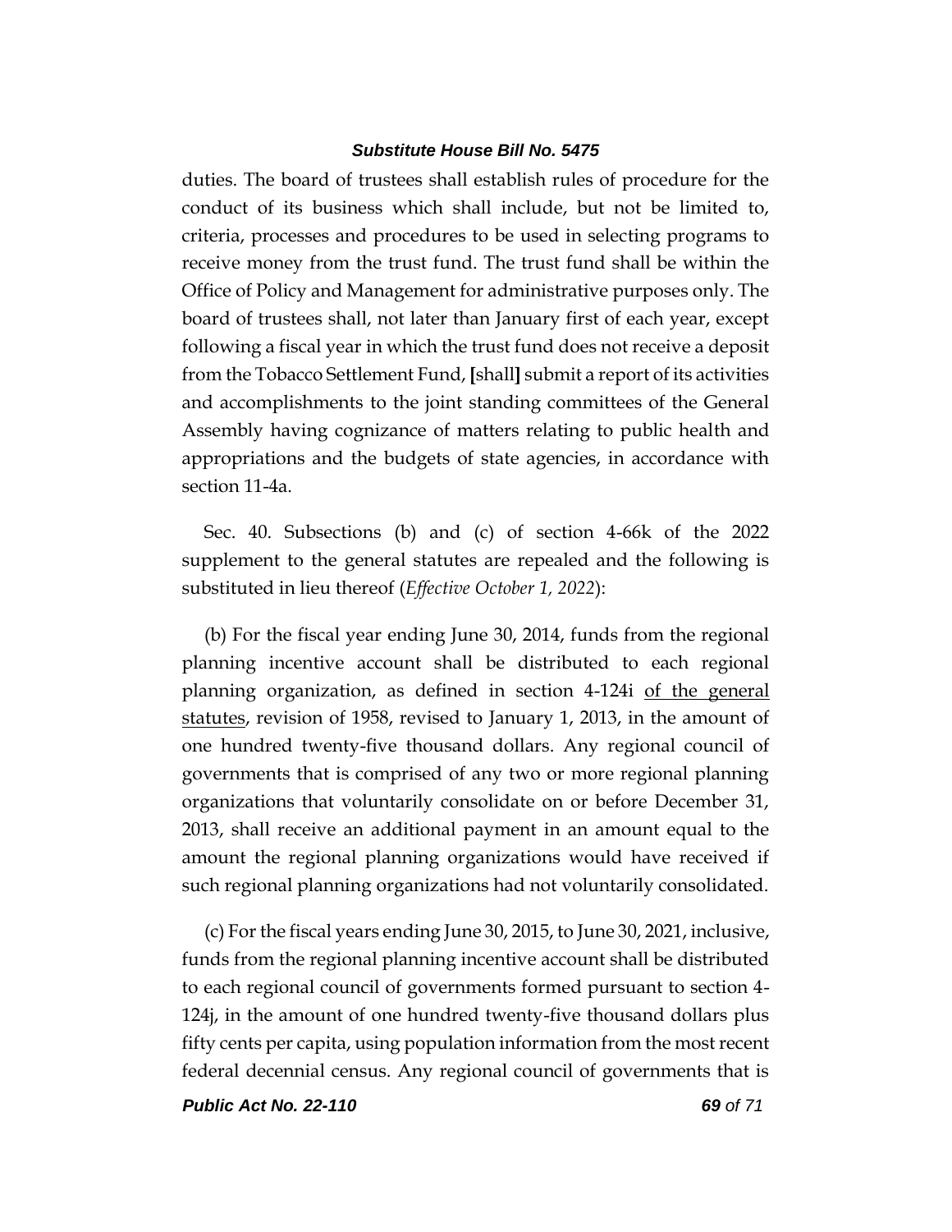duties. The board of trustees shall establish rules of procedure for the conduct of its business which shall include, but not be limited to, criteria, processes and procedures to be used in selecting programs to receive money from the trust fund. The trust fund shall be within the Office of Policy and Management for administrative purposes only. The board of trustees shall, not later than January first of each year, except following a fiscal year in which the trust fund does not receive a deposit from the Tobacco Settlement Fund, [shall] submit a report of its activities and accomplishments to the joint standing committees of the General Assembly having cognizance of matters relating to public health and appropriations and the budgets of state agencies, in accordance with section 11-4a.

Sec. 40. Subsections (b) and (c) of section 4-66k of the 2022 supplement to the general statutes are repealed and the following is substituted in lieu thereof (*Effective October 1, 2022*):

(b) For the fiscal year ending June 30, 2014, funds from the regional planning incentive account shall be distributed to each regional planning organization, as defined in section 4-124i <u>of the general statutes</u>, revision of 1958, revised to January 1, 2013, in the amount of one hundred twenty-five thousand dollars. Any regional council of governments that is comprised of any two or more regional planning organizations that voluntarily consolidate on or before December 31, 2013, shall receive an additional payment in an amount equal to the amount the regional planning organizations would have received if such regional planning organizations had not voluntarily consolidated.

(c) For the fiscal years ending June 30, 2015, to June 30, 2021, inclusive, funds from the regional planning incentive account shall be distributed to each regional council of governments formed pursuant to section 4-124j, in the amount of one hundred twenty-five thousand dollars plus fifty cents per capita, using population information from the most recent federal decennial census. Any regional council of governments that is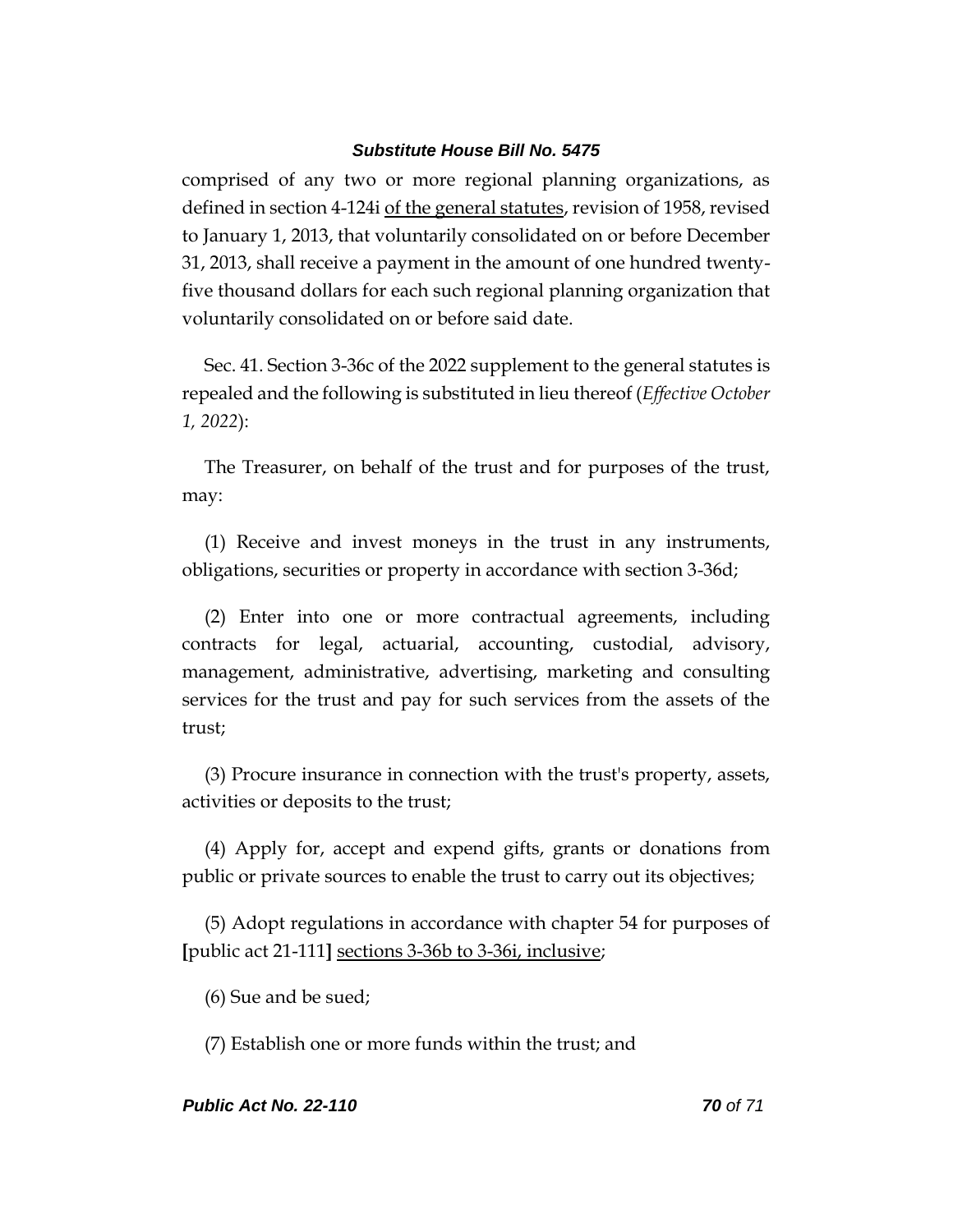comprised of any two or more regional planning organizations, as defined in section 4-124i <u>of the general statutes</u>, revision of 1958, revised to January 1, 2013, that voluntarily consolidated on or before December 31, 2013, shall receive a payment in the amount of one hundred twenty-five thousand dollars for each such regional planning organization that voluntarily consolidated on or before said date.

Sec. 41. Section 3-36c of the 2022 supplement to the general statutes is repealed and the following is substituted in lieu thereof (*Effective October 1, 2022*):

The Treasurer, on behalf of the trust and for purposes of the trust, may:

(1) Receive and invest moneys in the trust in any instruments, obligations, securities or property in accordance with section 3-36d;

(2) Enter into one or more contractual agreements, including contracts for legal, actuarial, accounting, custodial, advisory, management, administrative, advertising, marketing and consulting services for the trust and pay for such services from the assets of the trust;

(3) Procure insurance in connection with the trust's property, assets, activities or deposits to the trust;

(4) Apply for, accept and expend gifts, grants or donations from public or private sources to enable the trust to carry out its objectives;

(5) Adopt regulations in accordance with chapter 54 for purposes of **[**public act 21-111**]** <u>sections 3-36b to 3-36i, inclusive</u>;

(6) Sue and be sued;

(7) Establish one or more funds within the trust; and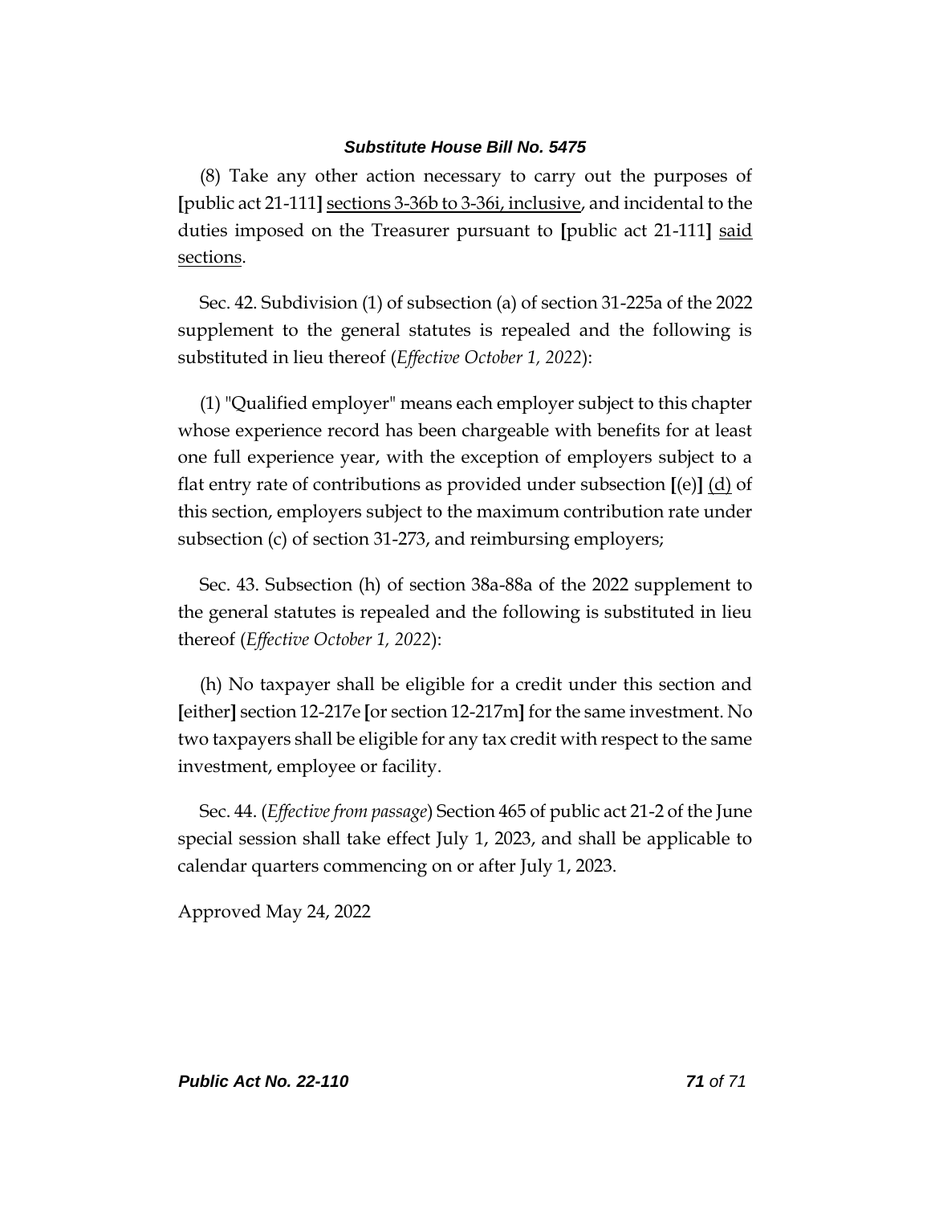(8) Take any other action necessary to carry out the purposes of **[**public act 21-111**]** <u>sections 3-36b to 3-36i, inclusive</u>, and incidental to the duties imposed on the Treasurer pursuant to **[**public act 21-111**]** <u>said sections</u>.

Sec. 42. Subdivision (1) of subsection (a) of section 31-225a of the 2022 supplement to the general statutes is repealed and the following is substituted in lieu thereof (*Effective October 1, 2022*):

(1) "Qualified employer" means each employer subject to this chapter whose experience record has been chargeable with benefits for at least one full experience year, with the exception of employers subject to a flat entry rate of contributions as provided under subsection **[**(e)**]** <u>(d)</u> of this section, employers subject to the maximum contribution rate under subsection (c) of section 31-273, and reimbursing employers;

Sec. 43. Subsection (h) of section 38a-88a of the 2022 supplement to the general statutes is repealed and the following is substituted in lieu thereof (*Effective October 1, 2022*):

(h) No taxpayer shall be eligible for a credit under this section and **[**either**]** section 12-217e **[**or section 12-217m**]** for the same investment. No two taxpayers shall be eligible for any tax credit with respect to the same investment, employee or facility.

Sec. 44. (*Effective from passage*) Section 465 of public act 21-2 of the June special session shall take effect July 1, 2023, and shall be applicable to calendar quarters commencing on or after July 1, 2023.

Approved May 24, 2022